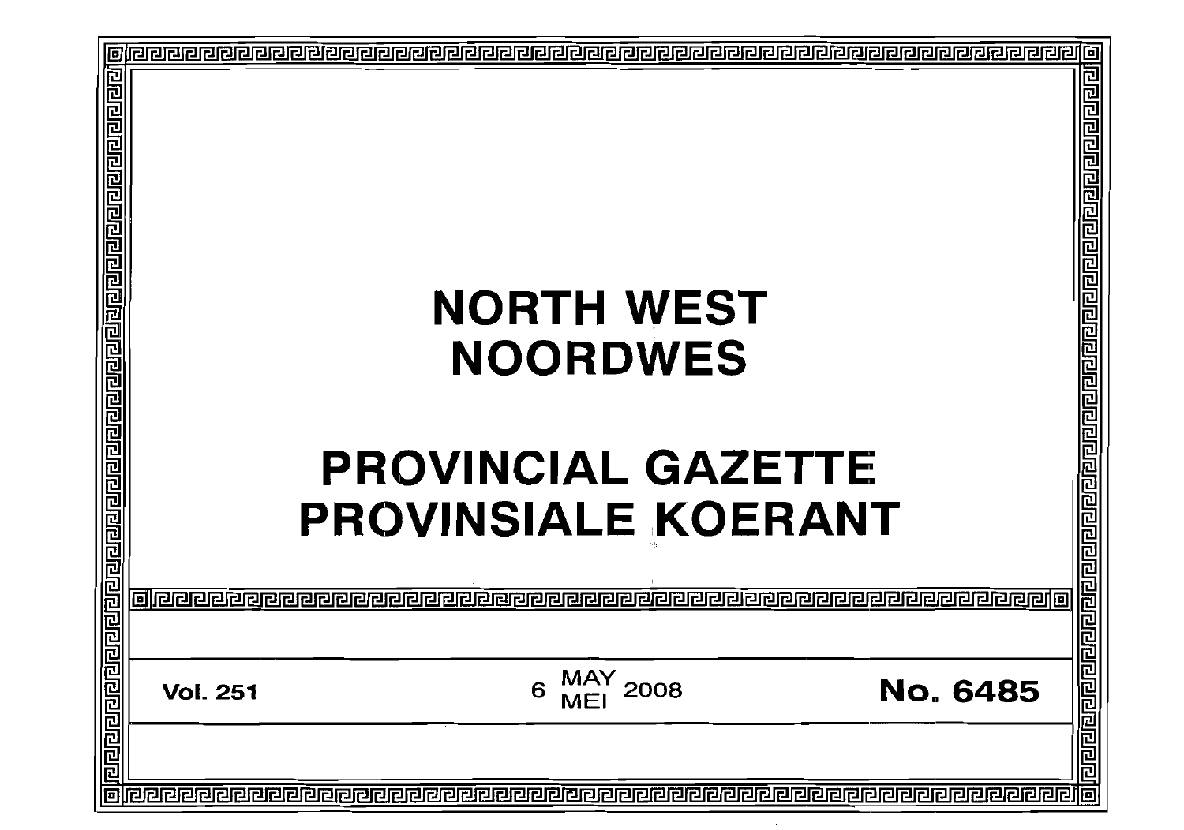# NORTH WEST
# NOORDWES

# PROVINCIAL GAZETTE
# PROVINSIALE KOERANT

**Vol. 251** 6 MAY MEI 2008 **No. 6485**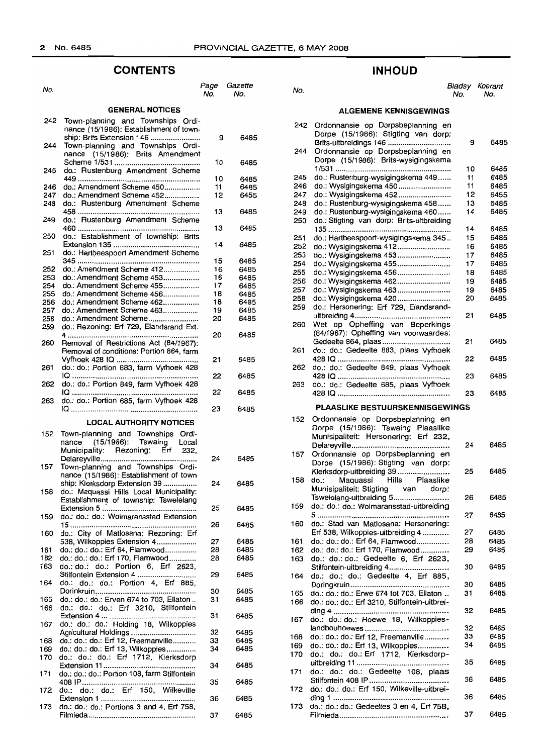## CONTENTS

| No. | | Page No. | Gazette No. |
|---|---|---|---|
| | **GENERAL NOTICES** | | |
| 242 | Town-planning and Townships Ordinance (15/1986): Establishment of township: Brits Extension 146 | 9 | 6485 |
| 244 | Town-planning and Townships Ordinance (15/1986): Brits Amendment Scheme 1/531 | 10 | 6485 |
| 245 | do.: Rustenburg Amendment Scheme 449 | 10 | 6485 |
| 246 | do.: Amendment Scheme 450 | 11 | 6485 |
| 247 | do.: Amendment Scheme 452 | 12 | 6455 |
| 248 | do.: Rustenburg Amendment Scheme 458 | 13 | 6485 |
| 249 | do.: Rustenburg Amendment Scheme 460 | 13 | 6485 |
| 250 | do.: Establishment of township: Brits Extension 135 | 14 | 6485 |
| 251 | do.: Hartbeespoort Amendment Scheme 345 | 15 | 6485 |
| 252 | do.: Amendment Scheme 412 | 16 | 6485 |
| 253 | do.: Amendment Scheme 453 | 16 | 6485 |
| 254 | do.: Amendment Scheme 455 | 17 | 6485 |
| 255 | do.: Amendment Scheme 456 | 18 | 6485 |
| 256 | do.: Amendment Scheme 462 | 18 | 6485 |
| 257 | do.: Amendment Scheme 463 | 19 | 6485 |
| 258 | do.: Amendment Scheme | 20 | 6485 |
| 259 | do.: Rezoning: Erf 729, Elandsrand Ext. 4 | 20 | 6485 |
| 260 | Removal of Restrictions Act (84/1967): Removal of conditions: Portion 864, farm Vyfhoek 428 IQ | 21 | 6485 |
| 261 | do.: do.: Portion 883, farm Vyfhoek 428 IQ | 22 | 6485 |
| 262 | do.: do.: Portion 849, farm Vyfhoek 428 IQ | 22 | 6485 |
| 263 | do.: do.: Portion 685, farm Vyfhoek 428 IQ | 23 | 6485 |
| | **LOCAL AUTHORITY NOTICES** | | |
| 152 | Town-planning and Townships Ordinance (15/1986): Tswaing Local Municipality: Rezoning: Erf 232, Delareyville | 24 | 6485 |
| 157 | Town-planning and Townships Ordinance (15/1986): Establishment of town ship: Klerksdorp Extension 39 | 24 | 6485 |
| 158 | do.: Maquassi Hills Local Municipality: Establishment of township: Tswelelang Extension 5 | 25 | 6485 |
| 159 | do.: do.: do.: Wolmaransstad Extension 15 | 26 | 6485 |
| 160 | do.: City of Matlosana: Rezoning: Erf 538, Wilkoppies Extension 4 | 27 | 6485 |
| 161 | do.: do.: do.: Erf 64, Flamwood | 28 | 6485 |
| 162 | do.: do.: do.: Erf 170, Flamwood | 28 | 6485 |
| 163 | do.: do.: do.: Portion 6, Erf 2623, Stilfontein Extension 4 | 29 | 6485 |
| 164 | do.: do.: do.: Portion 4, Erf 885, Dorinkruin | 30 | 6485 |
| 165 | do.: do.: do.: Erven 674 to 703, Ellaton | 31 | 6485 |
| 166 | do.: do.: do.: Erf 3210, Stilfontein Extension 4 | 31 | 6485 |
| 167 | do.: do.: do.: Holding 18, Wilkoppies Agricultural Holdings | 32 | 6485 |
| 168 | do.: do.: do.: Erf 12, Freemanville | 33 | 6485 |
| 169 | do.: do.: do.: Erf 13, Wilkoppies | 34 | 6485 |
| 170 | do.: do.: do.: Erf 1712, Klerksdorp Extension 11 | 34 | 6485 |
| 171 | do.: do.: do.: Portion 108, farm Stilfontein 408 IP | 35 | 6485 |
| 172 | do.: do.: do.: Erf 150, Wilkeville Extension 1 | 36 | 6485 |
| 173 | do.: do.: do.: Portions 3 and 4, Erf 758, Filmieda | 37 | 6485 |

## INHOUD

| No. | | Bladsy No. | Koerant No. |
|---|---|---|---|
| | **ALGEMENE KENNISGEWINGS** | | |
| 242 | Ordonnansie op Dorpsbeplanning en Dorpe (15/1986): Stigting van dorp: Brits-uitbreidings 146 | 9 | 6485 |
| 244 | Ordonnansie op Dorpsbeplanning en Dorpe (15/1986): Brits-wysigingskema 1/531 | 10 | 6485 |
| 245 | do.: Rustenburg-wysigingskema 449 | 11 | 6485 |
| 246 | do.: Wysigingskema 450 | 11 | 6485 |
| 247 | do.: Wysigingskema 452 | 12 | 6455 |
| 248 | do.: Rustenburg-wysigingskema 458 | 13 | 6485 |
| 249 | do.: Rustenburg-wysigingskema 460 | 14 | 6485 |
| 250 | do.: Stigting van dorp: Brits-uitbreiding 135 | 14 | 6485 |
| 251 | do.: Hartbeespoort-wysigingskema 345 | 15 | 6485 |
| 252 | do.: Wysigingskema 412 | 16 | 6485 |
| 253 | do.: Wysigingskema 453 | 17 | 6485 |
| 254 | do.: Wysigingskema 455 | 17 | 6485 |
| 255 | do.: Wysigingskema 456 | 18 | 6485 |
| 256 | do.: Wysigingskema 462 | 19 | 6485 |
| 257 | do.: Wysigingskema 463 | 19 | 6485 |
| 258 | do.: Wysigingskema 420 | 20 | 6485 |
| 259 | do.: Hersonering: Erf 729, Elandsrand-uitbreiding 4 | 21 | 6485 |
| 260 | Wet op Opheffing van Beperkings (84/1967): Opheffing van voorwaardes: Gedeelte 864, plaas | 21 | 6485 |
| 261 | do.: do.: Gedeelte 883, plaas Vyfhoek 428 IQ | 22 | 6485 |
| 262 | do.: do.: Gedeelte 849, plaas Vyfhoek 428 IQ | 23 | 6485 |
| 263 | do.: do.: Gedeelte 685, plaas Vyfhoek 428 IQ | 23 | 6485 |
| | **PLAASLIKE BESTUURSKENNISGEWINGS** | | |
| 152 | Ordonnansie op Dorpsbeplanning en Dorpe (15/1986): Tswaing Plaaslike Munisipaliteit: Hersonering: Erf 232, Delareyville | 24 | 6485 |
| 157 | Ordonnansie op Dorpsbeplanning en Dorpe (15/1986): Stigting van dorp: Klerksdorp-uitbreiding 39 | 25 | 6485 |
| 158 | do.: Maquassi Hills Plaaslike Munisipaliteit: Stigting van dorp: Tswelelang-uitbreiding 5 | 26 | 6485 |
| 159 | do.: do.: do.: Wolmaransstad-uitbreiding 5 | 27 | 6485 |
| 160 | do.: Stad van Matlosana: Hersonering: Erf 538, Wilkoppies-uitbreiding 4 | 27 | 6485 |
| 161 | do.: do.: do.: Erf 64, Flamwood | 28 | 6485 |
| 162 | do.: do.: do.: Erf 170, Flamwood | 29 | 6485 |
| 163 | do.: do.: do.: Gedeelte 6, Erf 2623, Stilfontein-uitbreiding 4 | 30 | 6485 |
| 164 | do.: do.: do.: Gedeelte 4, Erf 885, Doringkruin | 30 | 6485 |
| 165 | do.: do.: do.: Erwe 674 tot 703, Ellaton | 31 | 6485 |
| 166 | do.: do.: do.: Erf 3210, Stilfontein-uitbreiding 4 | 32 | 6485 |
| 167 | do.: do.: do.: Hoewe 18, Wilkoppies-landbouhoewes | 32 | 6485 |
| 168 | do.: do.: do.: Erf 12, Freemanville | 33 | 6485 |
| 169 | do.: do.: do.: Erf 13, Wilkoppies | 34 | 6485 |
| 170 | do.: do.: do.: Erf 1712, Klerksdorp-uitbreiding 11 | 35 | 6485 |
| 171 | do.: do.: do.: Gedeelte 108, plaas Stilfontein 408 IP | 36 | 6485 |
| 172 | do.: do.: do.: Erf 150, Wilkeville-uitbreiding 1 | 36 | 6485 |
| 173 | do.: do.: do.: Gedeeltes 3 en 4, Erf 758, Filmieda | 37 | 6485 |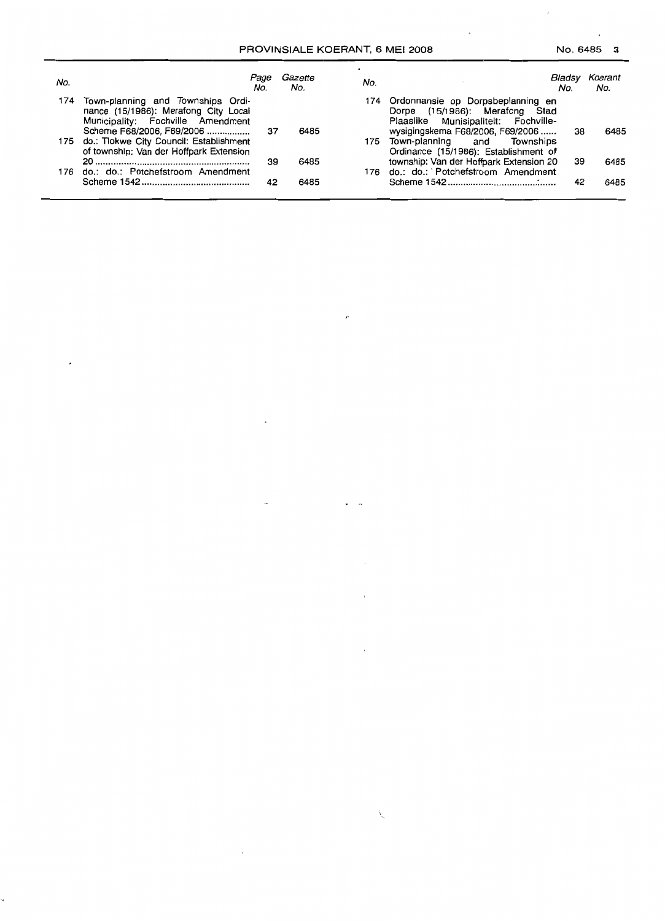| No. | | Page No. | Gazette No. |
|---|---|---|---|
| 174 | Town-planning and Townships Ordinance (15/1986): Merafong City Local Municipality: Fochville Amendment Scheme F68/2006, F69/2006 .................. | 37 | 6485 |
| 175 | do.: Tlokwe City Council: Establishment of township: Van der Hoffpark Extension 20 .................................................................. | 39 | 6485 |
| 176 | do.: do.: Potchefstroom Amendment Scheme 1542 .......................................... | 42 | 6485 |

| No. | | Bladsy No. | Koerant No. |
|---|---|---|---|
| 174 | Ordonnansie op Dorpsbeplanning en Dorpe (15/1986): Merafong Stad Plaaslike Munisipaliteit: Fochville-wysigingskema F68/2006, F69/2006 ...... | 38 | 6485 |
| 175 | Town-planning and Townships Ordinance (15/1986): Establishment of township: Van der Hoffpark Extension 20 | 39 | 6485 |
| 176 | do.: do.: Potchefstroom Amendment Scheme 1542 .......................................... | 42 | 6485 |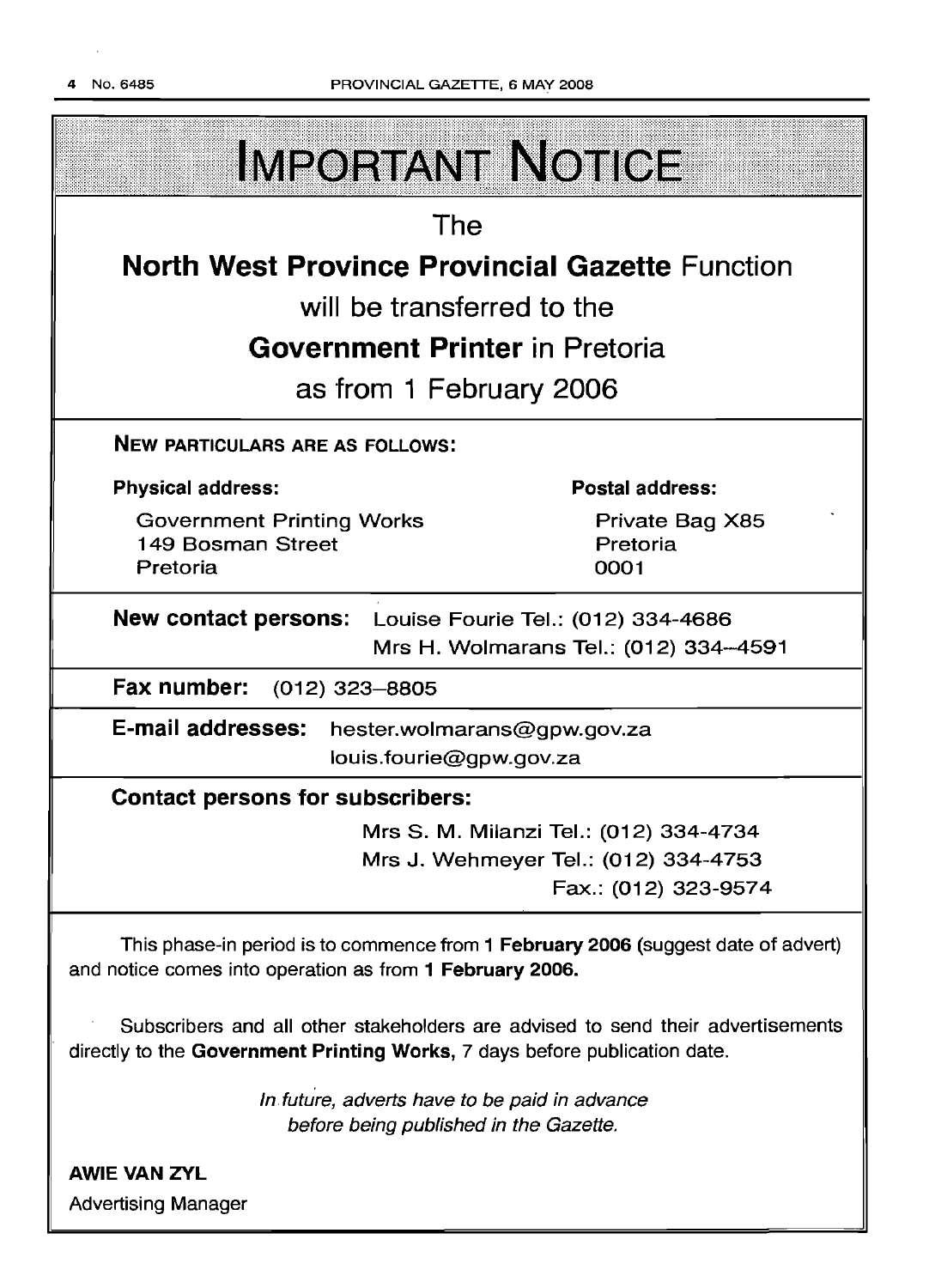# IMPORTANT NOTICE

The

**North West Province Provincial Gazette** Function

will be transferred to the

**Government Printer** in Pretoria

as from 1 February 2006

**NEW PARTICULARS ARE AS FOLLOWS:**

**Physical address:**

Government Printing Works
149 Bosman Street
Pretoria

**Postal address:**

Private Bag X85
Pretoria
0001

**New contact persons:** Louise Fourie Tel.: (012) 334-4686
Mrs H. Wolmarans Tel.: (012) 334-4591

**Fax number:** (012) 323-8805

**E-mail addresses:** hester.wolmarans@gpw.gov.za
louis.fourie@gpw.gov.za

**Contact persons for subscribers:**

Mrs S. M. Milanzi Tel.: (012) 334-4734
Mrs J. Wehmeyer Tel.: (012) 334-4753
Fax.: (012) 323-9574

This phase-in period is to commence from **1 February 2006** (suggest date of advert) and notice comes into operation as from **1 February 2006.**

Subscribers and all other stakeholders are advised to send their advertisements directly to the **Government Printing Works,** 7 days before publication date.

*In future, adverts have to be paid in advance before being published in the Gazette.*

**AWIE VAN ZYL**
Advertising Manager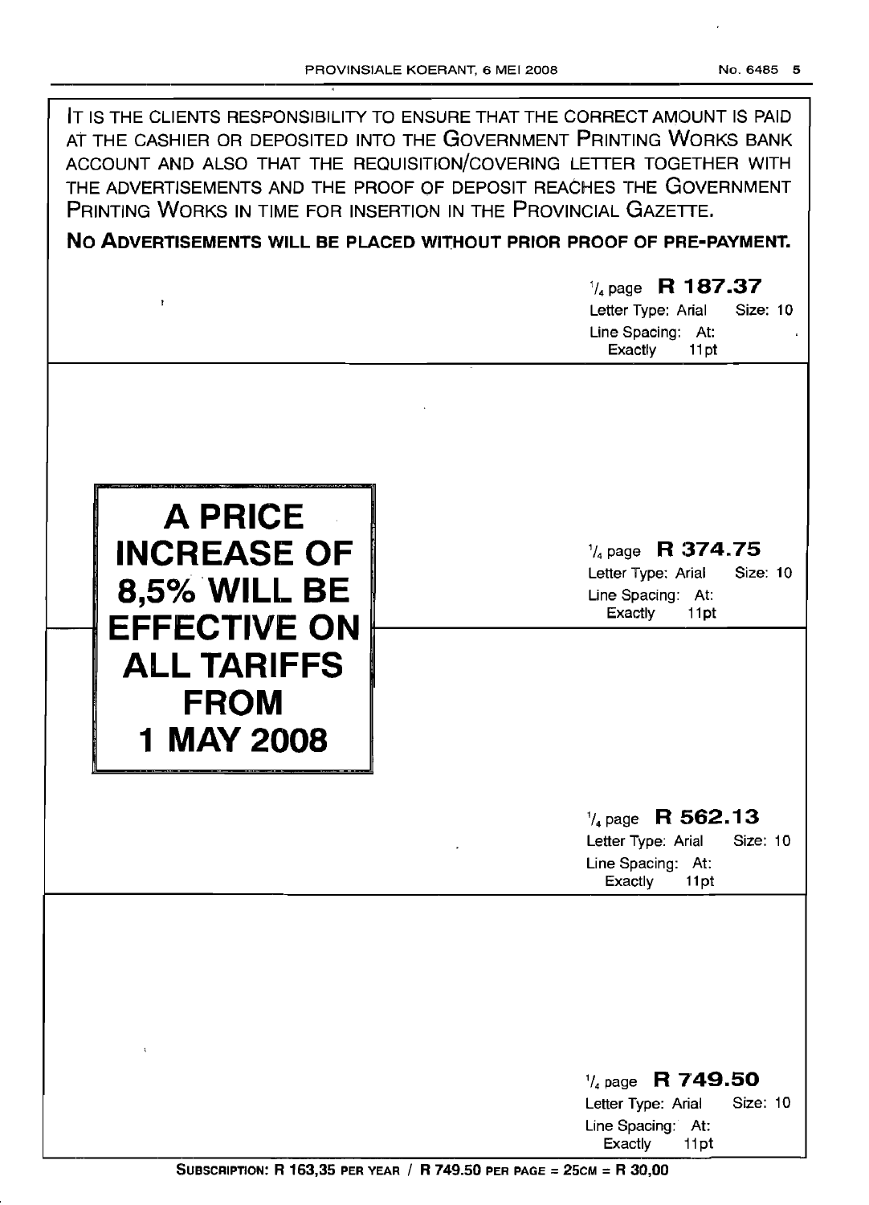IT IS THE CLIENTS RESPONSIBILITY TO ENSURE THAT THE CORRECT AMOUNT IS PAID AT THE CASHIER OR DEPOSITED INTO THE GOVERNMENT PRINTING WORKS BANK ACCOUNT AND ALSO THAT THE REQUISITION/COVERING LETTER TOGETHER WITH THE ADVERTISEMENTS AND THE PROOF OF DEPOSIT REACHES THE GOVERNMENT PRINTING WORKS IN TIME FOR INSERTION IN THE PROVINCIAL GAZETTE.

**NO ADVERTISEMENTS WILL BE PLACED WITHOUT PRIOR PROOF OF PRE-PAYMENT.**

1/4 page **R 187.37**
Letter Type: Arial Size: 10
Line Spacing: At: Exactly 11pt

**A PRICE INCREASE OF 8,5% WILL BE EFFECTIVE ON ALL TARIFFS FROM 1 MAY 2008**

1/4 page **R 374.75**
Letter Type: Arial Size: 10
Line Spacing: At: Exactly 11pt

1/4 page **R 562.13**
Letter Type: Arial Size: 10
Line Spacing: At: Exactly 11pt

1/4 page **R 749.50**
Letter Type: Arial Size: 10
Line Spacing: At: Exactly 11pt

**SUBSCRIPTION: R 163,35 PER YEAR / R 749.50 PER PAGE = 25CM = R 30,00**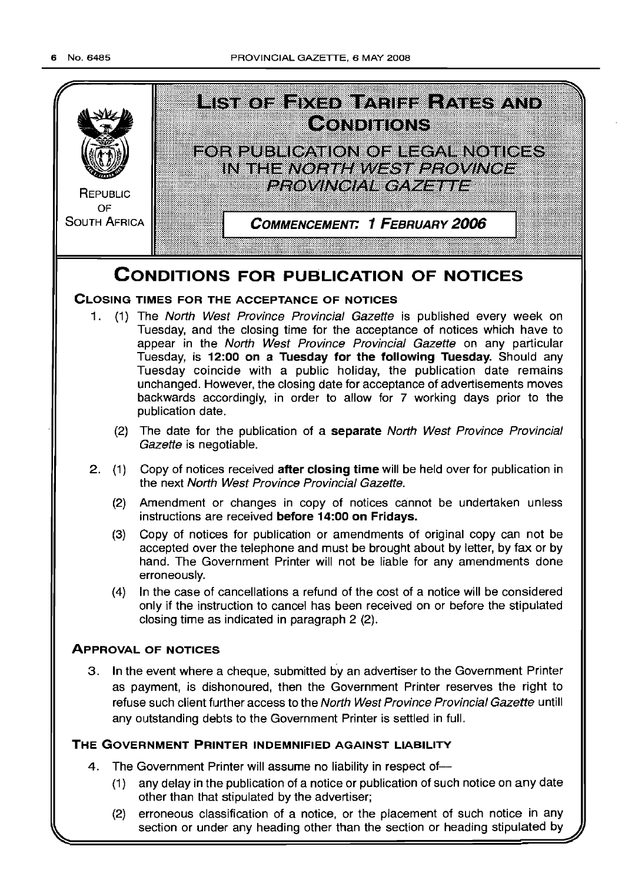REPUBLIC OF SOUTH AFRICA

# LIST OF FIXED TARIFF RATES AND CONDITIONS

FOR PUBLICATION OF LEGAL NOTICES IN THE *NORTH WEST PROVINCE PROVINCIAL GAZETTE*

**COMMENCEMENT: 1 FEBRUARY 2006**

## CONDITIONS FOR PUBLICATION OF NOTICES

### CLOSING TIMES FOR THE ACCEPTANCE OF NOTICES

1. (1) The *North West Province Provincial Gazette* is published every week on Tuesday, and the closing time for the acceptance of notices which have to appear in the *North West Province Provincial Gazette* on any particular Tuesday, is **12:00 on a Tuesday for the following Tuesday.** Should any Tuesday coincide with a public holiday, the publication date remains unchanged. However, the closing date for acceptance of advertisements moves backwards accordingly, in order to allow for 7 working days prior to the publication date.

   (2) The date for the publication of a **separate** *North West Province Provincial Gazette* is negotiable.

2. (1) Copy of notices received **after closing time** will be held over for publication in the next *North West Province Provincial Gazette.*

   (2) Amendment or changes in copy of notices cannot be undertaken unless instructions are received **before 14:00 on Fridays.**

   (3) Copy of notices for publication or amendments of original copy can not be accepted over the telephone and must be brought about by letter, by fax or by hand. The Government Printer will not be liable for any amendments done erroneously.

   (4) In the case of cancellations a refund of the cost of a notice will be considered only if the instruction to cancel has been received on or before the stipulated closing time as indicated in paragraph 2 (2).

### APPROVAL OF NOTICES

3. In the event where a cheque, submitted by an advertiser to the Government Printer as payment, is dishonoured, then the Government Printer reserves the right to refuse such client further access to the *North West Province Provincial Gazette* untill any outstanding debts to the Government Printer is settled in full.

### THE GOVERNMENT PRINTER INDEMNIFIED AGAINST LIABILITY

4. The Government Printer will assume no liability in respect of—

   (1) any delay in the publication of a notice or publication of such notice on any date other than that stipulated by the advertiser;

   (2) erroneous classification of a notice, or the placement of such notice in any section or under any heading other than the section or heading stipulated by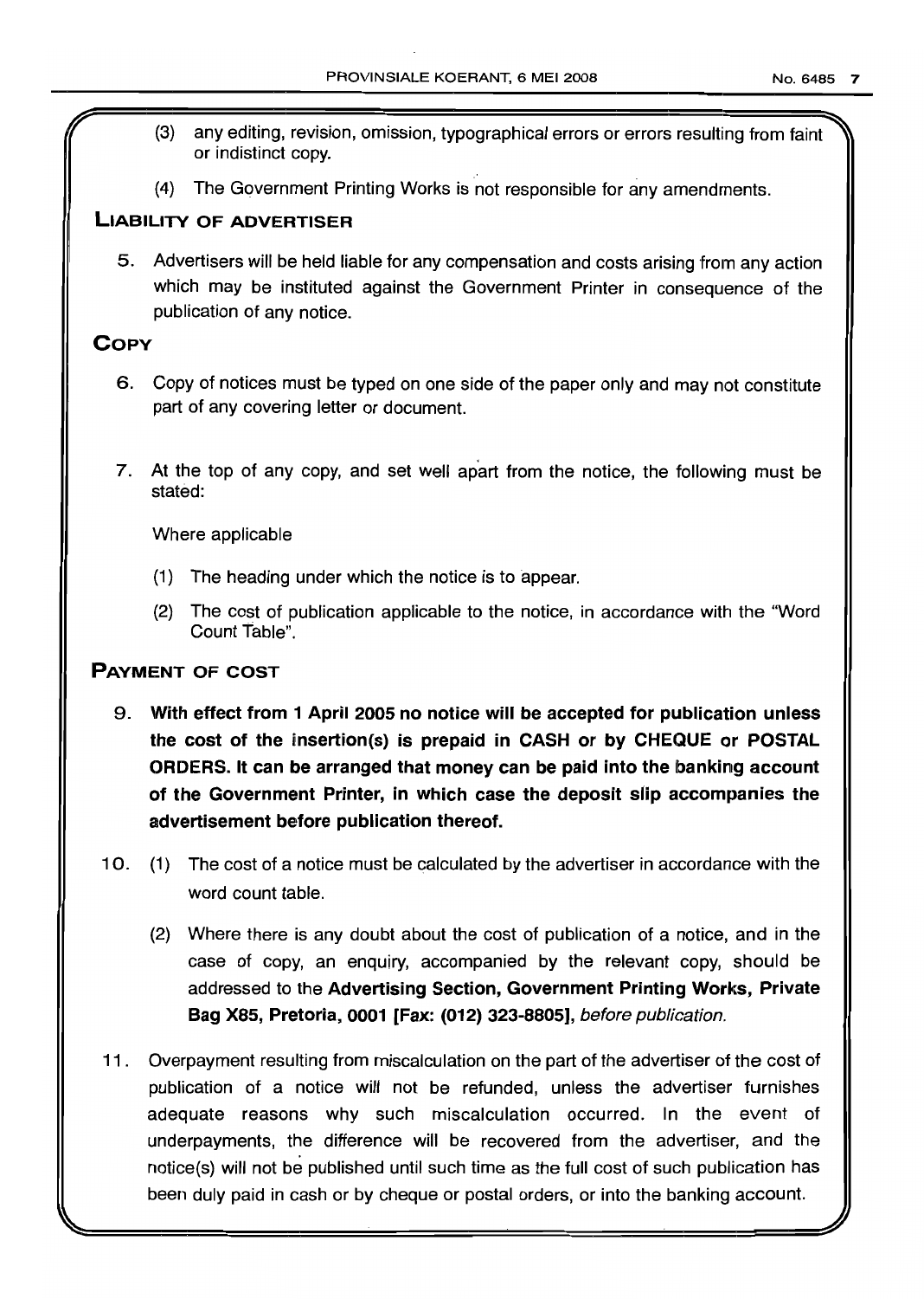(3) any editing, revision, omission, typographical errors or errors resulting from faint or indistinct copy.

(4) The Government Printing Works is not responsible for any amendments.

## LIABILITY OF ADVERTISER

5. Advertisers will be held liable for any compensation and costs arising from any action which may be instituted against the Government Printer in consequence of the publication of any notice.

## COPY

6. Copy of notices must be typed on one side of the paper only and may not constitute part of any covering letter or document.

7. At the top of any copy, and set well apart from the notice, the following must be stated:

   Where applicable

   (1) The heading under which the notice is to appear.

   (2) The cost of publication applicable to the notice, in accordance with the "Word Count Table".

## PAYMENT OF COST

9. **With effect from 1 April 2005 no notice will be accepted for publication unless the cost of the insertion(s) is prepaid in CASH or by CHEQUE or POSTAL ORDERS. It can be arranged that money can be paid into the banking account of the Government Printer, in which case the deposit slip accompanies the advertisement before publication thereof.**

10. (1) The cost of a notice must be calculated by the advertiser in accordance with the word count table.

    (2) Where there is any doubt about the cost of publication of a notice, and in the case of copy, an enquiry, accompanied by the relevant copy, should be addressed to the **Advertising Section, Government Printing Works, Private Bag X85, Pretoria, 0001 [Fax: (012) 323-8805],** *before publication.*

11. Overpayment resulting from miscalculation on the part of the advertiser of the cost of publication of a notice will not be refunded, unless the advertiser furnishes adequate reasons why such miscalculation occurred. In the event of underpayments, the difference will be recovered from the advertiser, and the notice(s) will not be published until such time as the full cost of such publication has been duly paid in cash or by cheque or postal orders, or into the banking account.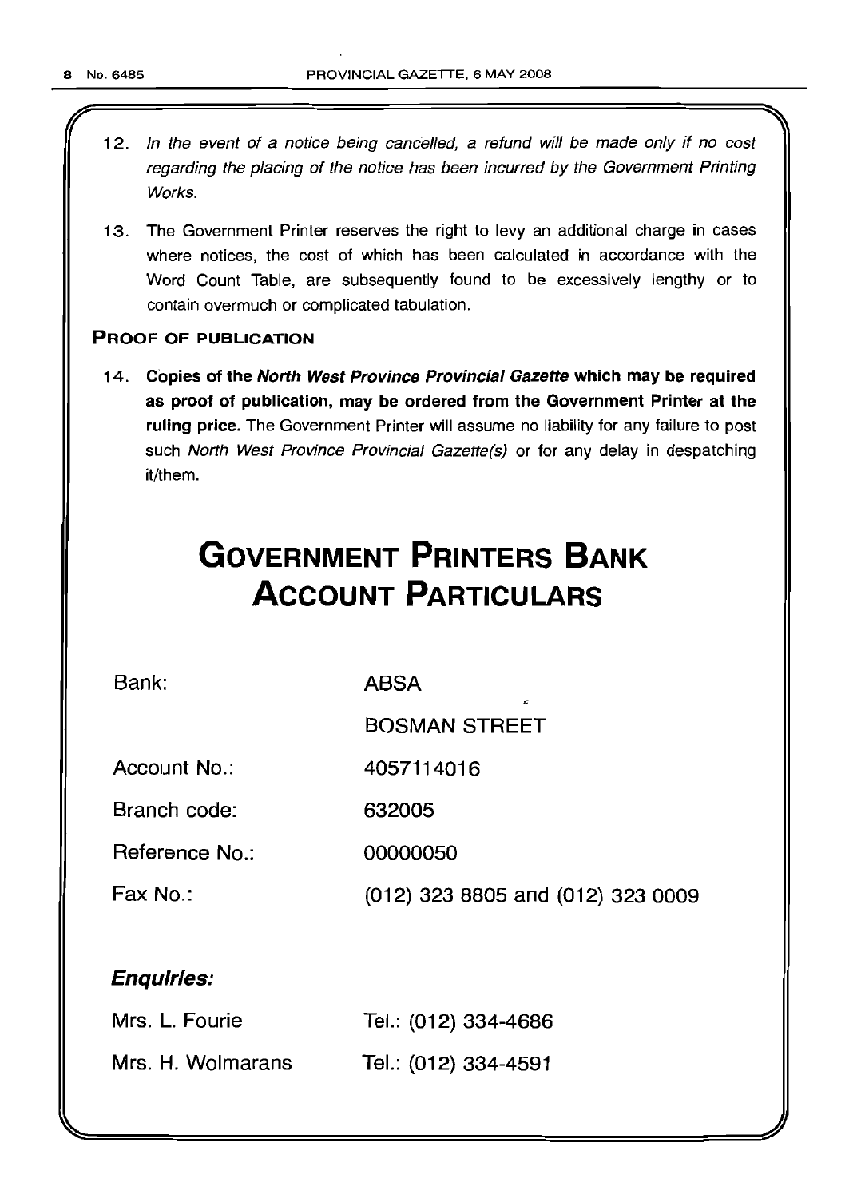12. *In the event of a notice being cancelled, a refund will be made only if no cost regarding the placing of the notice has been incurred by the Government Printing Works.*

13. The Government Printer reserves the right to levy an additional charge in cases where notices, the cost of which has been calculated in accordance with the Word Count Table, are subsequently found to be excessively lengthy or to contain overmuch or complicated tabulation.

**PROOF OF PUBLICATION**

14. **Copies of the *North West Province Provincial Gazette* which may be required as proof of publication, may be ordered from the Government Printer at the ruling price.** The Government Printer will assume no liability for any failure to post such *North West Province Provincial Gazette(s)* or for any delay in despatching it/them.

# GOVERNMENT PRINTERS BANK ACCOUNT PARTICULARS

| | |
|---|---|
| Bank: | ABSA |
| | BOSMAN STREET |
| Account No.: | 4057114016 |
| Branch code: | 632005 |
| Reference No.: | 00000050 |
| Fax No.: | (012) 323 8805 and (012) 323 0009 |

***Enquiries:***

| | |
|---|---|
| Mrs. L. Fourie | Tel.: (012) 334-4686 |
| Mrs. H. Wolmarans | Tel.: (012) 334-4591 |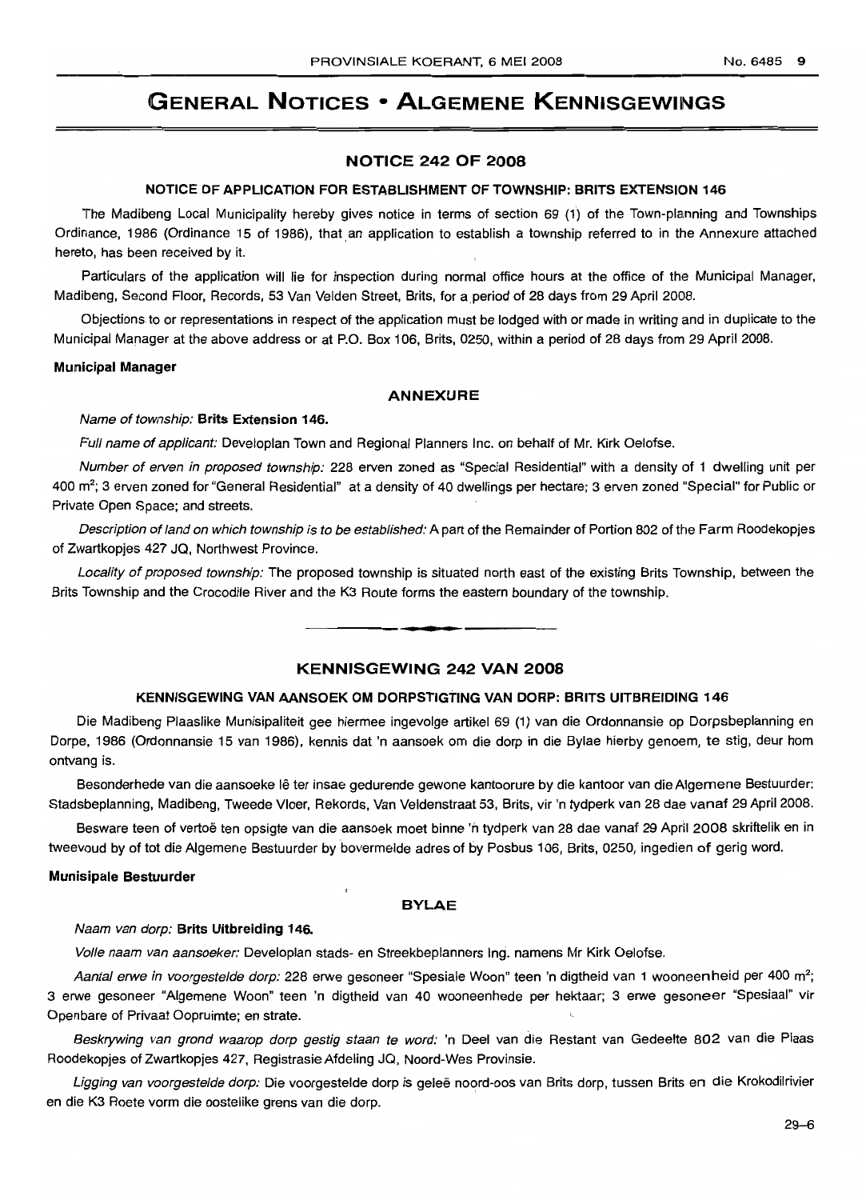# GENERAL NOTICES • ALGEMENE KENNISGEWINGS

## NOTICE 242 OF 2008

### NOTICE OF APPLICATION FOR ESTABLISHMENT OF TOWNSHIP: BRITS EXTENSION 146

The Madibeng Local Municipality hereby gives notice in terms of section 69 (1) of the Town-planning and Townships Ordinance, 1986 (Ordinance 15 of 1986), that an application to establish a township referred to in the Annexure attached hereto, has been received by it.

Particulars of the application will lie for inspection during normal office hours at the office of the Municipal Manager, Madibeng, Second Floor, Records, 53 Van Velden Street, Brits, for a period of 28 days from 29 April 2008.

Objections to or representations in respect of the application must be lodged with or made in writing and in duplicate to the Municipal Manager at the above address or at P.O. Box 106, Brits, 0250, within a period of 28 days from 29 April 2008.

**Municipal Manager**

### ANNEXURE

*Name of township:* **Brits Extension 146.**

*Full name of applicant:* Developlan Town and Regional Planners Inc. on behalf of Mr. Kirk Oelofse.

*Number of erven in proposed township:* 228 erven zoned as "Special Residential" with a density of 1 dwelling unit per 400 m$^2$; 3 erven zoned for "General Residential" at a density of 40 dwellings per hectare; 3 erven zoned "Special" for Public or Private Open Space; and streets.

*Description of land on which township is to be established:* A part of the Remainder of Portion 802 of the Farm Roodekopjes of Zwartkopjes 427 JQ, Northwest Province.

*Locality of proposed township:* The proposed township is situated north east of the existing Brits Township, between the Brits Township and the Crocodile River and the K3 Route forms the eastern boundary of the township.

---

## KENNISGEWING 242 VAN 2008

### KENNISGEWING VAN AANSOEK OM DORPSTIGTING VAN DORP: BRITS UITBREIDING 146

Die Madibeng Plaaslike Munisipaliteit gee hiermee ingevolge artikel 69 (1) van die Ordonnansie op Dorpsbeplanning en Dorpe, 1986 (Ordonnansie 15 van 1986), kennis dat 'n aansoek om die dorp in die Bylae hierby genoem, te stig, deur hom ontvang is.

Besonderhede van die aansoeke lê ter insae gedurende gewone kantoorure by die kantoor van die Algemene Bestuurder: Stadsbeplanning, Madibeng, Tweede Vloer, Rekords, Van Veldenstraat 53, Brits, vir 'n tydperk van 28 dae vanaf 29 April 2008.

Besware teen of vertoë ten opsigte van die aansoek moet binne 'n tydperk van 28 dae vanaf 29 April 2008 skriftelik en in tweevoud by of tot die Algemene Bestuurder by bovermelde adres of by Posbus 106, Brits, 0250, ingedien of gerig word.

**Munisipale Bestuurder**

### BYLAE

*Naam van dorp:* **Brits Uitbreiding 146.**

*Volle naam van aansoeker:* Developlan stads- en Streekbeplanners Ing. namens Mr Kirk Oelofse.

*Aantal erwe in voorgestelde dorp:* 228 erwe gesoneer "Spesiale Woon" teen 'n digtheid van 1 wooneenheid per 400 m$^2$; 3 erwe gesoneer "Algemene Woon" teen 'n digtheid van 40 wooneenhede per hektaar; 3 erwe gesoneer "Spesiaal" vir Openbare of Privaat Oopruimte; en strate.

*Beskrywing van grond waarop dorp gestig staan te word:* 'n Deel van die Restant van Gedeelte 802 van die Plaas Roodekopjes of Zwartkopjes 427, Registrasie Afdeling JQ, Noord-Wes Provinsie.

*Ligging van voorgestelde dorp:* Die voorgestelde dorp is geleë noord-oos van Brits dorp, tussen Brits en die Krokodilrivier en die K3 Roete vorm die oostelike grens van die dorp.

29–6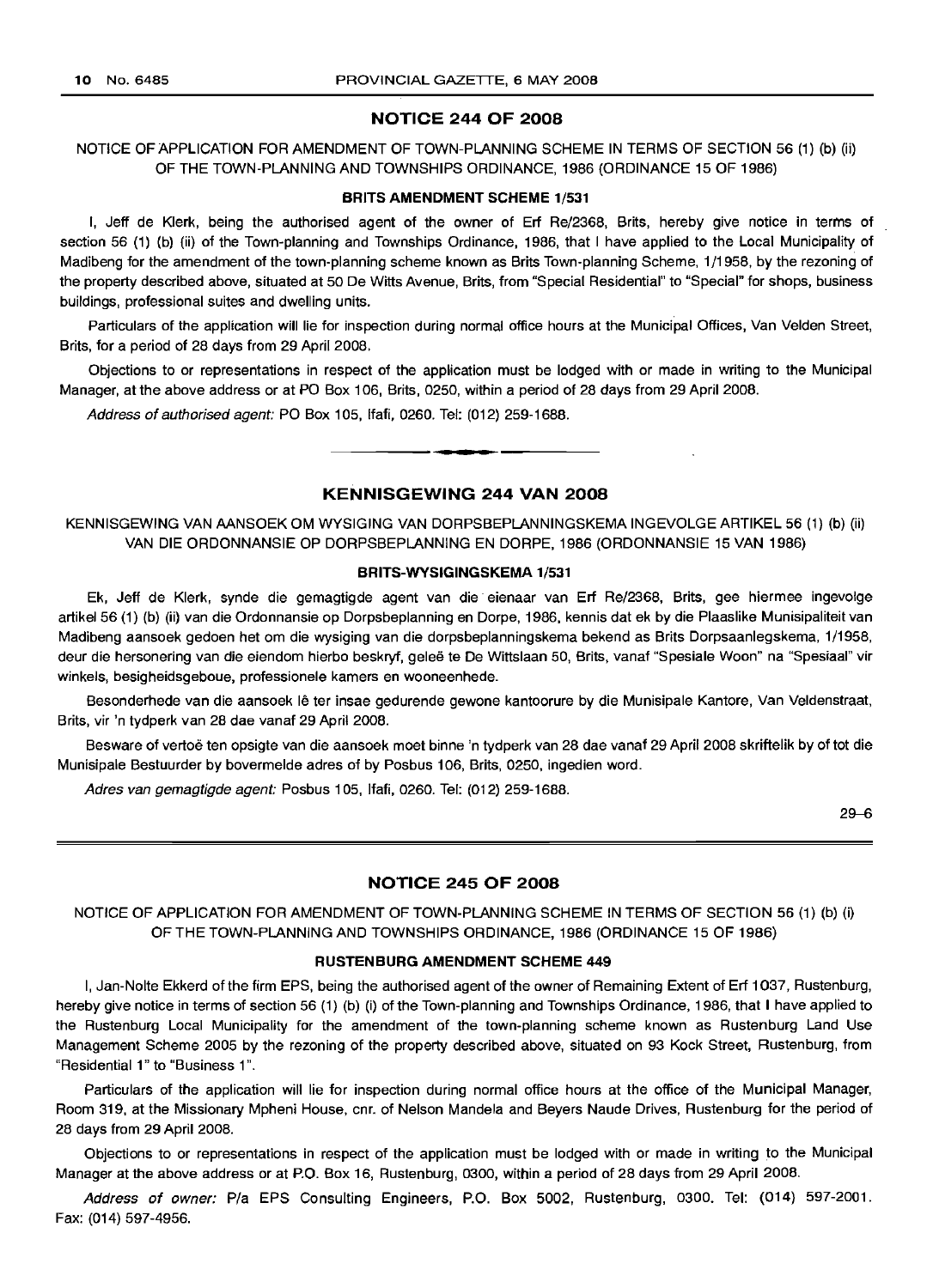## NOTICE 244 OF 2008

NOTICE OF APPLICATION FOR AMENDMENT OF TOWN-PLANNING SCHEME IN TERMS OF SECTION 56 (1) (b) (ii) OF THE TOWN-PLANNING AND TOWNSHIPS ORDINANCE, 1986 (ORDINANCE 15 OF 1986)

### BRITS AMENDMENT SCHEME 1/531

I, Jeff de Klerk, being the authorised agent of the owner of Erf Re/2368, Brits, hereby give notice in terms of section 56 (1) (b) (ii) of the Town-planning and Townships Ordinance, 1986, that I have applied to the Local Municipality of Madibeng for the amendment of the town-planning scheme known as Brits Town-planning Scheme, 1/1958, by the rezoning of the property described above, situated at 50 De Witts Avenue, Brits, from "Special Residential" to "Special" for shops, business buildings, professional suites and dwelling units.

Particulars of the application will lie for inspection during normal office hours at the Municipal Offices, Van Velden Street, Brits, for a period of 28 days from 29 April 2008.

Objections to or representations in respect of the application must be lodged with or made in writing to the Municipal Manager, at the above address or at PO Box 106, Brits, 0250, within a period of 28 days from 29 April 2008.

*Address of authorised agent:* PO Box 105, Ifafi, 0260. Tel: (012) 259-1688.

---

## KENNISGEWING 244 VAN 2008

KENNISGEWING VAN AANSOEK OM WYSIGING VAN DORPSBEPLANNINGSKEMA INGEVOLGE ARTIKEL 56 (1) (b) (ii) VAN DIE ORDONNANSIE OP DORPSBEPLANNING EN DORPE, 1986 (ORDONNANSIE 15 VAN 1986)

### BRITS-WYSIGINGSKEMA 1/531

Ek, Jeff de Klerk, synde die gemagtigde agent van die eienaar van Erf Re/2368, Brits, gee hiermee ingevolge artikel 56 (1) (b) (ii) van die Ordonnansie op Dorpsbeplanning en Dorpe, 1986, kennis dat ek by die Plaaslike Munisipaliteit van Madibeng aansoek gedoen het om die wysiging van die dorpsbeplanningskema bekend as Brits Dorpsaanlegskema, 1/1958, deur die hersonering van die eiendom hierbo beskryf, geleë te De Wittslaan 50, Brits, vanaf "Spesiale Woon" na "Spesiaal" vir winkels, besigheidsgeboue, professionele kamers en wooneenhede.

Besonderhede van die aansoek lê ter insae gedurende gewone kantoorure by die Munisipale Kantore, Van Veldenstraat, Brits, vir 'n tydperk van 28 dae vanaf 29 April 2008.

Besware of vertoë ten opsigte van die aansoek moet binne 'n tydperk van 28 dae vanaf 29 April 2008 skriftelik by of tot die Munisipale Bestuurder by bovermelde adres of by Posbus 106, Brits, 0250, ingedien word.

*Adres van gemagtigde agent:* Posbus 105, Ifafi, 0260. Tel: (012) 259-1688.

29–6

---

## NOTICE 245 OF 2008

NOTICE OF APPLICATION FOR AMENDMENT OF TOWN-PLANNING SCHEME IN TERMS OF SECTION 56 (1) (b) (i) OF THE TOWN-PLANNING AND TOWNSHIPS ORDINANCE, 1986 (ORDINANCE 15 OF 1986)

### RUSTENBURG AMENDMENT SCHEME 449

I, Jan-Nolte Ekkerd of the firm EPS, being the authorised agent of the owner of Remaining Extent of Erf 1037, Rustenburg, hereby give notice in terms of section 56 (1) (b) (i) of the Town-planning and Townships Ordinance, 1986, that I have applied to the Rustenburg Local Municipality for the amendment of the town-planning scheme known as Rustenburg Land Use Management Scheme 2005 by the rezoning of the property described above, situated on 93 Kock Street, Rustenburg, from "Residential 1" to "Business 1".

Particulars of the application will lie for inspection during normal office hours at the office of the Municipal Manager, Room 319, at the Missionary Mpheni House, cnr. of Nelson Mandela and Beyers Naude Drives, Rustenburg for the period of 28 days from 29 April 2008.

Objections to or representations in respect of the application must be lodged with or made in writing to the Municipal Manager at the above address or at P.O. Box 16, Rustenburg, 0300, within a period of 28 days from 29 April 2008.

*Address of owner:* P/a EPS Consulting Engineers, P.O. Box 5002, Rustenburg, 0300. Tel: (014) 597-2001. Fax: (014) 597-4956.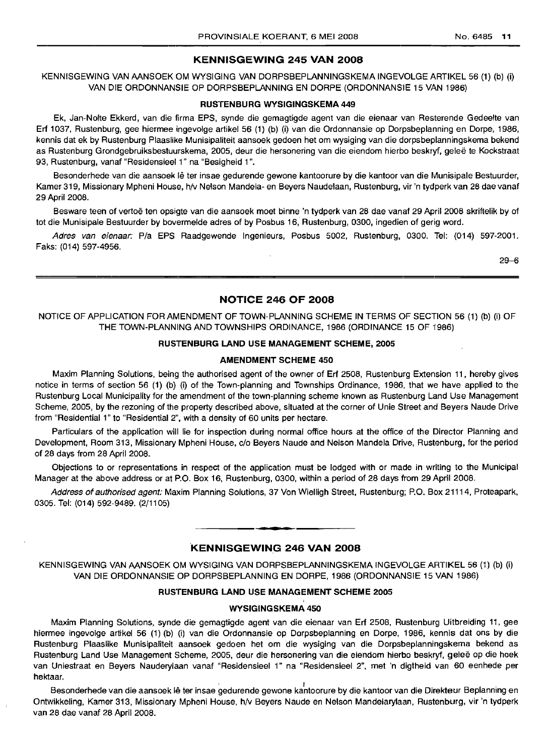## KENNISGEWING 245 VAN 2008

KENNISGEWING VAN AANSOEK OM WYSIGING VAN DORPSBEPLANNINGSKEMA INGEVOLGE ARTIKEL 56 (1) (b) (i) VAN DIE ORDONNANSIE OP DORPSBEPLANNING EN DORPE (ORDONNANSIE 15 VAN 1986)

### RUSTENBURG WYSIGINGSKEMA 449

Ek, Jan-Nolte Ekkerd, van die firma EPS, synde die gemagtigde agent van die eienaar van Resterende Gedeelte van Erf 1037, Rustenburg, gee hiermee ingevolge artikel 56 (1) (b) (i) van die Ordonnansie op Dorpsbeplanning en Dorpe, 1986, kennis dat ek by Rustenburg Plaaslike Munisipaliteit aansoek gedoen het om wysiging van die dorpsbeplanningskema bekend as Rustenburg Grondgebruiksbestuurskema, 2005, deur die hersonering van die eiendom hierbo beskryf, geleë te Kockstraat 93, Rustenburg, vanaf "Residensieel 1" na "Besigheid 1".

Besonderhede van die aansoek lê ter insae gedurende gewone kantoorure by die kantoor van die Munisipale Bestuurder, Kamer 319, Missionary Mpheni House, h/v Nelson Mandela- en Beyers Naudelaan, Rustenburg, vir 'n tydperk van 28 dae vanaf 29 April 2008.

Besware teen of vertoë ten opsigte van die aansoek moet binne 'n tydperk van 28 dae vanaf 29 April 2008 skriftelik by of tot die Munisipale Bestuurder by bovermelde adres of by Posbus 16, Rustenburg, 0300, ingedien of gerig word.

*Adres van eienaar:* P/a EPS Raadgewende Ingenieurs, Posbus 5002, Rustenburg, 0300. Tel: (014) 597-2001. Faks: (014) 597-4956.

29–6

## NOTICE 246 OF 2008

NOTICE OF APPLICATION FOR AMENDMENT OF TOWN-PLANNING SCHEME IN TERMS OF SECTION 56 (1) (b) (i) OF THE TOWN-PLANNING AND TOWNSHIPS ORDINANCE, 1986 (ORDINANCE 15 OF 1986)

### RUSTENBURG LAND USE MANAGEMENT SCHEME, 2005

### AMENDMENT SCHEME 450

Maxim Planning Solutions, being the authorised agent of the owner of Erf 2508, Rustenburg Extension 11, hereby gives notice in terms of section 56 (1) (b) (i) of the Town-planning and Townships Ordinance, 1986, that we have applied to the Rustenburg Local Municipality for the amendment of the town-planning scheme known as Rustenburg Land Use Management Scheme, 2005, by the rezoning of the property described above, situated at the corner of Unie Street and Beyers Naude Drive from "Residential 1" to "Residential 2", with a density of 60 units per hectare.

Particulars of the application will lie for inspection during normal office hours at the office of the Director Planning and Development, Room 313, Missionary Mpheni House, c/o Beyers Naude and Nelson Mandela Drive, Rustenburg, for the period of 28 days from 28 April 2008.

Objections to or representations in respect of the application must be lodged with or made in writing to the Municipal Manager at the above address or at P.O. Box 16, Rustenburg, 0300, within a period of 28 days from 29 April 2008.

*Address of authorised agent:* Maxim Planning Solutions, 37 Von Wielligh Street, Rustenburg; P.O. Box 21114, Proteapark, 0305. Tel: (014) 592-9489. (2/1105)

## KENNISGEWING 246 VAN 2008

KENNISGEWING VAN AANSOEK OM WYSIGING VAN DORPSBEPLANNINGSKEMA INGEVOLGE ARTIKEL 56 (1) (b) (i) VAN DIE ORDONNANSIE OP DORPSBEPLANNING EN DORPE, 1986 (ORDONNANSIE 15 VAN 1986)

### RUSTENBURG LAND USE MANAGEMENT SCHEME 2005

### WYSIGINGSKEMA 450

Maxim Planning Solutions, synde die gemagtigde agent van die eienaar van Erf 2508, Rustenburg Uitbreiding 11, gee hiermee ingevolge artikel 56 (1) (b) (i) van die Ordonnansie op Dorpsbeplanning en Dorpe, 1986, kennis dat ons by die Rustenburg Plaaslike Munisipaliteit aansoek gedoen het om die wysiging van die Dorpsbeplanningskema bekend as Rustenburg Land Use Management Scheme, 2005, deur die hersonering van die eiendom hierbo beskryf, geleë op die hoek van Uniestraat en Beyers Nauderylaan vanaf "Residensieel 1" na "Residensieel 2", met 'n digtheid van 60 eenhede per hektaar.

Besonderhede van die aansoek lê ter insae gedurende gewone kantoorure by die kantoor van die Direkteur Beplanning en Ontwikkeling, Kamer 313, Missionary Mpheni House, h/v Beyers Naude en Nelson Mandelarylaan, Rustenburg, vir 'n tydperk van 28 dae vanaf 28 April 2008.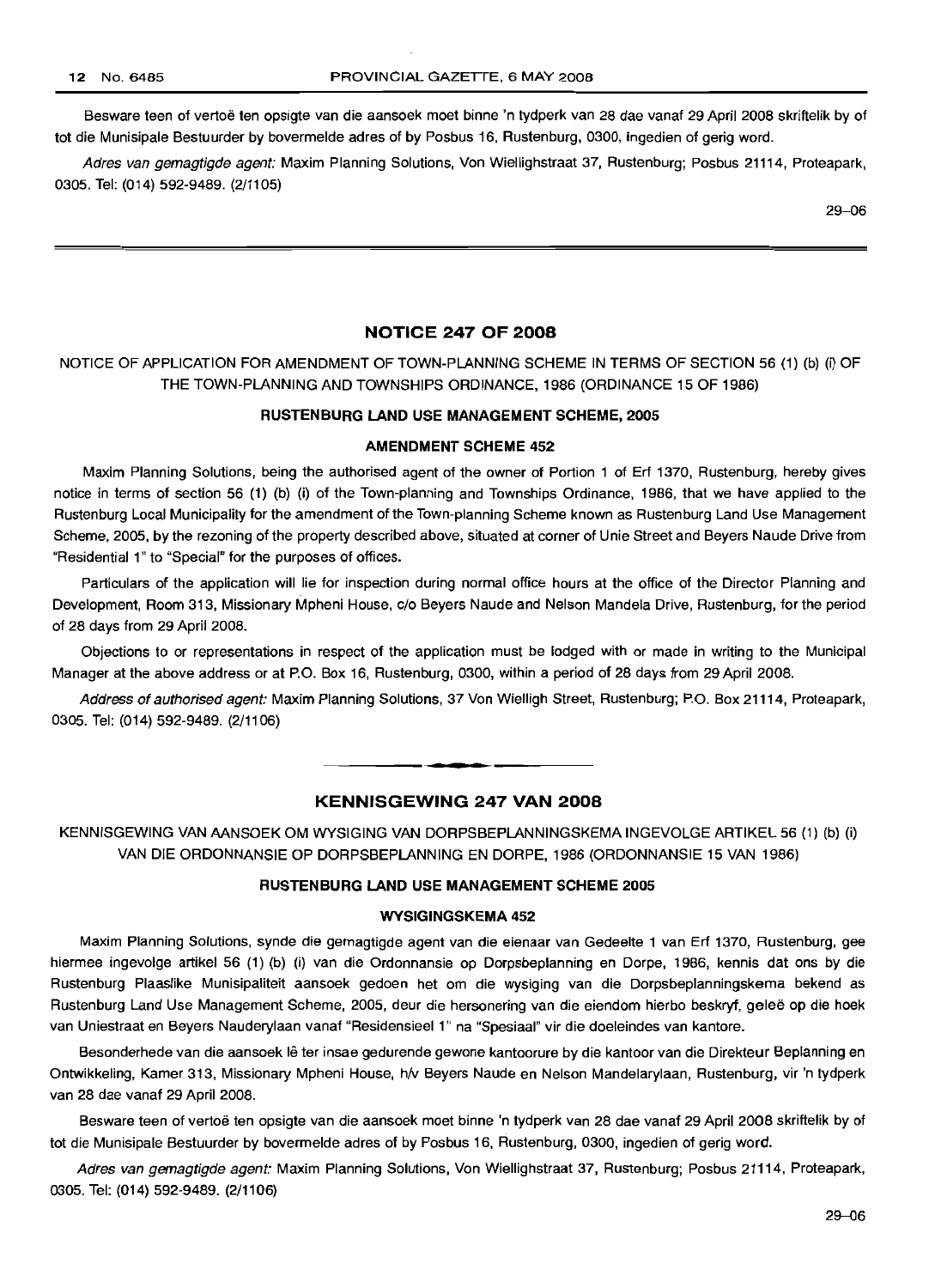Besware teen of vertoë ten opsigte van die aansoek moet binne 'n tydperk van 28 dae vanaf 29 April 2008 skriftelik by of tot die Munisipale Bestuurder by bovermelde adres of by Posbus 16, Rustenburg, 0300, ingedien of gerig word.

*Adres van gemagtigde agent:* Maxim Planning Solutions, Von Wiellighstraat 37, Rustenburg; Posbus 21114, Proteapark, 0305. Tel: (014) 592-9489. (2/1105)

29–06

## NOTICE 247 OF 2008

NOTICE OF APPLICATION FOR AMENDMENT OF TOWN-PLANNING SCHEME IN TERMS OF SECTION 56 (1) (b) (i) OF THE TOWN-PLANNING AND TOWNSHIPS ORDINANCE, 1986 (ORDINANCE 15 OF 1986)

### RUSTENBURG LAND USE MANAGEMENT SCHEME, 2005

#### AMENDMENT SCHEME 452

Maxim Planning Solutions, being the authorised agent of the owner of Portion 1 of Erf 1370, Rustenburg, hereby gives notice in terms of section 56 (1) (b) (i) of the Town-planning and Townships Ordinance, 1986, that we have applied to the Rustenburg Local Municipality for the amendment of the Town-planning Scheme known as Rustenburg Land Use Management Scheme, 2005, by the rezoning of the property described above, situated at corner of Unie Street and Beyers Naude Drive from "Residential 1" to "Special" for the purposes of offices.

Particulars of the application will lie for inspection during normal office hours at the office of the Director Planning and Development, Room 313, Missionary Mpheni House, c/o Beyers Naude and Nelson Mandela Drive, Rustenburg, for the period of 28 days from 29 April 2008.

Objections to or representations in respect of the application must be lodged with or made in writing to the Municipal Manager at the above address or at P.O. Box 16, Rustenburg, 0300, within a period of 28 days from 29 April 2008.

*Address of authorised agent:* Maxim Planning Solutions, 37 Von Wielligh Street, Rustenburg; P.O. Box 21114, Proteapark, 0305. Tel: (014) 592-9489. (2/1106)

## KENNISGEWING 247 VAN 2008

KENNISGEWING VAN AANSOEK OM WYSIGING VAN DORPSBEPLANNINGSKEMA INGEVOLGE ARTIKEL 56 (1) (b) (i) VAN DIE ORDONNANSIE OP DORPSBEPLANNING EN DORPE, 1986 (ORDONNANSIE 15 VAN 1986)

### RUSTENBURG LAND USE MANAGEMENT SCHEME 2005

#### WYSIGINGSKEMA 452

Maxim Planning Solutions, synde die gemagtigde agent van die eienaar van Gedeelte 1 van Erf 1370, Rustenburg, gee hiermee ingevolge artikel 56 (1) (b) (i) van die Ordonnansie op Dorpsbeplanning en Dorpe, 1986, kennis dat ons by die Rustenburg Plaaslike Munisipaliteit aansoek gedoen het om die wysiging van die Dorpsbeplanningskema bekend as Rustenburg Land Use Management Scheme, 2005, deur die hersonering van die eiendom hierbo beskryf, geleë op die hoek van Uniestraat en Beyers Nauderylaan vanaf "Residensieel 1" na "Spesiaal" vir die doeleindes van kantore.

Besonderhede van die aansoek lê ter insae gedurende gewone kantoorure by die kantoor van die Direkteur Beplanning en Ontwikkeling, Kamer 313, Missionary Mpheni House, h/v Beyers Naude en Nelson Mandelarylaan, Rustenburg, vir 'n tydperk van 28 dae vanaf 29 April 2008.

Besware teen of vertoë ten opsigte van die aansoek moet binne 'n tydperk van 28 dae vanaf 29 April 2008 skriftelik by of tot die Munisipale Bestuurder by bovermelde adres of by Posbus 16, Rustenburg, 0300, ingedien of gerig word.

*Adres van gemagtigde agent:* Maxim Planning Solutions, Von Wiellighstraat 37, Rustenburg; Posbus 21114, Proteapark, 0305. Tel: (014) 592-9489. (2/1106)

29–06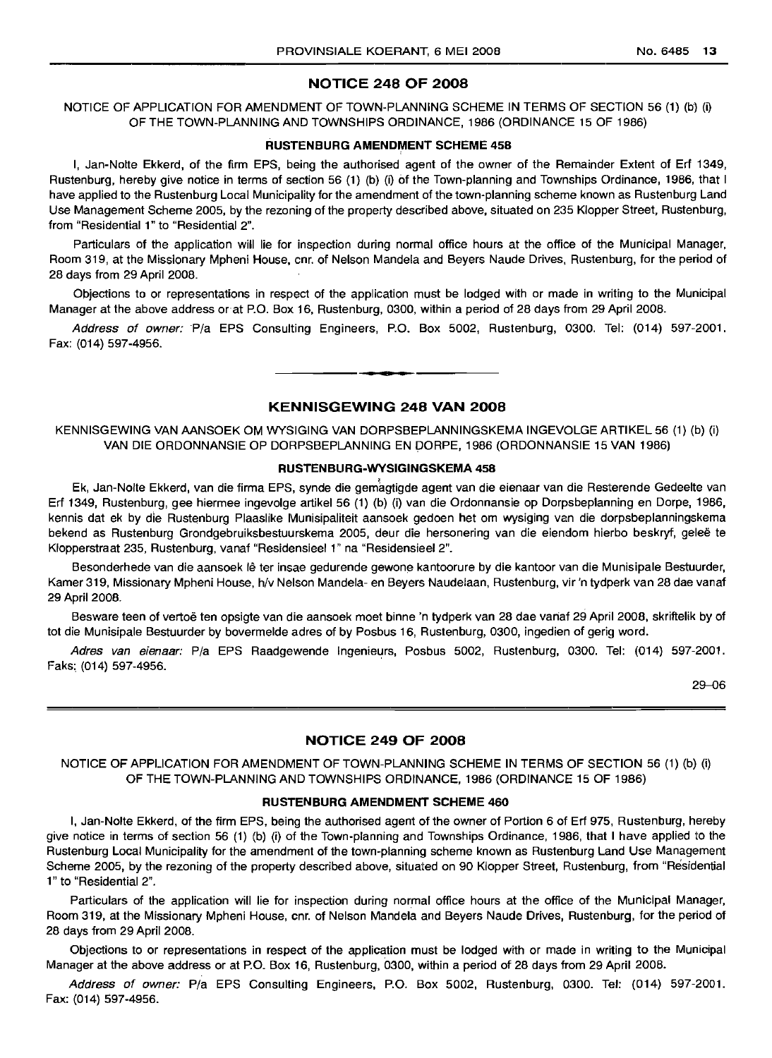## NOTICE 248 OF 2008

NOTICE OF APPLICATION FOR AMENDMENT OF TOWN-PLANNING SCHEME IN TERMS OF SECTION 56 (1) (b) (i) OF THE TOWN-PLANNING AND TOWNSHIPS ORDINANCE, 1986 (ORDINANCE 15 OF 1986)

### RUSTENBURG AMENDMENT SCHEME 458

I, Jan-Nolte Ekkerd, of the firm EPS, being the authorised agent of the owner of the Remainder Extent of Erf 1349, Rustenburg, hereby give notice in terms of section 56 (1) (b) (i) of the Town-planning and Townships Ordinance, 1986, that I have applied to the Rustenburg Local Municipality for the amendment of the town-planning scheme known as Rustenburg Land Use Management Scheme 2005, by the rezoning of the property described above, situated on 235 Klopper Street, Rustenburg, from "Residential 1" to "Residential 2".

Particulars of the application will lie for inspection during normal office hours at the office of the Municipal Manager, Room 319, at the Missionary Mpheni House, cnr. of Nelson Mandela and Beyers Naude Drives, Rustenburg, for the period of 28 days from 29 April 2008.

Objections to or representations in respect of the application must be lodged with or made in writing to the Municipal Manager at the above address or at P.O. Box 16, Rustenburg, 0300, within a period of 28 days from 29 April 2008.

*Address of owner:* P/a EPS Consulting Engineers, P.O. Box 5002, Rustenburg, 0300. Tel: (014) 597-2001. Fax: (014) 597-4956.

---

## KENNISGEWING 248 VAN 2008

KENNISGEWING VAN AANSOEK OM WYSIGING VAN DORPSBEPLANNINGSKEMA INGEVOLGE ARTIKEL 56 (1) (b) (i) VAN DIE ORDONNANSIE OP DORPSBEPLANNING EN DORPE, 1986 (ORDONNANSIE 15 VAN 1986)

### RUSTENBURG-WYSIGINGSKEMA 458

Ek, Jan-Nolte Ekkerd, van die firma EPS, synde die gemagtigde agent van die eienaar van die Resterende Gedeelte van Erf 1349, Rustenburg, gee hiermee ingevolge artikel 56 (1) (b) (i) van die Ordonnansie op Dorpsbeplanning en Dorpe, 1986, kennis dat ek by die Rustenburg Plaaslike Munisipaliteit aansoek gedoen het om wysiging van die dorpsbeplanningskema bekend as Rustenburg Grondgebruiksbestuurskema 2005, deur die hersonering van die eiendom hierbo beskryf, geleë te Klopperstraat 235, Rustenburg, vanaf "Residensieel 1" na "Residensieel 2".

Besonderhede van die aansoek lê ter insae gedurende gewone kantoorure by die kantoor van die Munisipale Bestuurder, Kamer 319, Missionary Mpheni House, h/v Nelson Mandela- en Beyers Naudelaan, Rustenburg, vir 'n tydperk van 28 dae vanaf 29 April 2008.

Besware teen of vertoë ten opsigte van die aansoek moet binne 'n tydperk van 28 dae vanaf 29 April 2008, skriftelik by of tot die Munisipale Bestuurder by bovermelde adres of by Posbus 16, Rustenburg, 0300, ingedien of gerig word.

*Adres van eienaar:* P/a EPS Raadgewende Ingenieurs, Posbus 5002, Rustenburg, 0300. Tel: (014) 597-2001. Faks: (014) 597-4956.

29–06

---

## NOTICE 249 OF 2008

NOTICE OF APPLICATION FOR AMENDMENT OF TOWN-PLANNING SCHEME IN TERMS OF SECTION 56 (1) (b) (i) OF THE TOWN-PLANNING AND TOWNSHIPS ORDINANCE, 1986 (ORDINANCE 15 OF 1986)

### RUSTENBURG AMENDMENT SCHEME 460

I, Jan-Nolte Ekkerd, of the firm EPS, being the authorised agent of the owner of Portion 6 of Erf 975, Rustenburg, hereby give notice in terms of section 56 (1) (b) (i) of the Town-planning and Townships Ordinance, 1986, that I have applied to the Rustenburg Local Municipality for the amendment of the town-planning scheme known as Rustenburg Land Use Management Scheme 2005, by the rezoning of the property described above, situated on 90 Klopper Street, Rustenburg, from "Residential 1" to "Residential 2".

Particulars of the application will lie for inspection during normal office hours at the office of the Municipal Manager, Room 319, at the Missionary Mpheni House, cnr. of Nelson Mandela and Beyers Naude Drives, Rustenburg, for the period of 28 days from 29 April 2008.

Objections to or representations in respect of the application must be lodged with or made in writing to the Municipal Manager at the above address or at P.O. Box 16, Rustenburg, 0300, within a period of 28 days from 29 April 2008.

*Address of owner:* P/a EPS Consulting Engineers, P.O. Box 5002, Rustenburg, 0300. Tel: (014) 597-2001. Fax: (014) 597-4956.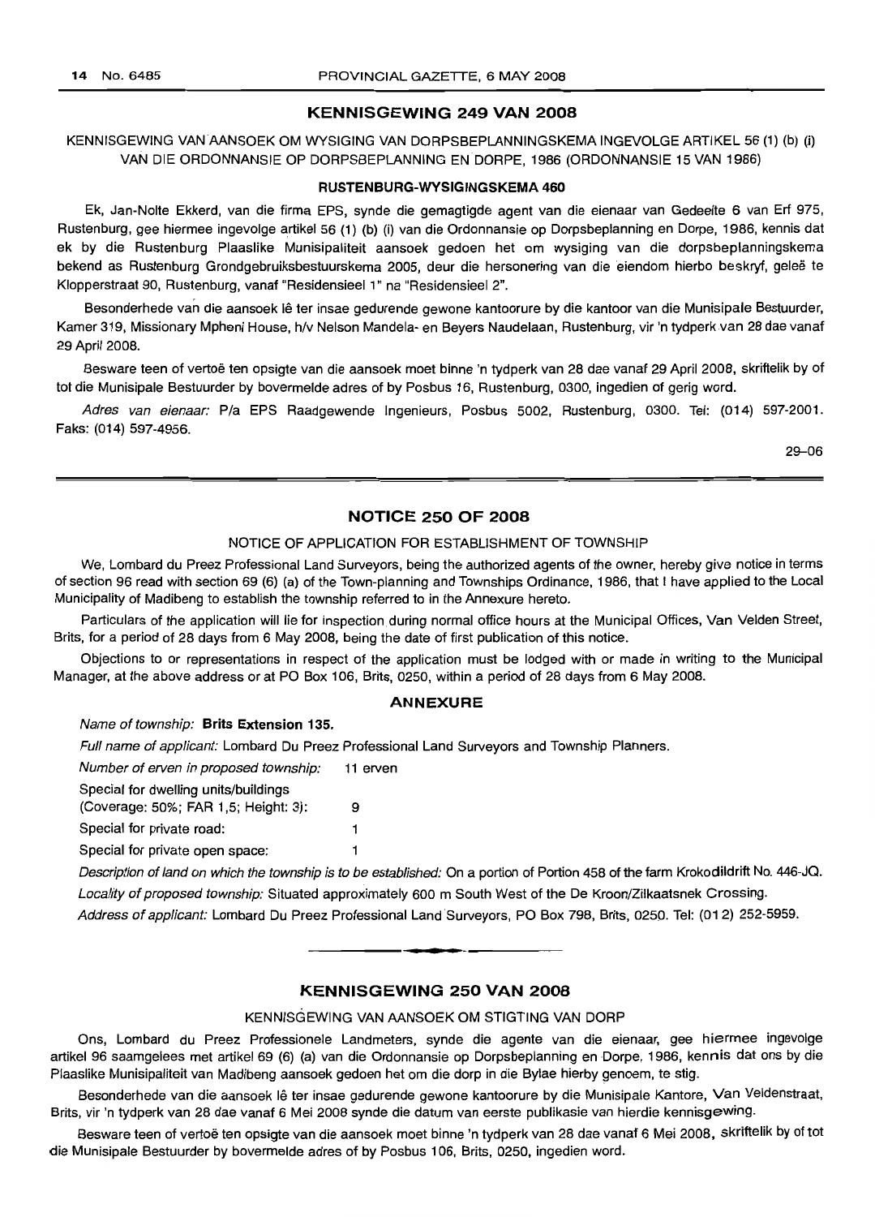## KENNISGEWING 249 VAN 2008

KENNISGEWING VAN AANSOEK OM WYSIGING VAN DORPSBEPLANNINGSKEMA INGEVOLGE ARTIKEL 56 (1) (b) (i) VAN DIE ORDONNANSIE OP DORPSBEPLANNING EN DORPE, 1986 (ORDONNANSIE 15 VAN 1986)

### RUSTENBURG-WYSIGINGSKEMA 460

Ek, Jan-Nolte Ekkerd, van die firma EPS, synde die gemagtigde agent van die eienaar van Gedeelte 6 van Erf 975, Rustenburg, gee hiermee ingevolge artikel 56 (1) (b) (i) van die Ordonnansie op Dorpsbeplanning en Dorpe, 1986, kennis dat ek by die Rustenburg Plaaslike Munisipaliteit aansoek gedoen het om wysiging van die dorpsbeplanningskema bekend as Rustenburg Grondgebruiksbestuurskema 2005, deur die hersonering van die eiendom hierbo beskryf, geleë te Klopperstraat 90, Rustenburg, vanaf "Residensieel 1" na "Residensieel 2".

Besonderhede van die aansoek lê ter insae gedurende gewone kantoorure by die kantoor van die Munisipale Bestuurder, Kamer 319, Missionary Mpheni House, h/v Nelson Mandela- en Beyers Naudelaan, Rustenburg, vir 'n tydperk van 28 dae vanaf 29 April 2008.

Besware teen of vertoë ten opsigte van die aansoek moet binne 'n tydperk van 28 dae vanaf 29 April 2008, skriftelik by of tot die Munisipale Bestuurder by bovermelde adres of by Posbus 16, Rustenburg, 0300, ingedien of gerig word.

*Adres van eienaar:* P/a EPS Raadgewende Ingenieurs, Posbus 5002, Rustenburg, 0300. Tel: (014) 597-2001. Faks: (014) 597-4956.

29–06

## NOTICE 250 OF 2008

NOTICE OF APPLICATION FOR ESTABLISHMENT OF TOWNSHIP

We, Lombard du Preez Professional Land Surveyors, being the authorized agents of the owner, hereby give notice in terms of section 96 read with section 69 (6) (a) of the Town-planning and Townships Ordinance, 1986, that I have applied to the Local Municipality of Madibeng to establish the township referred to in the Annexure hereto.

Particulars of the application will lie for inspection during normal office hours at the Municipal Offices, Van Velden Street, Brits, for a period of 28 days from 6 May 2008, being the date of first publication of this notice.

Objections to or representations in respect of the application must be lodged with or made in writing to the Municipal Manager, at the above address or at PO Box 106, Brits, 0250, within a period of 28 days from 6 May 2008.

### ANNEXURE

*Name of township:* **Brits Extension 135.**

*Full name of applicant:* Lombard Du Preez Professional Land Surveyors and Township Planners.

| | |
|---|---|
| *Number of erven in proposed township:* | 11 erven |
| Special for dwelling units/buildings (Coverage: 50%; FAR 1,5; Height: 3): | 9 |
| Special for private road: | 1 |
| Special for private open space: | 1 |

*Description of land on which the township is to be established:* On a portion of Portion 458 of the farm Krokodildrift No. 446-JQ.

*Locality of proposed township:* Situated approximately 600 m South West of the De Kroon/Zilkaatsnek Crossing.

*Address of applicant:* Lombard Du Preez Professional Land Surveyors, PO Box 798, Brits, 0250. Tel: (012) 252-5959.

## KENNISGEWING 250 VAN 2008

KENNISGEWING VAN AANSOEK OM STIGTING VAN DORP

Ons, Lombard du Preez Professionele Landmeters, synde die agente van die eienaar, gee hiermee ingevolge artikel 96 saamgelees met artikel 69 (6) (a) van die Ordonnansie op Dorpsbeplanning en Dorpe, 1986, kennis dat ons by die Plaaslike Munisipaliteit van Madibeng aansoek gedoen het om die dorp in die Bylae hierby genoem, te stig.

Besonderhede van die aansoek lê ter insae gedurende gewone kantoorure by die Munisipale Kantore, Van Veldenstraat, Brits, vir 'n tydperk van 28 dae vanaf 6 Mei 2008 synde die datum van eerste publikasie van hierdie kennisgewing.

Besware teen of vertoë ten opsigte van die aansoek moet binne 'n tydperk van 28 dae vanaf 6 Mei 2008, skriftelik by of tot die Munisipale Bestuurder by bovermelde adres of by Posbus 106, Brits, 0250, ingedien word.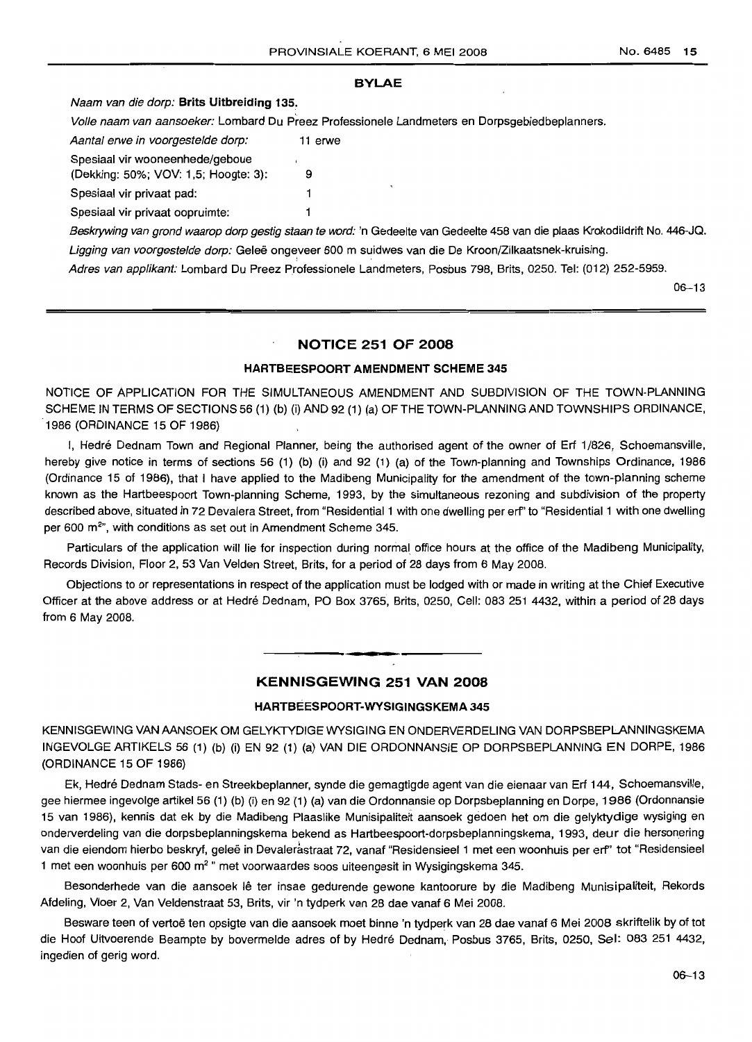## BYLAE

*Naam van die dorp:* **Brits Uitbreiding 135.**

*Volle naam van aansoeker:* Lombard Du Preez Professionele Landmeters en Dorpsgebiedbeplanners.

| | |
|---|---|
| *Aantal erwe in voorgestelde dorp:* | 11 erwe |
| Spesiaal vir wooneenhede/geboue (Dekking: 50%; VOV: 1,5; Hoogte: 3): | 9 |
| Spesiaal vir privaat pad: | 1 |
| Spesiaal vir privaat oopruimte: | 1 |

*Beskrywing van grond waarop dorp gestig staan te word:* 'n Gedeelte van Gedeelte 458 van die plaas Krokodildrift No. 446-JQ.

*Ligging van voorgestelde dorp:* Geleë ongeveer 600 m suidwes van die De Kroon/Zilkaatsnek-kruising.

*Adres van applikant:* Lombard Du Preez Professionele Landmeters, Posbus 798, Brits, 0250. Tel: (012) 252-5959.

06–13

---

## NOTICE 251 OF 2008

### HARTBEESPOORT AMENDMENT SCHEME 345

NOTICE OF APPLICATION FOR THE SIMULTANEOUS AMENDMENT AND SUBDIVISION OF THE TOWN-PLANNING SCHEME IN TERMS OF SECTIONS 56 (1) (b) (i) AND 92 (1) (a) OF THE TOWN-PLANNING AND TOWNSHIPS ORDINANCE, 1986 (ORDINANCE 15 OF 1986)

I, Hedré Dednam Town and Regional Planner, being the authorised agent of the owner of Erf 1/826, Schoemansville, hereby give notice in terms of sections 56 (1) (b) (i) and 92 (1) (a) of the Town-planning and Townships Ordinance, 1986 (Ordinance 15 of 1986), that I have applied to the Madibeng Municipality for the amendment of the town-planning scheme known as the Hartbeespoort Town-planning Scheme, 1993, by the simultaneous rezoning and subdivision of the property described above, situated in 72 Devalera Street, from "Residential 1 with one dwelling per erf" to "Residential 1 with one dwelling per 600 m$^2$", with conditions as set out in Amendment Scheme 345.

Particulars of the application will lie for inspection during normal office hours at the office of the Madibeng Municipality, Records Division, Floor 2, 53 Van Velden Street, Brits, for a period of 28 days from 6 May 2008.

Objections to or representations in respect of the application must be lodged with or made in writing at the Chief Executive Officer at the above address or at Hedré Dednam, PO Box 3765, Brits, 0250, Cell: 083 251 4432, within a period of 28 days from 6 May 2008.

---

## KENNISGEWING 251 VAN 2008

### HARTBEESPOORT-WYSIGINGSKEMA 345

KENNISGEWING VAN AANSOEK OM GELYKTYDIGE WYSIGING EN ONDERVERDELING VAN DORPSBEPLANNINGSKEMA INGEVOLGE ARTIKELS 56 (1) (b) (i) EN 92 (1) (a) VAN DIE ORDONNANSIE OP DORPSBEPLANNING EN DORPE, 1986 (ORDINANCE 15 OF 1986)

Ek, Hedré Dednam Stads- en Streekbeplanner, synde die gemagtigde agent van die eienaar van Erf 144, Schoemansville, gee hiermee ingevolge artikel 56 (1) (b) (i) en 92 (1) (a) van die Ordonnansie op Dorpsbeplanning en Dorpe, 1986 (Ordonnansie 15 van 1986), kennis dat ek by die Madibeng Plaaslike Munisipaliteit aansoek gedoen het om die gelyktydige wysiging en onderverdeling van die dorpsbeplanningskema bekend as Hartbeespoort-dorpsbeplanningskema, 1993, deur die hersonering van die eiendom hierbo beskryf, geleë in Devalerastraat 72, vanaf "Residensieel 1 met een woonhuis per erf" tot "Residensieel 1 met een woonhuis per 600 m$^2$" met voorwaardes soos uiteengesit in Wysigingskema 345.

Besonderhede van die aansoek lê ter insae gedurende gewone kantoorure by die Madibeng Munisipaliteit, Rekords Afdeling, Vloer 2, Van Veldenstraat 53, Brits, vir 'n tydperk van 28 dae vanaf 6 Mei 2008.

Besware teen of vertoë ten opsigte van die aansoek moet binne 'n tydperk van 28 dae vanaf 6 Mei 2008 skriftelik by of tot die Hoof Uitvoerende Beampte by bovermelde adres of by Hedré Dednam, Posbus 3765, Brits, 0250, Sel: 083 251 4432, ingedien of gerig word.

06–13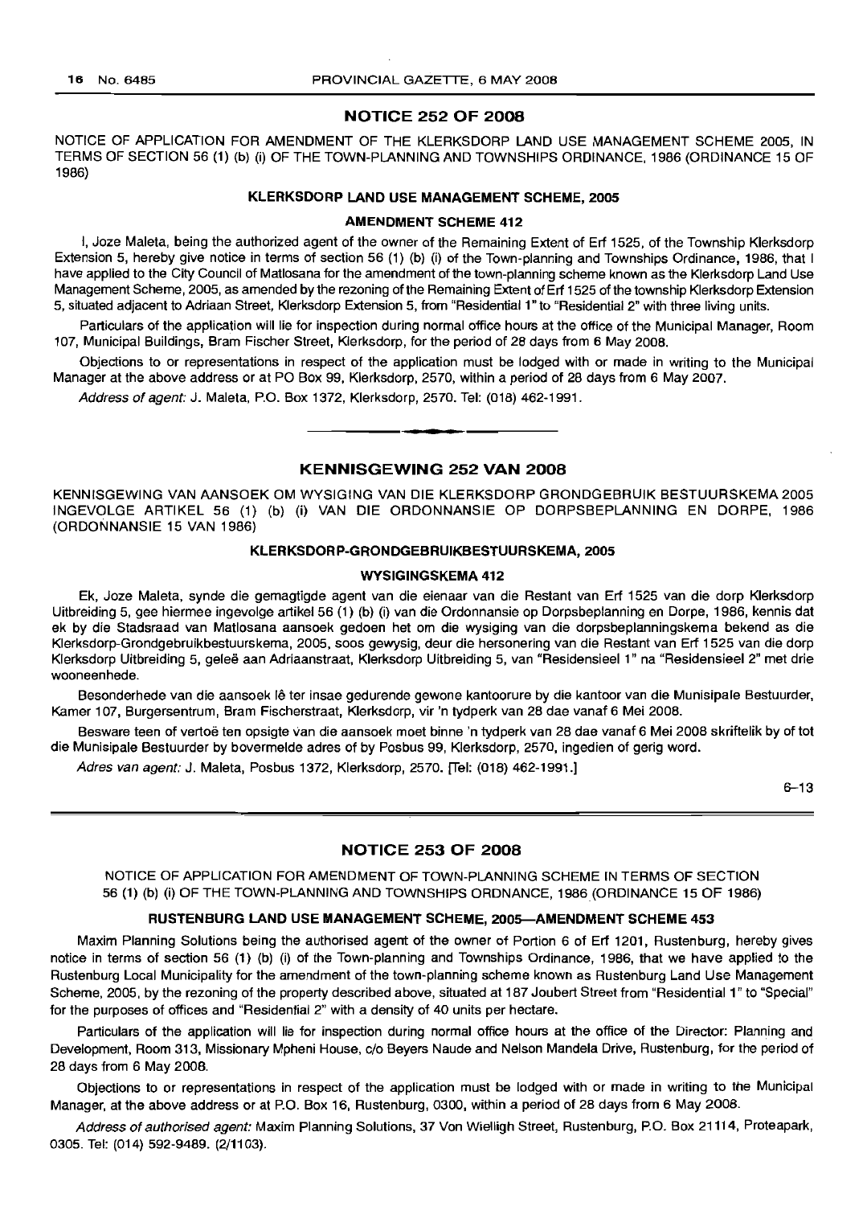## NOTICE 252 OF 2008

NOTICE OF APPLICATION FOR AMENDMENT OF THE KLERKSDORP LAND USE MANAGEMENT SCHEME 2005, IN TERMS OF SECTION 56 (1) (b) (i) OF THE TOWN-PLANNING AND TOWNSHIPS ORDINANCE, 1986 (ORDINANCE 15 OF 1986)

### KLERKSDORP LAND USE MANAGEMENT SCHEME, 2005

### AMENDMENT SCHEME 412

I, Joze Maleta, being the authorized agent of the owner of the Remaining Extent of Erf 1525, of the Township Klerksdorp Extension 5, hereby give notice in terms of section 56 (1) (b) (i) of the Town-planning and Townships Ordinance, 1986, that I have applied to the City Council of Matlosana for the amendment of the town-planning scheme known as the Klerksdorp Land Use Management Scheme, 2005, as amended by the rezoning of the Remaining Extent of Erf 1525 of the township Klerksdorp Extension 5, situated adjacent to Adriaan Street, Klerksdorp Extension 5, from "Residential 1" to "Residential 2" with three living units.

Particulars of the application will lie for inspection during normal office hours at the office of the Municipal Manager, Room 107, Municipal Buildings, Bram Fischer Street, Klerksdorp, for the period of 28 days from 6 May 2008.

Objections to or representations in respect of the application must be lodged with or made in writing to the Municipal Manager at the above address or at PO Box 99, Klerksdorp, 2570, within a period of 28 days from 6 May 2007.

*Address of agent:* J. Maleta, P.O. Box 1372, Klerksdorp, 2570. Tel: (018) 462-1991.

---

## KENNISGEWING 252 VAN 2008

KENNISGEWING VAN AANSOEK OM WYSIGING VAN DIE KLERKSDORP GRONDGEBRUIK BESTUURSKEMA 2005 INGEVOLGE ARTIKEL 56 (1) (b) (i) VAN DIE ORDONNANSIE OP DORPSBEPLANNING EN DORPE, 1986 (ORDONNANSIE 15 VAN 1986)

### KLERKSDORP-GRONDGEBRUIKBESTUURSKEMA, 2005

### WYSIGINGSKEMA 412

Ek, Joze Maleta, synde die gemagtigde agent van die eienaar van die Restant van Erf 1525 van die dorp Klerksdorp Uitbreiding 5, gee hiermee ingevolge artikel 56 (1) (b) (i) van die Ordonnansie op Dorpsbeplanning en Dorpe, 1986, kennis dat ek by die Stadsraad van Matlosana aansoek gedoen het om die wysiging van die dorpsbeplanningskema bekend as die Klerksdorp-Grondgebruikbestuurskema, 2005, soos gewysig, deur die hersonering van die Restant van Erf 1525 van die dorp Klerksdorp Uitbreiding 5, geleë aan Adriaanstraat, Klerksdorp Uitbreiding 5, van "Residensieel 1" na "Residensieel 2" met drie wooneenhede.

Besonderhede van die aansoek lê ter insae gedurende gewone kantoorure by die kantoor van die Munisipale Bestuurder, Kamer 107, Burgersentrum, Bram Fischerstraat, Klerksdorp, vir 'n tydperk van 28 dae vanaf 6 Mei 2008.

Besware teen of vertoë ten opsigte van die aansoek moet binne 'n tydperk van 28 dae vanaf 6 Mei 2008 skriftelik by of tot die Munisipale Bestuurder by bovermelde adres of by Posbus 99, Klerksdorp, 2570, ingedien of gerig word.

*Adres van agent:* J. Maleta, Posbus 1372, Klerksdorp, 2570. [Tel: (018) 462-1991.]

6–13

---

## NOTICE 253 OF 2008

NOTICE OF APPLICATION FOR AMENDMENT OF TOWN-PLANNING SCHEME IN TERMS OF SECTION 56 (1) (b) (i) OF THE TOWN-PLANNING AND TOWNSHIPS ORDNANCE, 1986 (ORDINANCE 15 OF 1986)

### RUSTENBURG LAND USE MANAGEMENT SCHEME, 2005—AMENDMENT SCHEME 453

Maxim Planning Solutions being the authorised agent of the owner of Portion 6 of Erf 1201, Rustenburg, hereby gives notice in terms of section 56 (1) (b) (i) of the Town-planning and Townships Ordinance, 1986, that we have applied to the Rustenburg Local Municipality for the amendment of the town-planning scheme known as Rustenburg Land Use Management Scheme, 2005, by the rezoning of the property described above, situated at 187 Joubert Street from "Residential 1" to "Special" for the purposes of offices and "Residential 2" with a density of 40 units per hectare.

Particulars of the application will lie for inspection during normal office hours at the office of the Director: Planning and Development, Room 313, Missionary Mpheni House, c/o Beyers Naude and Nelson Mandela Drive, Rustenburg, for the period of 28 days from 6 May 2008.

Objections to or representations in respect of the application must be lodged with or made in writing to the Municipal Manager, at the above address or at P.O. Box 16, Rustenburg, 0300, within a period of 28 days from 6 May 2008.

*Address of authorised agent:* Maxim Planning Solutions, 37 Von Wielligh Street, Rustenburg, P.O. Box 21114, Proteapark, 0305. Tel: (014) 592-9489. (2/1103).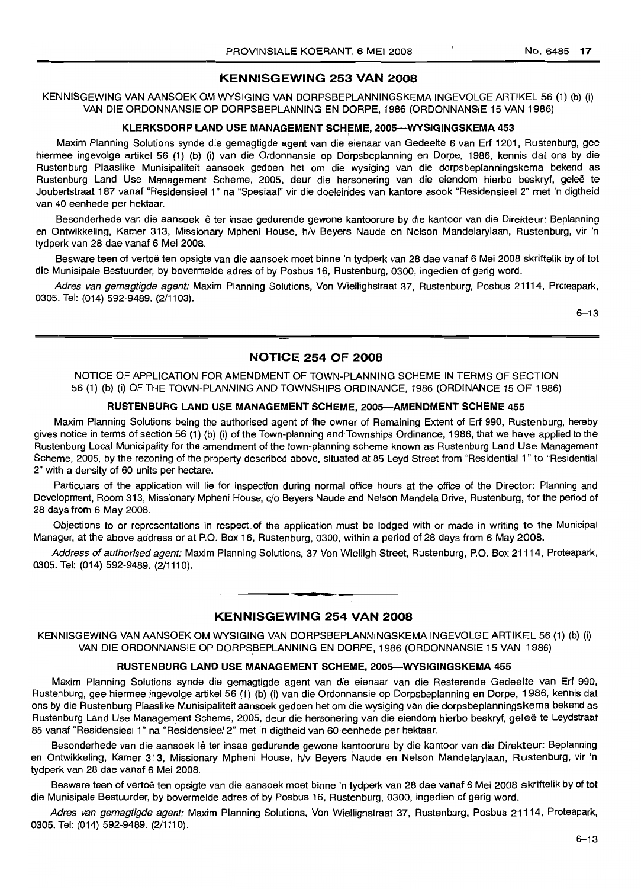## KENNISGEWING 253 VAN 2008

KENNISGEWING VAN AANSOEK OM WYSIGING VAN DORPSBEPLANNINGSKEMA INGEVOLGE ARTIKEL 56 (1) (b) (i) VAN DIE ORDONNANSIE OP DORPSBEPLANNING EN DORPE, 1986 (ORDONNANSIE 15 VAN 1986)

### KLERKSDORP LAND USE MANAGEMENT SCHEME, 2005—WYSIGINGSKEMA 453

Maxim Planning Solutions synde die gemagtigde agent van die eienaar van Gedeelte 6 van Erf 1201, Rustenburg, gee hiermee ingevolge artikel 56 (1) (b) (i) van die Ordonnansie op Dorpsbeplanning en Dorpe, 1986, kennis dat ons by die Rustenburg Plaaslike Munisipaliteit aansoek gedoen het om die wysiging van die dorpsbeplanningskema bekend as Rustenburg Land Use Management Scheme, 2005, deur die hersonering van die eiendom hierbo beskryf, geleë te Joubertstraat 187 vanaf "Residensieel 1" na "Spesiaal" vir die doeleindes van kantore asook "Residensieel 2" met 'n digtheid van 40 eenhede per hektaar.

Besonderhede van die aansoek lê ter insae gedurende gewone kantoorure by die kantoor van die Direkteur: Beplanning en Ontwikkeling, Kamer 313, Missionary Mpheni House, h/v Beyers Naude en Nelson Mandelarylaan, Rustenburg, vir 'n tydperk van 28 dae vanaf 6 Mei 2008.

Besware teen of vertoë ten opsigte van die aansoek moet binne 'n tydperk van 28 dae vanaf 6 Mei 2008 skriftelik by of tot die Munisipale Bestuurder, by bovermelde adres of by Posbus 16, Rustenburg, 0300, ingedien of gerig word.

*Adres van gemagtigde agent:* Maxim Planning Solutions, Von Wiellighstraat 37, Rustenburg, Posbus 21114, Proteapark, 0305. Tel: (014) 592-9489. (2/1103).

6–13

---

## NOTICE 254 OF 2008

NOTICE OF APPLICATION FOR AMENDMENT OF TOWN-PLANNING SCHEME IN TERMS OF SECTION 56 (1) (b) (i) OF THE TOWN-PLANNING AND TOWNSHIPS ORDINANCE, 1986 (ORDINANCE 15 OF 1986)

### RUSTENBURG LAND USE MANAGEMENT SCHEME, 2005—AMENDMENT SCHEME 455

Maxim Planning Solutions being the authorised agent of the owner of Remaining Extent of Erf 990, Rustenburg, hereby gives notice in terms of section 56 (1) (b) (i) of the Town-planning and Townships Ordinance, 1986, that we have applied to the Rustenburg Local Municipality for the amendment of the town-planning scheme known as Rustenburg Land Use Management Scheme, 2005, by the rezoning of the property described above, situated at 85 Leyd Street from "Residential 1" to "Residential 2" with a density of 60 units per hectare.

Particulars of the application will lie for inspection during normal office hours at the office of the Director: Planning and Development, Room 313, Missionary Mpheni House, c/o Beyers Naude and Nelson Mandela Drive, Rustenburg, for the period of 28 days from 6 May 2008.

Objections to or representations in respect of the application must be lodged with or made in writing to the Municipal Manager, at the above address or at P.O. Box 16, Rustenburg, 0300, within a period of 28 days from 6 May 2008.

*Address of authorised agent:* Maxim Planning Solutions, 37 Von Wielligh Street, Rustenburg, P.O. Box 21114, Proteapark, 0305. Tel: (014) 592-9489. (2/1110).

---

## KENNISGEWING 254 VAN 2008

KENNISGEWING VAN AANSOEK OM WYSIGING VAN DORPSBEPLANNINGSKEMA INGEVOLGE ARTIKEL 56 (1) (b) (i) VAN DIE ORDONNANSIE OP DORPSBEPLANNING EN DORPE, 1986 (ORDONNANSIE 15 VAN 1986)

### RUSTENBURG LAND USE MANAGEMENT SCHEME, 2005—WYSIGINGSKEMA 455

Maxim Planning Solutions synde die gemagtigde agent van die eienaar van die Resterende Gedeelte van Erf 990, Rustenburg, gee hiermee ingevolge artikel 56 (1) (b) (i) van die Ordonnansie op Dorpsbeplanning en Dorpe, 1986, kennis dat ons by die Rustenburg Plaaslike Munisipaliteit aansoek gedoen het om die wysiging van die dorpsbeplanningskema bekend as Rustenburg Land Use Management Scheme, 2005, deur die hersonering van die eiendom hierbo beskryf, geleë te Leydstraat 85 vanaf "Residensieel 1" na "Residensieel 2" met 'n digtheid van 60 eenhede per hektaar.

Besonderhede van die aansoek lê ter insae gedurende gewone kantoorure by die kantoor van die Direkteur: Beplanning en Ontwikkeling, Kamer 313, Missionary Mpheni House, h/v Beyers Naude en Nelson Mandelarylaan, Rustenburg, vir 'n tydperk van 28 dae vanaf 6 Mei 2008.

Besware teen of vertoë ten opsigte van die aansoek moet binne 'n tydperk van 28 dae vanaf 6 Mei 2008 skriftelik by of tot die Munisipale Bestuurder, by bovermelde adres of by Posbus 16, Rustenburg, 0300, ingedien of gerig word.

*Adres van gemagtigde agent:* Maxim Planning Solutions, Von Wiellighstraat 37, Rustenburg, Posbus 21114, Proteapark, 0305. Tel: (014) 592-9489. (2/1110).

6–13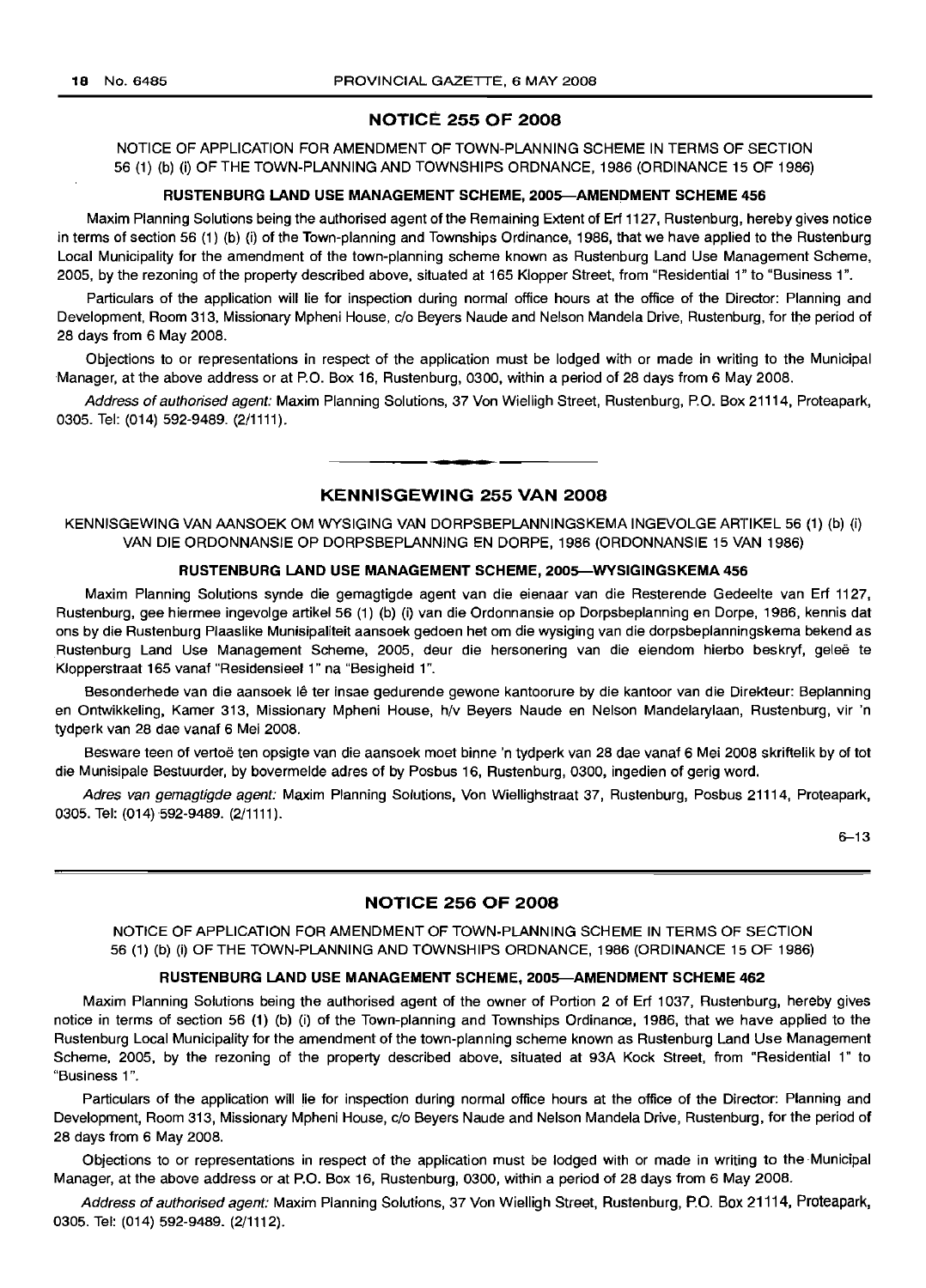## NOTICE 255 OF 2008

NOTICE OF APPLICATION FOR AMENDMENT OF TOWN-PLANNING SCHEME IN TERMS OF SECTION 56 (1) (b) (i) OF THE TOWN-PLANNING AND TOWNSHIPS ORDNANCE, 1986 (ORDINANCE 15 OF 1986)

### RUSTENBURG LAND USE MANAGEMENT SCHEME, 2005—AMENDMENT SCHEME 456

Maxim Planning Solutions being the authorised agent of the Remaining Extent of Erf 1127, Rustenburg, hereby gives notice in terms of section 56 (1) (b) (i) of the Town-planning and Townships Ordinance, 1986, that we have applied to the Rustenburg Local Municipality for the amendment of the town-planning scheme known as Rustenburg Land Use Management Scheme, 2005, by the rezoning of the property described above, situated at 165 Klopper Street, from "Residential 1" to "Business 1".

Particulars of the application will lie for inspection during normal office hours at the office of the Director: Planning and Development, Room 313, Missionary Mpheni House, c/o Beyers Naude and Nelson Mandela Drive, Rustenburg, for the period of 28 days from 6 May 2008.

Objections to or representations in respect of the application must be lodged with or made in writing to the Municipal Manager, at the above address or at P.O. Box 16, Rustenburg, 0300, within a period of 28 days from 6 May 2008.

*Address of authorised agent:* Maxim Planning Solutions, 37 Von Wielligh Street, Rustenburg, P.O. Box 21114, Proteapark, 0305. Tel: (014) 592-9489. (2/1111).

---

## KENNISGEWING 255 VAN 2008

KENNISGEWING VAN AANSOEK OM WYSIGING VAN DORPSBEPLANNINGSKEMA INGEVOLGE ARTIKEL 56 (1) (b) (i) VAN DIE ORDONNANSIE OP DORPSBEPLANNING EN DORPE, 1986 (ORDONNANSIE 15 VAN 1986)

### RUSTENBURG LAND USE MANAGEMENT SCHEME, 2005—WYSIGINGSKEMA 456

Maxim Planning Solutions synde die gemagtigde agent van die eienaar van die Resterende Gedeelte van Erf 1127, Rustenburg, gee hiermee ingevolge artikel 56 (1) (b) (i) van die Ordonnansie op Dorpsbeplanning en Dorpe, 1986, kennis dat ons by die Rustenburg Plaaslike Munisipaliteit aansoek gedoen het om die wysiging van die dorpsbeplanningskema bekend as Rustenburg Land Use Management Scheme, 2005, deur die hersonering van die eiendom hierbo beskryf, geleë te Klopperstraat 165 vanaf "Residensieel 1" na "Besigheid 1".

Besonderhede van die aansoek lê ter insae gedurende gewone kantoorure by die kantoor van die Direkteur: Beplanning en Ontwikkeling, Kamer 313, Missionary Mpheni House, h/v Beyers Naude en Nelson Mandelarylaan, Rustenburg, vir 'n tydperk van 28 dae vanaf 6 Mei 2008.

Besware teen of vertoë ten opsigte van die aansoek moet binne 'n tydperk van 28 dae vanaf 6 Mei 2008 skriftelik by of tot die Munisipale Bestuurder, by bovermelde adres of by Posbus 16, Rustenburg, 0300, ingedien of gerig word.

*Adres van gemagtigde agent:* Maxim Planning Solutions, Von Wiellighstraat 37, Rustenburg, Posbus 21114, Proteapark, 0305. Tel: (014) 592-9489. (2/1111).

6–13

---

## NOTICE 256 OF 2008

NOTICE OF APPLICATION FOR AMENDMENT OF TOWN-PLANNING SCHEME IN TERMS OF SECTION 56 (1) (b) (i) OF THE TOWN-PLANNING AND TOWNSHIPS ORDNANCE, 1986 (ORDINANCE 15 OF 1986)

### RUSTENBURG LAND USE MANAGEMENT SCHEME, 2005—AMENDMENT SCHEME 462

Maxim Planning Solutions being the authorised agent of the owner of Portion 2 of Erf 1037, Rustenburg, hereby gives notice in terms of section 56 (1) (b) (i) of the Town-planning and Townships Ordinance, 1986, that we have applied to the Rustenburg Local Municipality for the amendment of the town-planning scheme known as Rustenburg Land Use Management Scheme, 2005, by the rezoning of the property described above, situated at 93A Kock Street, from "Residential 1" to "Business 1".

Particulars of the application will lie for inspection during normal office hours at the office of the Director: Planning and Development, Room 313, Missionary Mpheni House, c/o Beyers Naude and Nelson Mandela Drive, Rustenburg, for the period of 28 days from 6 May 2008.

Objections to or representations in respect of the application must be lodged with or made in writing to the Municipal Manager, at the above address or at P.O. Box 16, Rustenburg, 0300, within a period of 28 days from 6 May 2008.

*Address of authorised agent:* Maxim Planning Solutions, 37 Von Wielligh Street, Rustenburg, P.O. Box 21114, Proteapark, 0305. Tel: (014) 592-9489. (2/1112).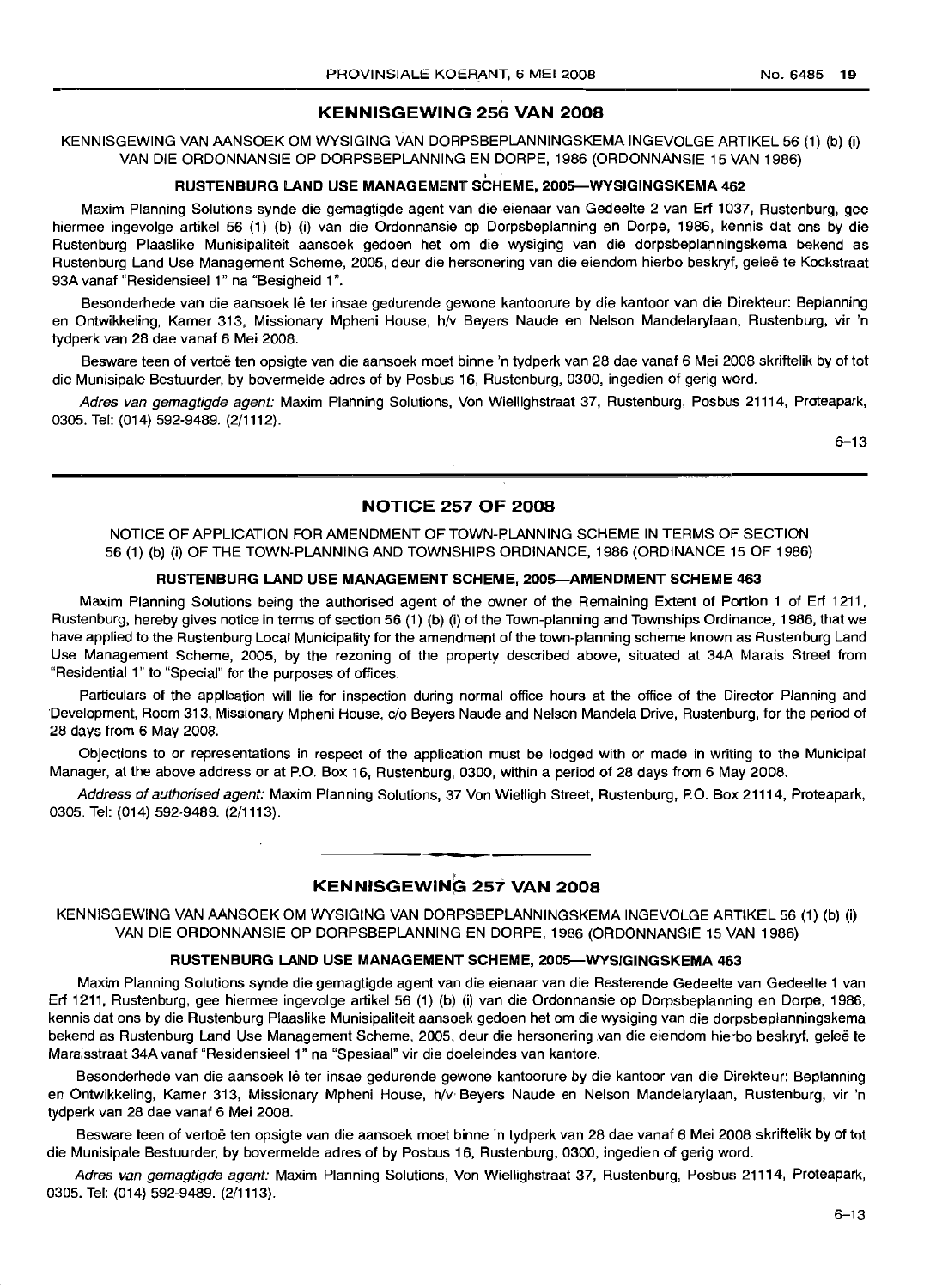## KENNISGEWING 256 VAN 2008

KENNISGEWING VAN AANSOEK OM WYSIGING VAN DORPSBEPLANNINGSKEMA INGEVOLGE ARTIKEL 56 (1) (b) (i) VAN DIE ORDONNANSIE OP DORPSBEPLANNING EN DORPE, 1986 (ORDONNANSIE 15 VAN 1986)

### RUSTENBURG LAND USE MANAGEMENT SCHEME, 2005—WYSIGINGSKEMA 462

Maxim Planning Solutions synde die gemagtigde agent van die eienaar van Gedeelte 2 van Erf 1037, Rustenburg, gee hiermee ingevolge artikel 56 (1) (b) (i) van die Ordonnansie op Dorpsbeplanning en Dorpe, 1986, kennis dat ons by die Rustenburg Plaaslike Munisipaliteit aansoek gedoen het om die wysiging van die dorpsbeplanningskema bekend as Rustenburg Land Use Management Scheme, 2005, deur die hersonering van die eiendom hierbo beskryf, geleë te Kockstraat 93A vanaf "Residensieel 1" na "Besigheid 1".

Besonderhede van die aansoek lê ter insae gedurende gewone kantoorure by die kantoor van die Direkteur: Beplanning en Ontwikkeling, Kamer 313, Missionary Mpheni House, h/v Beyers Naude en Nelson Mandelarylaan, Rustenburg, vir 'n tydperk van 28 dae vanaf 6 Mei 2008.

Besware teen of vertoë ten opsigte van die aansoek moet binne 'n tydperk van 28 dae vanaf 6 Mei 2008 skriftelik by of tot die Munisipale Bestuurder, by bovermelde adres of by Posbus 16, Rustenburg, 0300, ingedien of gerig word.

*Adres van gemagtigde agent:* Maxim Planning Solutions, Von Wiellighstraat 37, Rustenburg, Posbus 21114, Proteapark, 0305. Tel: (014) 592-9489. (2/1112).

6–13

## NOTICE 257 OF 2008

NOTICE OF APPLICATION FOR AMENDMENT OF TOWN-PLANNING SCHEME IN TERMS OF SECTION 56 (1) (b) (i) OF THE TOWN-PLANNING AND TOWNSHIPS ORDINANCE, 1986 (ORDINANCE 15 OF 1986)

### RUSTENBURG LAND USE MANAGEMENT SCHEME, 2005—AMENDMENT SCHEME 463

Maxim Planning Solutions being the authorised agent of the owner of the Remaining Extent of Portion 1 of Erf 1211, Rustenburg, hereby gives notice in terms of section 56 (1) (b) (i) of the Town-planning and Townships Ordinance, 1986, that we have applied to the Rustenburg Local Municipality for the amendment of the town-planning scheme known as Rustenburg Land Use Management Scheme, 2005, by the rezoning of the property described above, situated at 34A Marais Street from "Residential 1" to "Special" for the purposes of offices.

Particulars of the application will lie for inspection during normal office hours at the office of the Director Planning and Development, Room 313, Missionary Mpheni House, c/o Beyers Naude and Nelson Mandela Drive, Rustenburg, for the period of 28 days from 6 May 2008.

Objections to or representations in respect of the application must be lodged with or made in writing to the Municipal Manager, at the above address or at P.O. Box 16, Rustenburg, 0300, within a period of 28 days from 6 May 2008.

*Address of authorised agent:* Maxim Planning Solutions, 37 Von Wielligh Street, Rustenburg, P.O. Box 21114, Proteapark, 0305. Tel: (014) 592-9489. (2/1113).

## KENNISGEWING 257 VAN 2008

KENNISGEWING VAN AANSOEK OM WYSIGING VAN DORPSBEPLANNINGSKEMA INGEVOLGE ARTIKEL 56 (1) (b) (i) VAN DIE ORDONNANSIE OP DORPSBEPLANNING EN DORPE, 1986 (ORDONNANSIE 15 VAN 1986)

### RUSTENBURG LAND USE MANAGEMENT SCHEME, 2005—WYSIGINGSKEMA 463

Maxim Planning Solutions synde die gemagtigde agent van die eienaar van die Resterende Gedeelte van Gedeelte 1 van Erf 1211, Rustenburg, gee hiermee ingevolge artikel 56 (1) (b) (i) van die Ordonnansie op Dorpsbeplanning en Dorpe, 1986, kennis dat ons by die Rustenburg Plaaslike Munisipaliteit aansoek gedoen het om die wysiging van die dorpsbeplanningskema bekend as Rustenburg Land Use Management Scheme, 2005, deur die hersonering van die eiendom hierbo beskryf, geleë te Maraisstraat 34A vanaf "Residensieel 1" na "Spesiaal" vir die doeleindes van kantore.

Besonderhede van die aansoek lê ter insae gedurende gewone kantoorure by die kantoor van die Direkteur: Beplanning en Ontwikkeling, Kamer 313, Missionary Mpheni House, h/v Beyers Naude en Nelson Mandelarylaan, Rustenburg, vir 'n tydperk van 28 dae vanaf 6 Mei 2008.

Besware teen of vertoë ten opsigte van die aansoek moet binne 'n tydperk van 28 dae vanaf 6 Mei 2008 skriftelik by of tot die Munisipale Bestuurder, by bovermelde adres of by Posbus 16, Rustenburg, 0300, ingedien of gerig word.

*Adres van gemagtigde agent:* Maxim Planning Solutions, Von Wiellighstraat 37, Rustenburg, Posbus 21114, Proteapark, 0305. Tel: (014) 592-9489. (2/1113).

6–13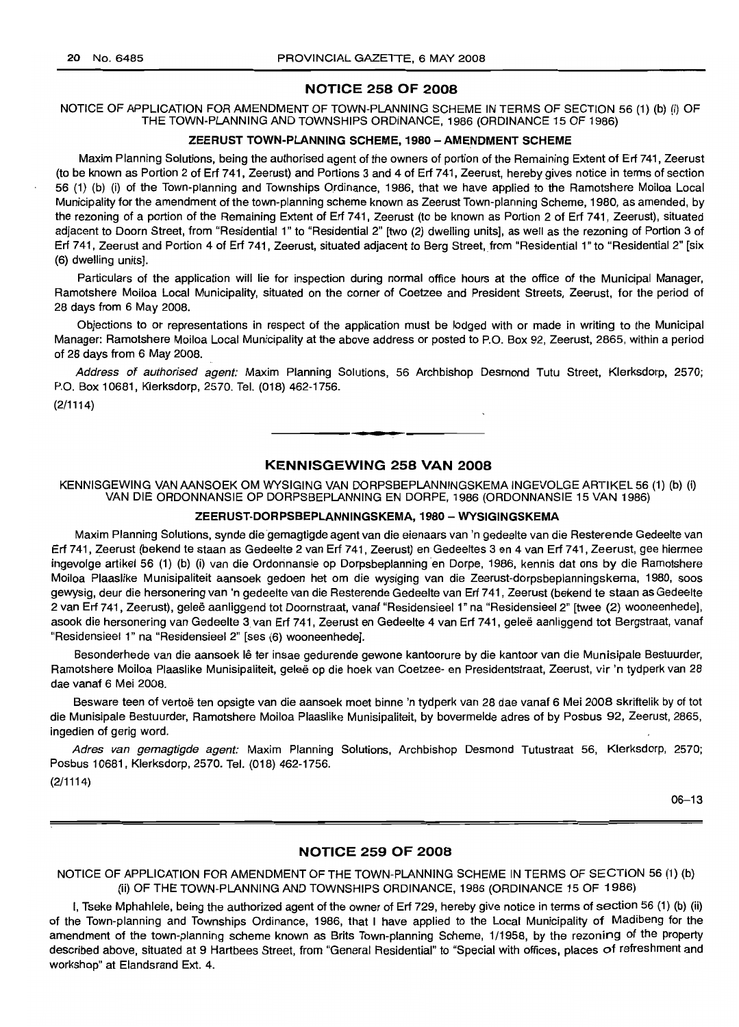## NOTICE 258 OF 2008

NOTICE OF APPLICATION FOR AMENDMENT OF TOWN-PLANNING SCHEME IN TERMS OF SECTION 56 (1) (b) (i) OF THE TOWN-PLANNING AND TOWNSHIPS ORDINANCE, 1986 (ORDINANCE 15 OF 1986)

### ZEERUST TOWN-PLANNING SCHEME, 1980 – AMENDMENT SCHEME

Maxim Planning Solutions, being the authorised agent of the owners of portion of the Remaining Extent of Erf 741, Zeerust (to be known as Portion 2 of Erf 741, Zeerust) and Portions 3 and 4 of Erf 741, Zeerust, hereby gives notice in terms of section 56 (1) (b) (i) of the Town-planning and Townships Ordinance, 1986, that we have applied to the Ramotshere Moiloa Local Municipality for the amendment of the town-planning scheme known as Zeerust Town-planning Scheme, 1980, as amended, by the rezoning of a portion of the Remaining Extent of Erf 741, Zeerust (to be known as Portion 2 of Erf 741, Zeerust), situated adjacent to Doorn Street, from "Residential 1" to "Residential 2" [two (2) dwelling units], as well as the rezoning of Portion 3 of Erf 741, Zeerust and Portion 4 of Erf 741, Zeerust, situated adjacent to Berg Street, from "Residential 1" to "Residential 2" [six (6) dwelling units].

Particulars of the application will lie for inspection during normal office hours at the office of the Municipal Manager, Ramotshere Moiloa Local Municipality, situated on the corner of Coetzee and President Streets, Zeerust, for the period of 28 days from 6 May 2008.

Objections to or representations in respect of the application must be lodged with or made in writing to the Municipal Manager: Ramotshere Moiloa Local Municipality at the above address or posted to P.O. Box 92, Zeerust, 2865, within a period of 28 days from 6 May 2008.

*Address of authorised agent:* Maxim Planning Solutions, 56 Archbishop Desmond Tutu Street, Klerksdorp, 2570; P.O. Box 10681, Klerksdorp, 2570. Tel. (018) 462-1756.

(2/1114)

---

## KENNISGEWING 258 VAN 2008

KENNISGEWING VAN AANSOEK OM WYSIGING VAN DORPSBEPLANNINGSKEMA INGEVOLGE ARTIKEL 56 (1) (b) (i) VAN DIE ORDONNANSIE OP DORPSBEPLANNING EN DORPE, 1986 (ORDONNANSIE 15 VAN 1986)

### ZEERUST-DORPSBEPLANNINGSKEMA, 1980 – WYSIGINGSKEMA

Maxim Planning Solutions, synde die gemagtigde agent van die eienaars van 'n gedeelte van die Resterende Gedeelte van Erf 741, Zeerust (bekend te staan as Gedeelte 2 van Erf 741, Zeerust) en Gedeeltes 3 en 4 van Erf 741, Zeerust, gee hiermee ingevolge artikel 56 (1) (b) (i) van die Ordonnansie op Dorpsbeplanning en Dorpe, 1986, kennis dat ons by die Ramotshere Moiloa Plaaslike Munisipaliteit aansoek gedoen het om die wysiging van die Zeerust-dorpsbeplanningskema, 1980, soos gewysig, deur die hersonering van 'n gedeelte van die Resterende Gedeelte van Erf 741, Zeerust (bekend te staan as Gedeelte 2 van Erf 741, Zeerust), geleë aanliggend tot Doornstraat, vanaf "Residensieel 1" na "Residensieel 2" [twee (2) wooneenhede], asook die hersonering van Gedeelte 3 van Erf 741, Zeerust en Gedeelte 4 van Erf 741, geleë aanliggend tot Bergstraat, vanaf "Residensieel 1" na "Residensieel 2" [ses (6) wooneenhede].

Besonderhede van die aansoek lê ter insae gedurende gewone kantoorure by die kantoor van die Munisipale Bestuurder, Ramotshere Moiloa Plaaslike Munisipaliteit, geleë op die hoek van Coetzee- en Presidentstraat, Zeerust, vir 'n tydperk van 28 dae vanaf 6 Mei 2008.

Besware teen of vertoë ten opsigte van die aansoek moet binne 'n tydperk van 28 dae vanaf 6 Mei 2008 skriftelik by of tot die Munisipale Bestuurder, Ramotshere Moiloa Plaaslike Munisipaliteit, by bovermelde adres of by Posbus 92, Zeerust, 2865, ingedien of gerig word.

*Adres van gemagtigde agent:* Maxim Planning Solutions, Archbishop Desmond Tutustraat 56, Klerksdorp, 2570; Posbus 10681, Klerksdorp, 2570. Tel. (018) 462-1756.

(2/1114)

06–13

---

## NOTICE 259 OF 2008

NOTICE OF APPLICATION FOR AMENDMENT OF THE TOWN-PLANNING SCHEME IN TERMS OF SECTION 56 (1) (b) (ii) OF THE TOWN-PLANNING AND TOWNSHIPS ORDINANCE, 1986 (ORDINANCE 15 OF 1986)

I, Tseke Mphahlele, being the authorized agent of the owner of Erf 729, hereby give notice in terms of section 56 (1) (b) (ii) of the Town-planning and Townships Ordinance, 1986, that I have applied to the Local Municipality of Madibeng for the amendment of the town-planning scheme known as Brits Town-planning Scheme, 1/1958, by the rezoning of the property described above, situated at 9 Hartbees Street, from "General Residential" to "Special with offices, places of refreshment and workshop" at Elandsrand Ext. 4.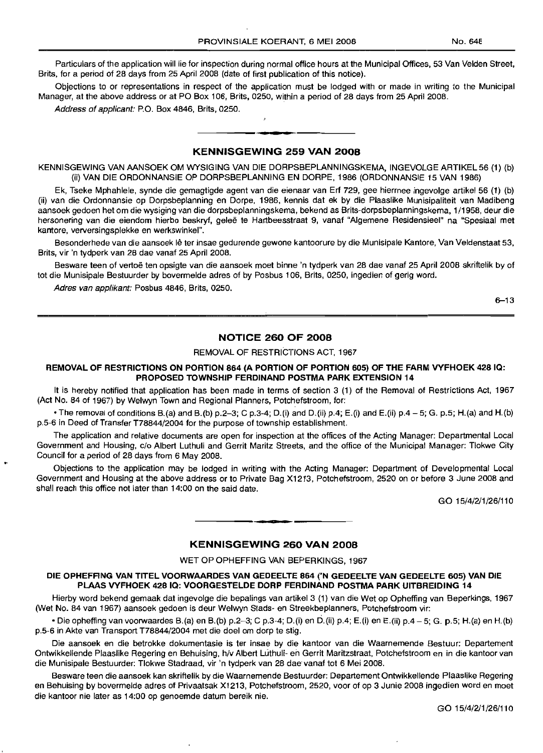Particulars of the application will lie for inspection during normal office hours at the Municipal Offices, 53 Van Velden Street, Brits, for a period of 28 days from 25 April 2008 (date of first publication of this notice).

Objections to or representations in respect of the application must be lodged with or made in writing to the Municipal Manager, at the above address or at PO Box 106, Brits, 0250, within a period of 28 days from 25 April 2008.

*Address of applicant:* P.O. Box 4846, Brits, 0250.

## KENNISGEWING 259 VAN 2008

KENNISGEWING VAN AANSOEK OM WYSIGING VAN DIE DORPSBEPLANNINGSKEMA, INGEVOLGE ARTIKEL 56 (1) (b) (ii) VAN DIE ORDONNANSIE OP DORPSBEPLANNING EN DORPE, 1986 (ORDONNANSIE 15 VAN 1986)

Ek, Tseke Mphahlele, synde die gemagtigde agent van die eienaar van Erf 729, gee hiermee ingevolge artikel 56 (1) (b) (ii) van die Ordonnansie op Dorpsbeplanning en Dorpe, 1986, kennis dat ek by die Plaaslike Munisipaliteit van Madibeng aansoek gedoen het om die wysiging van die dorpsbeplanningskema, bekend as Brits-dorpsbeplanningskema, 1/1958, deur die hersonering van die eiendom hierbo beskryf, geleë te Hartbeesstraat 9, vanaf "Algemene Residensieel" na "Spesiaal met kantore, verversingsplekke en werkswinkel".

Besonderhede van die aansoek lê ter insae gedurende gewone kantoorure by die Munisipale Kantore, Van Veldenstaat 53, Brits, vir 'n tydperk van 28 dae vanaf 25 April 2008.

Besware teen of vertoë ten opsigte van die aansoek moet binne 'n tydperk van 28 dae vanaf 25 April 2008 skriftelik by of tot die Munisipale Bestuurder by bovermelde adres of by Posbus 106, Brits, 0250, ingedien of gerig word.

*Adres van applikant:* Posbus 4846, Brits, 0250.

6–13

## NOTICE 260 OF 2008

REMOVAL OF RESTRICTIONS ACT, 1967

**REMOVAL OF RESTRICTIONS ON PORTION 864 (A PORTION OF PORTION 605) OF THE FARM VYFHOEK 428 IQ: PROPOSED TOWNSHIP FERDINAND POSTMA PARK EXTENSION 14**

It is hereby notified that application has been made in terms of section 3 (1) of the Removal of Restrictions Act, 1967 (Act No. 84 of 1967) by Welwyn Town and Regional Planners, Potchefstroom, for:

• The removal of conditions B.(a) and B.(b) p.2–3; C p.3-4; D.(i) and D.(ii) p.4; E.(i) and E.(ii) p.4 – 5; G. p.5; H.(a) and H.(b) p.5-6 in Deed of Transfer T78844/2004 for the purpose of township establishment.

The application and relative documents are open for inspection at the offices of the Acting Manager: Departmental Local Government and Housing, c/o Albert Luthuli and Gerrit Maritz Streets, and the office of the Municipal Manager: Tlokwe City Council for a period of 28 days from 6 May 2008.

Objections to the application may be lodged in writing with the Acting Manager: Department of Developmental Local Government and Housing at the above address or to Private Bag X1213, Potchefstroom, 2520 on or before 3 June 2008 and shall reach this office not later than 14:00 on the said date.

GO 15/4/2/1/26/110

## KENNISGEWING 260 VAN 2008

WET OP OPHEFFING VAN BEPERKINGS, 1967

**DIE OPHEFFING VAN TITEL VOORWAARDES VAN GEDEELTE 864 ('N GEDEELTE VAN GEDEELTE 605) VAN DIE PLAAS VYFHOEK 428 IQ: VOORGESTELDE DORP FERDINAND POSTMA PARK UITBREIDING 14**

Hierby word bekend gemaak dat ingevolge die bepalings van artikel 3 (1) van die Wet op Opheffing van Beperkings, 1967 (Wet No. 84 van 1967) aansoek gedoen is deur Welwyn Stads- en Streekbeplanners, Potchefstroom vir:

• Die opheffing van voorwaardes B.(a) en B.(b) p.2–3; C p.3-4; D.(i) en D.(ii) p.4; E.(i) en E.(ii) p.4 – 5; G. p.5; H.(a) en H.(b) p.5-6 in Akte van Transport T78844/2004 met die doel om dorp te stig.

Die aansoek en die betrokke dokumentasie is ter insae by die kantoor van die Waarnemende Bestuur: Departement Ontwikkellende Plaaslike Regering en Behuising, h/v Albert Luthuli- en Gerrit Maritzstraat, Potchefstroom en in die kantoor van die Munisipale Bestuurder: Tlokwe Stadraad, vir 'n tydperk van 28 dae vanaf tot 6 Mei 2008.

Besware teen die aansoek kan skriftelik by die Waarnemende Bestuurder: Departement Ontwikkellende Plaaslike Regering en Behuising by bovermelde adres of Privaatsak X1213, Potchefstroom, 2520, voor of op 3 Junie 2008 ingedien word en moet die kantoor nie later as 14:00 op genoemde datum bereik nie.

GO 15/4/2/1/26/110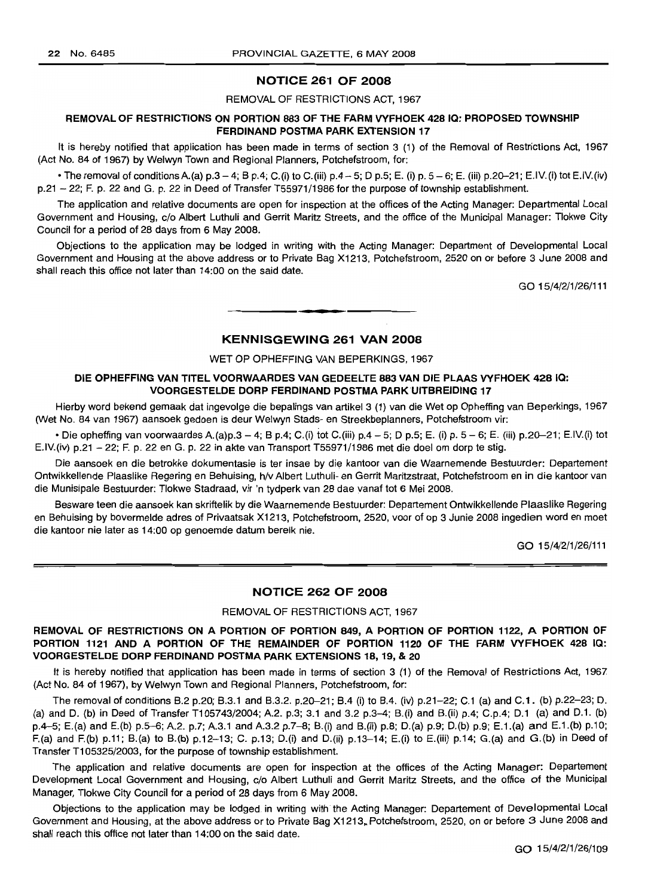## NOTICE 261 OF 2008

REMOVAL OF RESTRICTIONS ACT, 1967

### REMOVAL OF RESTRICTIONS ON PORTION 883 OF THE FARM VYFHOEK 428 IQ: PROPOSED TOWNSHIP FERDINAND POSTMA PARK EXTENSION 17

It is hereby notified that application has been made in terms of section 3 (1) of the Removal of Restrictions Act, 1967 (Act No. 84 of 1967) by Welwyn Town and Regional Planners, Potchefstroom, for:

- The removal of conditions A.(a) p.3 – 4; B p.4; C.(i) to C.(iii) p.4 – 5; D p.5; E. (i) p. 5 – 6; E. (iii) p.20–21; E.IV.(i) tot E.IV.(iv) p.21 – 22; F. p. 22 and G. p. 22 in Deed of Transfer T55971/1986 for the purpose of township establishment.

The application and relative documents are open for inspection at the offices of the Acting Manager: Departmental Local Government and Housing, c/o Albert Luthuli and Gerrit Maritz Streets, and the office of the Municipal Manager: Tlokwe City Council for a period of 28 days from 6 May 2008.

Objections to the application may be lodged in writing with the Acting Manager: Department of Developmental Local Government and Housing at the above address or to Private Bag X1213, Potchefstroom, 2520 on or before 3 June 2008 and shall reach this office not later than 14:00 on the said date.

GO 15/4/2/1/26/111

---

## KENNISGEWING 261 VAN 2008

WET OP OPHEFFING VAN BEPERKINGS, 1967

### DIE OPHEFFING VAN TITEL VOORWAARDES VAN GEDEELTE 883 VAN DIE PLAAS VYFHOEK 428 IQ: VOORGESTELDE DORP FERDINAND POSTMA PARK UITBREIDING 17

Hierby word bekend gemaak dat ingevolge die bepalings van artikel 3 (1) van die Wet op Opheffing van Beperkings, 1967 (Wet No. 84 van 1967) aansoek gedoen is deur Welwyn Stads- en Streekbeplanners, Potchefstroom vir:

- Die opheffing van voorwaardes A.(a)p.3 – 4; B p.4; C.(i) tot C.(iii) p.4 – 5; D p.5; E. (i) p. 5 – 6; E. (iii) p.20–21; E.IV.(i) tot E.IV.(iv) p.21 – 22; F. p. 22 en G. p. 22 in akte van Transport T55971/1986 met die doel om dorp te stig.

Die aansoek en die betrokke dokumentasie is ter insae by die kantoor van die Waarnemende Bestuurder: Departement Ontwikkellende Plaaslike Regering en Behuising, h/v Albert Luthuli- en Gerrit Maritzstraat, Potchefstroom en in die kantoor van die Munisipale Bestuurder: Tlokwe Stadraad, vir 'n tydperk van 28 dae vanaf tot 6 Mei 2008.

Besware teen die aansoek kan skriftelik by die Waarnemende Bestuurder: Departement Ontwikkellende Plaaslike Regering en Behuising by bovermelde adres of Privaatsak X1213, Potchefstroom, 2520, voor of op 3 Junie 2008 ingedien word en moet die kantoor nie later as 14:00 op genoemde datum bereik nie.

GO 15/4/2/1/26/111

---

## NOTICE 262 OF 2008

REMOVAL OF RESTRICTIONS ACT, 1967

### REMOVAL OF RESTRICTIONS ON A PORTION OF PORTION 849, A PORTION OF PORTION 1122, A PORTION OF PORTION 1121 AND A PORTION OF THE REMAINDER OF PORTION 1120 OF THE FARM VYFHOEK 428 IQ: VOORGESTELDE DORP FERDINAND POSTMA PARK EXTENSIONS 18, 19, & 20

It is hereby notified that application has been made in terms of section 3 (1) of the Removal of Restrictions Act, 1967 (Act No. 84 of 1967), by Welwyn Town and Regional Planners, Potchefstroom, for:

The removal of conditions B.2 p.20; B.3.1 and B.3.2. p.20–21; B.4 (i) to B.4. (iv) p.21–22; C.1 (a) and C.1. (b) p.22–23; D. (a) and D. (b) in Deed of Transfer T105743/2004; A.2. p.3; 3.1 and 3.2 p.3–4; B.(i) and B.(ii) p.4; C.p.4; D.1 (a) and D.1. (b) p.4–5; E.(a) and E.(b) p.5–6; A.2. p.7; A.3.1 and A.3.2 p.7–8; B.(i) and B.(ii) p.8; D.(a) p.9; D.(b) p.9; E.1.(a) and E.1.(b) p.10; F.(a) and F.(b) p.11; B.(a) to B.(b) p.12–13; C. p.13; D.(i) and D.(ii) p.13–14; E.(i) to E.(iii) p.14; G.(a) and G.(b) in Deed of Transfer T105325/2003, for the purpose of township establishment.

The application and relative documents are open for inspection at the offices of the Acting Manager: Departement Development Local Government and Housing, c/o Albert Luthuli and Gerrit Maritz Streets, and the office of the Municipal Manager, Tlokwe City Council for a period of 28 days from 6 May 2008.

Objections to the application may be lodged in writing with the Acting Manager: Departement of Developmental Local Government and Housing, at the above address or to Private Bag X1213, Potchefstroom, 2520, on or before 3 June 2008 and shall reach this office not later than 14:00 on the said date.

GO 15/4/2/1/26/109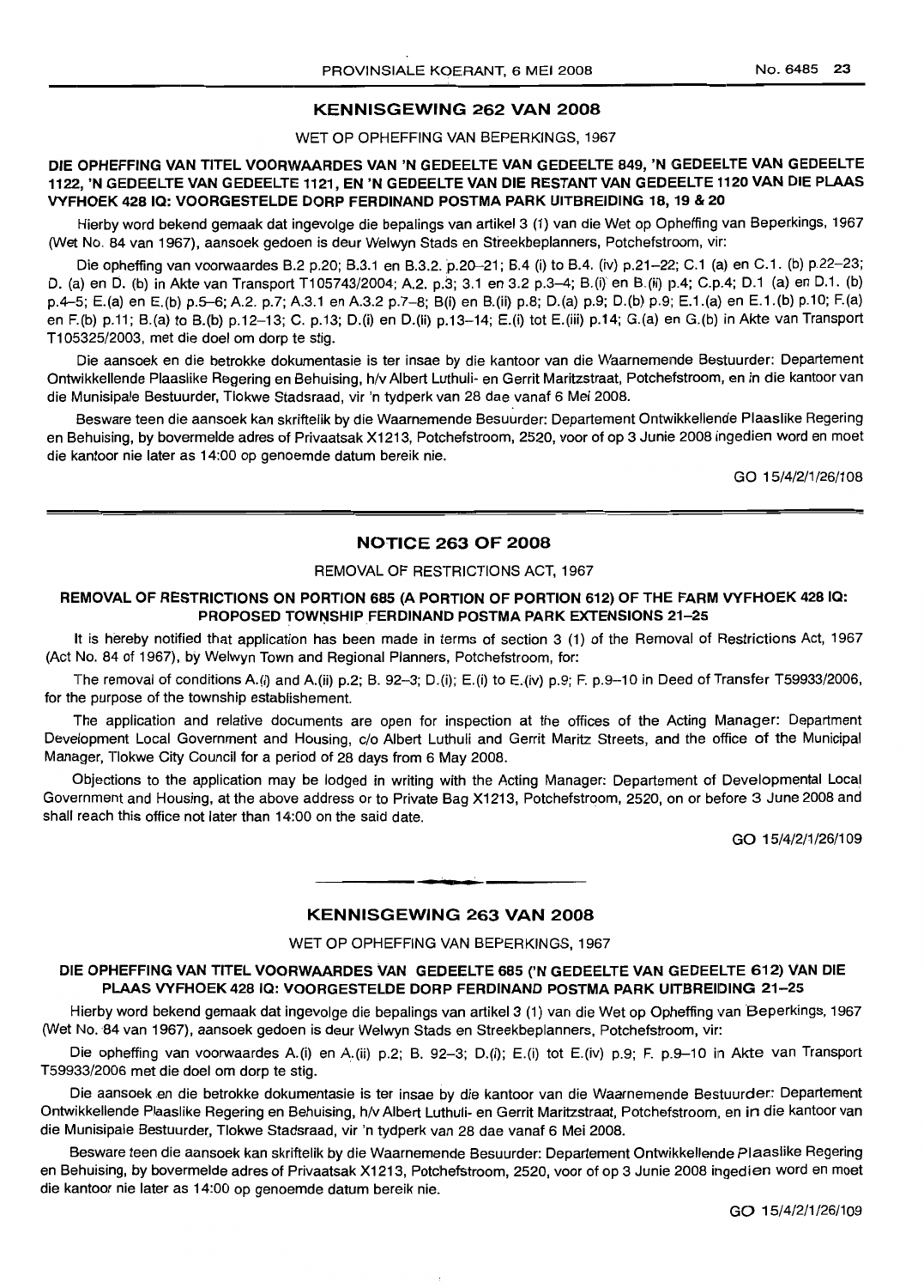## KENNISGEWING 262 VAN 2008

WET OP OPHEFFING VAN BEPERKINGS, 1967

**DIE OPHEFFING VAN TITEL VOORWAARDES VAN 'N GEDEELTE VAN GEDEELTE 849, 'N GEDEELTE VAN GEDEELTE 1122, 'N GEDEELTE VAN GEDEELTE 1121, EN 'N GEDEELTE VAN DIE RESTANT VAN GEDEELTE 1120 VAN DIE PLAAS VYFHOEK 428 IQ: VOORGESTELDE DORP FERDINAND POSTMA PARK UITBREIDING 18, 19 & 20**

Hierby word bekend gemaak dat ingevolge die bepalings van artikel 3 (1) van die Wet op Opheffing van Beperkings, 1967 (Wet No. 84 van 1967), aansoek gedoen is deur Welwyn Stads en Streekbeplanners, Potchefstroom, vir:

Die opheffing van voorwaardes B.2 p.20; B.3.1 en B.3.2. p.20–21; B.4 (i) to B.4. (iv) p.21–22; C.1 (a) en C.1. (b) p.22–23; D. (a) en D. (b) in Akte van Transport T105743/2004; A.2. p.3; 3.1 en 3.2 p.3–4; B.(i) en B.(ii) p.4; C.p.4; D.1 (a) en D.1. (b) p.4–5; E.(a) en E.(b) p.5–6; A.2. p.7; A.3.1 en A.3.2 p.7–8; B(i) en B.(ii) p.8; D.(a) p.9; D.(b) p.9; E.1.(a) en E.1.(b) p.10; F.(a) en F.(b) p.11; B.(a) to B.(b) p.12–13; C. p.13; D.(i) en D.(ii) p.13–14; E.(i) tot E.(iii) p.14; G.(a) en G.(b) in Akte van Transport T105325/2003, met die doel om dorp te stig.

Die aansoek en die betrokke dokumentasie is ter insae by die kantoor van die Waarnemende Bestuurder: Departement Ontwikkellende Plaaslike Regering en Behuising, h/v Albert Luthuli- en Gerrit Maritzstraat, Potchefstroom, en in die kantoor van die Munisipale Bestuurder, Tlokwe Stadsraad, vir 'n tydperk van 28 dae vanaf 6 Mei 2008.

Besware teen die aansoek kan skriftelik by die Waarnemende Besuurder: Departement Ontwikkellende Plaaslike Regering en Behuising, by bovermelde adres of Privaatsak X1213, Potchefstroom, 2520, voor of op 3 Junie 2008 ingedien word en moet die kantoor nie later as 14:00 op genoemde datum bereik nie.

GO 15/4/2/1/26/108

## NOTICE 263 OF 2008

REMOVAL OF RESTRICTIONS ACT, 1967

**REMOVAL OF RESTRICTIONS ON PORTION 685 (A PORTION OF PORTION 612) OF THE FARM VYFHOEK 428 IQ: PROPOSED TOWNSHIP FERDINAND POSTMA PARK EXTENSIONS 21–25**

It is hereby notified that application has been made in terms of section 3 (1) of the Removal of Restrictions Act, 1967 (Act No. 84 of 1967), by Welwyn Town and Regional Planners, Potchefstroom, for:

The removal of conditions A.(i) and A.(ii) p.2; B. 92–3; D.(i); E.(i) to E.(iv) p.9; F. p.9–10 in Deed of Transfer T59933/2006, for the purpose of the township establishement.

The application and relative documents are open for inspection at the offices of the Acting Manager: Department Development Local Government and Housing, c/o Albert Luthuli and Gerrit Maritz Streets, and the office of the Municipal Manager, Tlokwe City Council for a period of 28 days from 6 May 2008.

Objections to the application may be lodged in writing with the Acting Manager: Departement of Developmental Local Government and Housing, at the above address or to Private Bag X1213, Potchefstroom, 2520, on or before 3 June 2008 and shall reach this office not later than 14:00 on the said date.

GO 15/4/2/1/26/109

## KENNISGEWING 263 VAN 2008

WET OP OPHEFFING VAN BEPERKINGS, 1967

**DIE OPHEFFING VAN TITEL VOORWAARDES VAN GEDEELTE 685 ('N GEDEELTE VAN GEDEELTE 612) VAN DIE PLAAS VYFHOEK 428 IQ: VOORGESTELDE DORP FERDINAND POSTMA PARK UITBREIDING 21–25**

Hierby word bekend gemaak dat ingevolge die bepalings van artikel 3 (1) van die Wet op Opheffing van Beperkings, 1967 (Wet No. 84 van 1967), aansoek gedoen is deur Welwyn Stads en Streekbeplanners, Potchefstroom, vir:

Die opheffing van voorwaardes A.(i) en A.(ii) p.2; B. 92–3; D.(i); E.(i) tot E.(iv) p.9; F. p.9–10 in Akte van Transport T59933/2006 met die doel om dorp te stig.

Die aansoek en die betrokke dokumentasie is ter insae by die kantoor van die Waarnemende Bestuurder: Departement Ontwikkellende Plaaslike Regering en Behuising, h/v Albert Luthuli- en Gerrit Maritzstraat, Potchefstroom, en in die kantoor van die Munisipale Bestuurder, Tlokwe Stadsraad, vir 'n tydperk van 28 dae vanaf 6 Mei 2008.

Besware teen die aansoek kan skriftelik by die Waarnemende Besuurder: Departement Ontwikkellende Plaaslike Regering en Behuising, by bovermelde adres of Privaatsak X1213, Potchefstroom, 2520, voor of op 3 Junie 2008 ingedien word en moet die kantoor nie later as 14:00 op genoemde datum bereik nie.

GO 15/4/2/1/26/109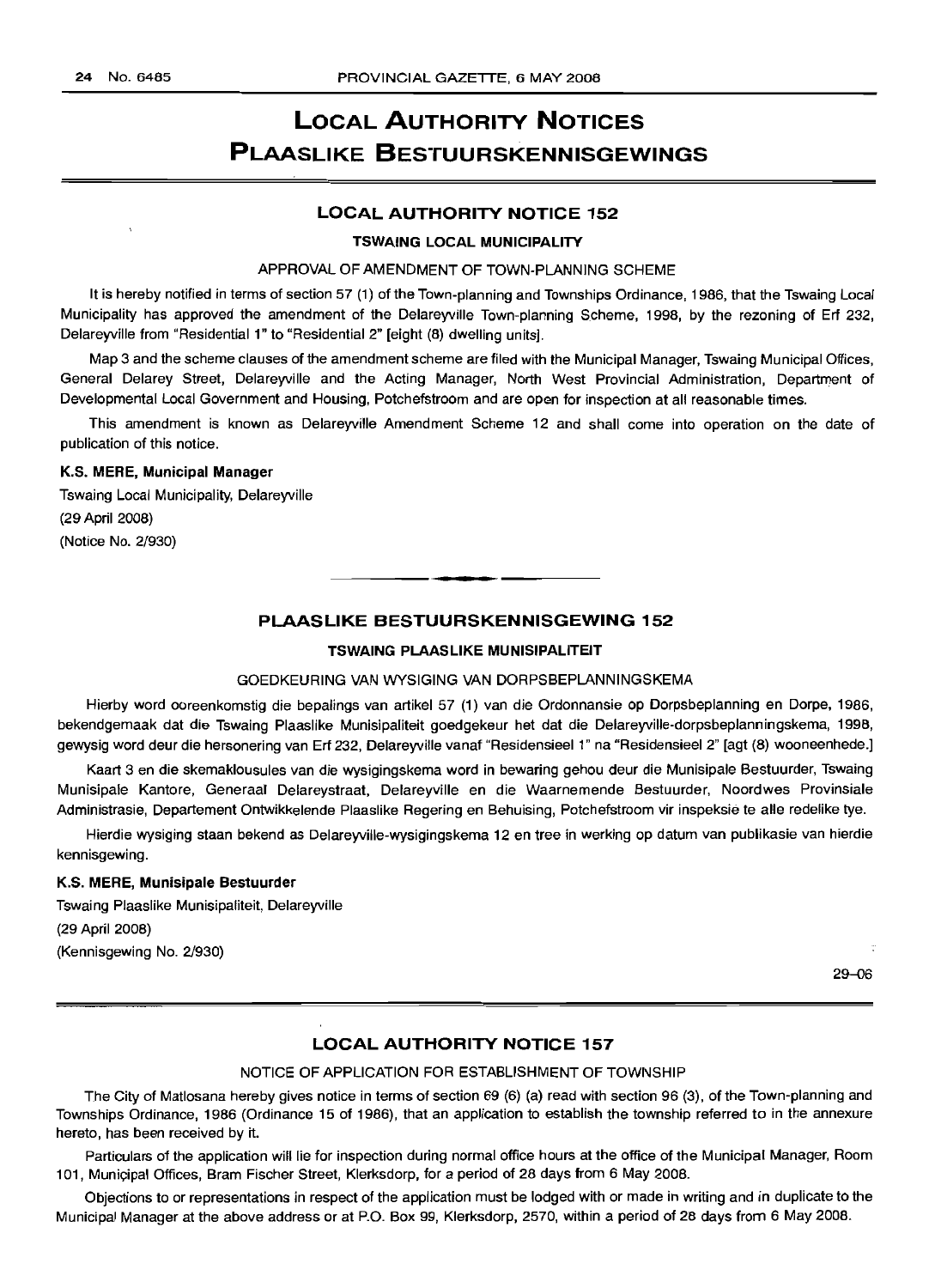# LOCAL AUTHORITY NOTICES
# PLAASLIKE BESTUURSKENNISGEWINGS

## LOCAL AUTHORITY NOTICE 152

### TSWAING LOCAL MUNICIPALITY

APPROVAL OF AMENDMENT OF TOWN-PLANNING SCHEME

It is hereby notified in terms of section 57 (1) of the Town-planning and Townships Ordinance, 1986, that the Tswaing Local Municipality has approved the amendment of the Delareyville Town-planning Scheme, 1998, by the rezoning of Erf 232, Delareyville from "Residential 1" to "Residential 2" [eight (8) dwelling units].

Map 3 and the scheme clauses of the amendment scheme are filed with the Municipal Manager, Tswaing Municipal Offices, General Delarey Street, Delareyville and the Acting Manager, North West Provincial Administration, Department of Developmental Local Government and Housing, Potchefstroom and are open for inspection at all reasonable times.

This amendment is known as Delareyville Amendment Scheme 12 and shall come into operation on the date of publication of this notice.

**K.S. MERE, Municipal Manager**

Tswaing Local Municipality, Delareyville
(29 April 2008)
(Notice No. 2/930)

---

## PLAASLIKE BESTUURSKENNISGEWING 152

### TSWAING PLAASLIKE MUNISIPALITEIT

GOEDKEURING VAN WYSIGING VAN DORPSBEPLANNINGSKEMA

Hierby word ooreenkomstig die bepalings van artikel 57 (1) van die Ordonnansie op Dorpsbeplanning en Dorpe, 1986, bekendgemaak dat die Tswaing Plaaslike Munisipaliteit goedgekeur het dat die Delareyville-dorpsbeplanningskema, 1998, gewysig word deur die hersonering van Erf 232, Delareyville vanaf "Residensieel 1" na "Residensieel 2" [agt (8) wooneenhede.]

Kaart 3 en die skemaklousules van die wysigingskema word in bewaring gehou deur die Munisipale Bestuurder, Tswaing Munisipale Kantore, Generaal Delareystraat, Delareyville en die Waarnemende Bestuurder, Noordwes Provinsiale Administrasie, Departement Ontwikkelende Plaaslike Regering en Behuising, Potchefstroom vir inspeksie te alle redelike tye.

Hierdie wysiging staan bekend as Delareyville-wysigingskema 12 en tree in werking op datum van publikasie van hierdie kennisgewing.

**K.S. MERE, Munisipale Bestuurder**

Tswaing Plaaslike Munisipaliteit, Delareyville
(29 April 2008)
(Kennisgewing No. 2/930)

29–06

---

## LOCAL AUTHORITY NOTICE 157

NOTICE OF APPLICATION FOR ESTABLISHMENT OF TOWNSHIP

The City of Matlosana hereby gives notice in terms of section 69 (6) (a) read with section 96 (3), of the Town-planning and Townships Ordinance, 1986 (Ordinance 15 of 1986), that an application to establish the township referred to in the annexure hereto, has been received by it.

Particulars of the application will lie for inspection during normal office hours at the office of the Municipal Manager, Room 101, Municipal Offices, Bram Fischer Street, Klerksdorp, for a period of 28 days from 6 May 2008.

Objections to or representations in respect of the application must be lodged with or made in writing and in duplicate to the Municipal Manager at the above address or at P.O. Box 99, Klerksdorp, 2570, within a period of 28 days from 6 May 2008.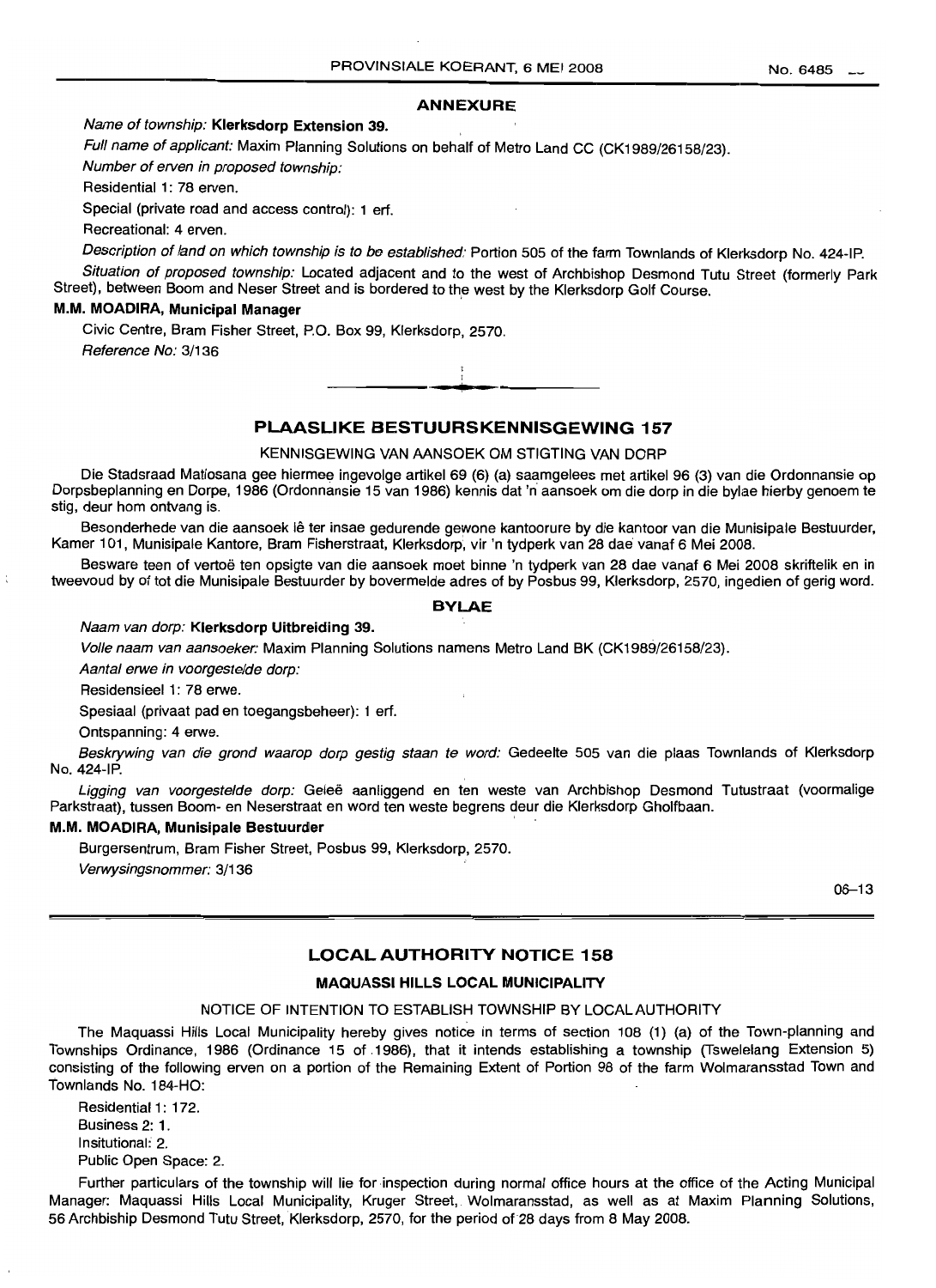## ANNEXURE

*Name of township:* **Klerksdorp Extension 39.**

*Full name of applicant:* Maxim Planning Solutions on behalf of Metro Land CC (CK1989/26158/23).

*Number of erven in proposed township:*

Residential 1: 78 erven.

Special (private road and access control): 1 erf.

Recreational: 4 erven.

*Description of land on which township is to be established:* Portion 505 of the farm Townlands of Klerksdorp No. 424-IP.

*Situation of proposed township:* Located adjacent and to the west of Archbishop Desmond Tutu Street (formerly Park Street), between Boom and Neser Street and is bordered to the west by the Klerksdorp Golf Course.

**M.M. MOADIRA, Municipal Manager**

Civic Centre, Bram Fisher Street, P.O. Box 99, Klerksdorp, 2570.

*Reference No:* 3/136

---

## PLAASLIKE BESTUURSKENNISGEWING 157

KENNISGEWING VAN AANSOEK OM STIGTING VAN DORP

Die Stadsraad Matlosana gee hiermee ingevolge artikel 69 (6) (a) saamgelees met artikel 96 (3) van die Ordonnansie op Dorpsbeplanning en Dorpe, 1986 (Ordonnansie 15 van 1986) kennis dat 'n aansoek om die dorp in die bylae hierby genoem te stig, deur hom ontvang is.

Besonderhede van die aansoek lê ter insae gedurende gewone kantoorure by die kantoor van die Munisipale Bestuurder, Kamer 101, Munisipale Kantore, Bram Fisherstraat, Klerksdorp, vir 'n tydperk van 28 dae vanaf 6 Mei 2008.

Besware teen of vertoë ten opsigte van die aansoek moet binne 'n tydperk van 28 dae vanaf 6 Mei 2008 skriftelik en in tweevoud by of tot die Munisipale Bestuurder by bovermelde adres of by Posbus 99, Klerksdorp, 2570, ingedien of gerig word.

### BYLAE

*Naam van dorp:* **Klerksdorp Uitbreiding 39.**

*Volle naam van aansoeker:* Maxim Planning Solutions namens Metro Land BK (CK1989/26158/23).

*Aantal erwe in voorgestelde dorp:*

Residensieel 1: 78 erwe.

Spesiaal (privaat pad en toegangsbeheer): 1 erf.

Ontspanning: 4 erwe.

*Beskrywing van die grond waarop dorp gestig staan te word:* Gedeelte 505 van die plaas Townlands of Klerksdorp No. 424-IP.

*Ligging van voorgestelde dorp:* Geleë aanliggend en ten weste van Archbishop Desmond Tutustraat (voormalige Parkstraat), tussen Boom- en Neserstraat en word ten weste begrens deur die Klerksdorp Gholfbaan.

**M.M. MOADIRA, Munisipale Bestuurder**

Burgersentrum, Bram Fisher Street, Posbus 99, Klerksdorp, 2570.

*Verwysingsnommer:* 3/136

06–13

---

## LOCAL AUTHORITY NOTICE 158

### MAQUASSI HILLS LOCAL MUNICIPALITY

NOTICE OF INTENTION TO ESTABLISH TOWNSHIP BY LOCAL AUTHORITY

The Maquassi Hills Local Municipality hereby gives notice in terms of section 108 (1) (a) of the Town-planning and Townships Ordinance, 1986 (Ordinance 15 of 1986), that it intends establishing a township (Tswelelang Extension 5) consisting of the following erven on a portion of the Remaining Extent of Portion 98 of the farm Wolmaransstad Town and Townlands No. 184-HO:

Residential 1: 172.

Business 2: 1.

Insitutional: 2.

Public Open Space: 2.

Further particulars of the township will lie for inspection during normal office hours at the office of the Acting Municipal Manager: Maquassi Hills Local Municipality, Kruger Street, Wolmaransstad, as well as at Maxim Planning Solutions, 56 Archbishop Desmond Tutu Street, Klerksdorp, 2570, for the period of 28 days from 8 May 2008.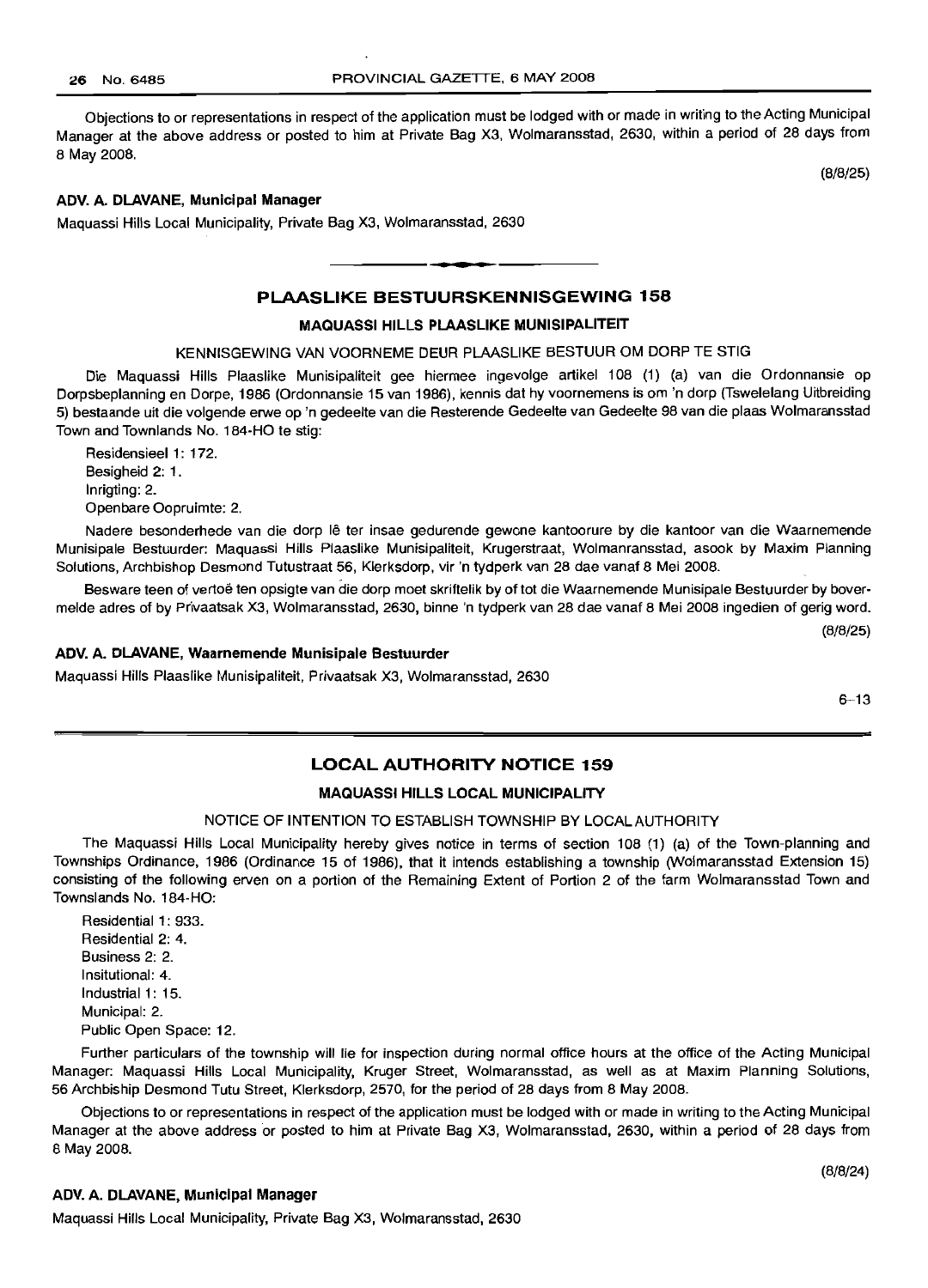Objections to or representations in respect of the application must be lodged with or made in writing to the Acting Municipal Manager at the above address or posted to him at Private Bag X3, Wolmaransstad, 2630, within a period of 28 days from 8 May 2008.

(8/8/25)

**ADV. A. DLAVANE, Municipal Manager**

Maquassi Hills Local Municipality, Private Bag X3, Wolmaransstad, 2630

## PLAASLIKE BESTUURSKENNISGEWING 158

### MAQUASSI HILLS PLAASLIKE MUNISIPALITEIT

KENNISGEWING VAN VOORNEME DEUR PLAASLIKE BESTUUR OM DORP TE STIG

Die Maquassi Hills Plaaslike Munisipaliteit gee hiermee ingevolge artikel 108 (1) (a) van die Ordonnansie op Dorpsbeplanning en Dorpe, 1986 (Ordonnansie 15 van 1986), kennis dat hy voornemens is om 'n dorp (Tswelelang Uitbreiding 5) bestaande uit die volgende erwe op 'n gedeelte van die Resterende Gedeelte van Gedeelte 98 van die plaas Wolmaransstad Town and Townlands No. 184-HO te stig:

Residensieel 1: 172.
Besigheid 2: 1.
Inrigting: 2.
Openbare Oopruimte: 2.

Nadere besonderhede van die dorp lê ter insae gedurende gewone kantoorure by die kantoor van die Waarnemende Munisipale Bestuurder: Maquassi Hills Plaaslike Munisipaliteit, Krugerstraat, Wolmanransstad, asook by Maxim Planning Solutions, Archbishop Desmond Tutustraat 56, Klerksdorp, vir 'n tydperk van 28 dae vanaf 8 Mei 2008.

Besware teen of vertoë ten opsigte van die dorp moet skriftelik by of tot die Waarnemende Munisipale Bestuurder by bovermelde adres of by Privaatsak X3, Wolmaransstad, 2630, binne 'n tydperk van 28 dae vanaf 8 Mei 2008 ingedien of gerig word.

(8/8/25)

**ADV. A. DLAVANE, Waarnemende Munisipale Bestuurder**

Maquassi Hills Plaaslike Munisipaliteit, Privaatsak X3, Wolmaransstad, 2630

6–13

## LOCAL AUTHORITY NOTICE 159

### MAQUASSI HILLS LOCAL MUNICIPALITY

NOTICE OF INTENTION TO ESTABLISH TOWNSHIP BY LOCAL AUTHORITY

The Maquassi Hills Local Municipality hereby gives notice in terms of section 108 (1) (a) of the Town-planning and Townships Ordinance, 1986 (Ordinance 15 of 1986), that it intends establishing a township (Wolmaransstad Extension 15) consisting of the following erven on a portion of the Remaining Extent of Portion 2 of the farm Wolmaransstad Town and Townslands No. 184-HO:

Residential 1: 933.
Residential 2: 4.
Business 2: 2.
Insitutional: 4.
Industrial 1: 15.
Municipal: 2.
Public Open Space: 12.

Further particulars of the township will lie for inspection during normal office hours at the office of the Acting Municipal Manager: Maquassi Hills Local Municipality, Kruger Street, Wolmaransstad, as well as at Maxim Planning Solutions, 56 Archbiship Desmond Tutu Street, Klerksdorp, 2570, for the period of 28 days from 8 May 2008.

Objections to or representations in respect of the application must be lodged with or made in writing to the Acting Municipal Manager at the above address or posted to him at Private Bag X3, Wolmaransstad, 2630, within a period of 28 days from 8 May 2008.

(8/8/24)

**ADV. A. DLAVANE, Municipal Manager**

Maquassi Hills Local Municipality, Private Bag X3, Wolmaransstad, 2630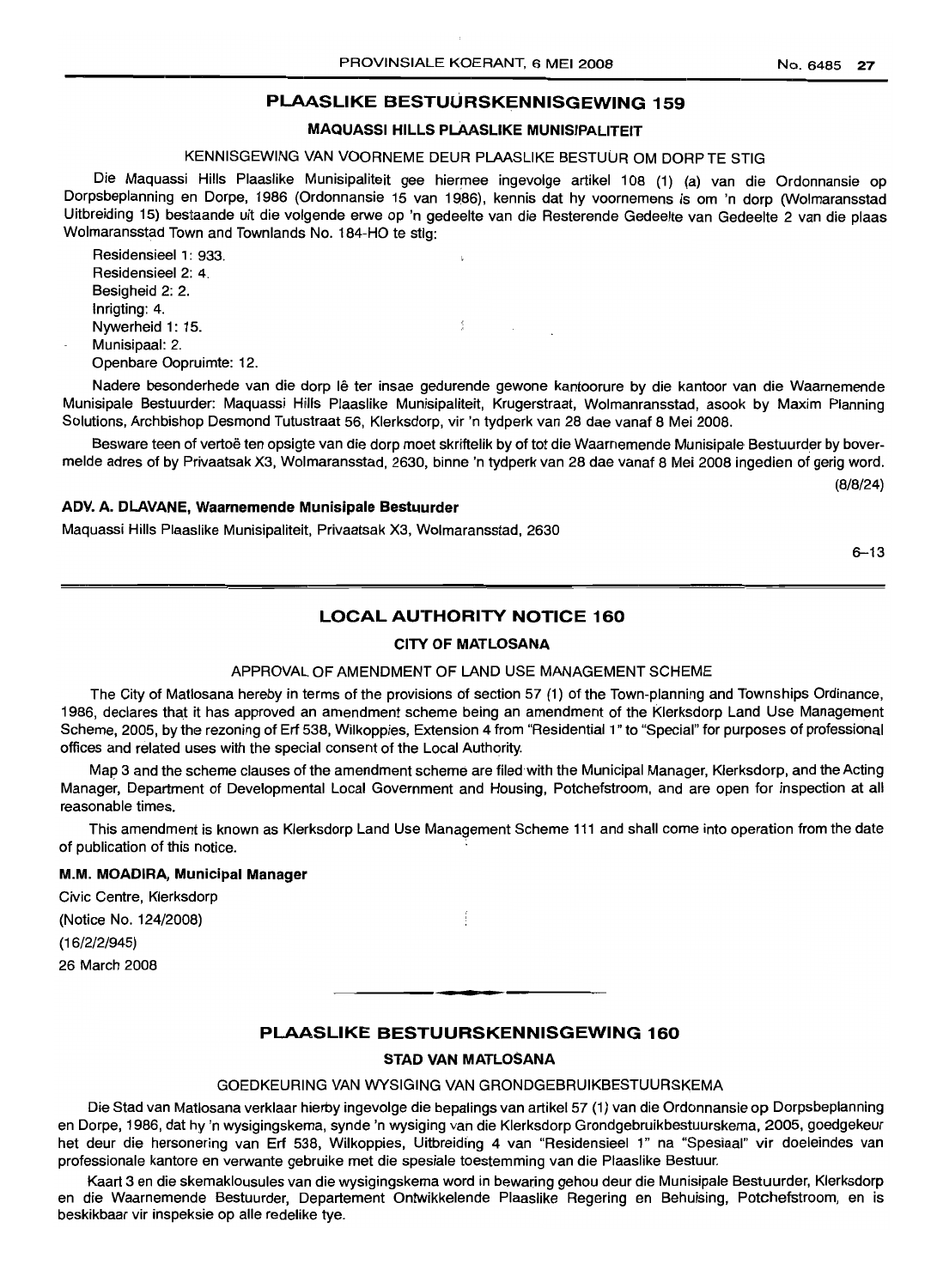## PLAASLIKE BESTUURSKENNISGEWING 159

### MAQUASSI HILLS PLAASLIKE MUNISIPALITEIT

KENNISGEWING VAN VOORNEME DEUR PLAASLIKE BESTUUR OM DORP TE STIG

Die Maquassi Hills Plaaslike Munisipaliteit gee hiermee ingevolge artikel 108 (1) (a) van die Ordonnansie op Dorpsbeplanning en Dorpe, 1986 (Ordonnansie 15 van 1986), kennis dat hy voornemens is om 'n dorp (Wolmaransstad Uitbreiding 15) bestaande uit die volgende erwe op 'n gedeelte van die Resterende Gedeelte van Gedeelte 2 van die plaas Wolmaransstad Town and Townlands No. 184-HO te stig:

Residensieel 1: 933.
Residensieel 2: 4.
Besigheid 2: 2.
Inrigting: 4.
Nywerheid 1: 15.
Munisipaal: 2.
Openbare Oopruimte: 12.

Nadere besonderhede van die dorp lê ter insae gedurende gewone kantoorure by die kantoor van die Waarnemende Munisipale Bestuurder: Maquassi Hills Plaaslike Munisipaliteit, Krugerstraat, Wolmanransstad, asook by Maxim Planning Solutions, Archbishop Desmond Tutustraat 56, Klerksdorp, vir 'n tydperk van 28 dae vanaf 8 Mei 2008.

Besware teen of vertoë ten opsigte van die dorp moet skriftelik by of tot die Waarnemende Munisipale Bestuurder by bovermelde adres of by Privaatsak X3, Wolmaransstad, 2630, binne 'n tydperk van 28 dae vanaf 8 Mei 2008 ingedien of gerig word.

(8/8/24)

**ADV. A. DLAVANE, Waarnemende Munisipale Bestuurder**

Maquassi Hills Plaaslike Munisipaliteit, Privaatsak X3, Wolmaransstad, 2630

6–13

---

## LOCAL AUTHORITY NOTICE 160

### CITY OF MATLOSANA

APPROVAL OF AMENDMENT OF LAND USE MANAGEMENT SCHEME

The City of Matlosana hereby in terms of the provisions of section 57 (1) of the Town-planning and Townships Ordinance, 1986, declares that it has approved an amendment scheme being an amendment of the Klerksdorp Land Use Management Scheme, 2005, by the rezoning of Erf 538, Wilkoppies, Extension 4 from "Residential 1" to "Special" for purposes of professional offices and related uses with the special consent of the Local Authority.

Map 3 and the scheme clauses of the amendment scheme are filed with the Municipal Manager, Klerksdorp, and the Acting Manager, Department of Developmental Local Government and Housing, Potchefstroom, and are open for inspection at all reasonable times.

This amendment is known as Klerksdorp Land Use Management Scheme 111 and shall come into operation from the date of publication of this notice.

**M.M. MOADIRA, Municipal Manager**

Civic Centre, Klerksdorp
(Notice No. 124/2008)
(16/2/2/945)
26 March 2008

---

## PLAASLIKE BESTUURSKENNISGEWING 160

### STAD VAN MATLOSANA

GOEDKEURING VAN WYSIGING VAN GRONDGEBRUIKBESTUURSKEMA

Die Stad van Matlosana verklaar hierby ingevolge die bepalings van artikel 57 (1) van die Ordonnansie op Dorpsbeplanning en Dorpe, 1986, dat hy 'n wysigingskema, synde 'n wysiging van die Klerksdorp Grondgebruikbestuurskema, 2005, goedgekeur het deur die hersonering van Erf 538, Wilkoppies, Uitbreiding 4 van "Residensieel 1" na "Spesiaal" vir doeleindes van professionale kantore en verwante gebruike met die spesiale toestemming van die Plaaslike Bestuur.

Kaart 3 en die skemaklousules van die wysigingskema word in bewaring gehou deur die Munisipale Bestuurder, Klerksdorp en die Waarnemende Bestuurder, Departement Ontwikkelende Plaaslike Regering en Behuising, Potchefstroom, en is beskikbaar vir inspeksie op alle redelike tye.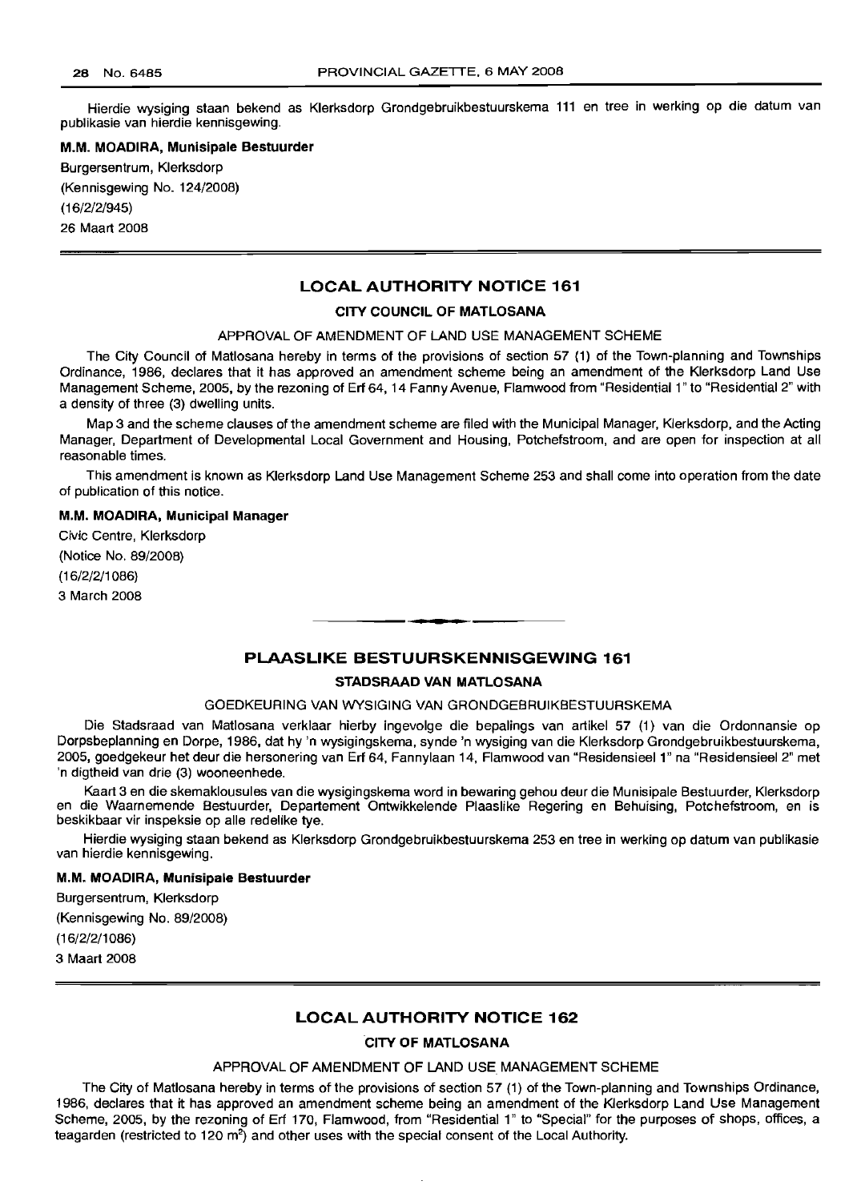Hierdie wysiging staan bekend as Klerksdorp Grondgebruikbestuurskema 111 en tree in werking op die datum van publikasie van hierdie kennisgewing.

**M.M. MOADIRA, Munisipale Bestuurder**

Burgersentrum, Klerksdorp
(Kennisgewing No. 124/2008)
(16/2/2/945)
26 Maart 2008

## LOCAL AUTHORITY NOTICE 161

### CITY COUNCIL OF MATLOSANA

APPROVAL OF AMENDMENT OF LAND USE MANAGEMENT SCHEME

The City Council of Matlosana hereby in terms of the provisions of section 57 (1) of the Town-planning and Townships Ordinance, 1986, declares that it has approved an amendment scheme being an amendment of the Klerksdorp Land Use Management Scheme, 2005, by the rezoning of Erf 64, 14 Fanny Avenue, Flamwood from "Residential 1" to "Residential 2" with a density of three (3) dwelling units.

Map 3 and the scheme clauses of the amendment scheme are filed with the Municipal Manager, Klerksdorp, and the Acting Manager, Department of Developmental Local Government and Housing, Potchefstroom, and are open for inspection at all reasonable times.

This amendment is known as Klerksdorp Land Use Management Scheme 253 and shall come into operation from the date of publication of this notice.

**M.M. MOADIRA, Municipal Manager**

Civic Centre, Klerksdorp
(Notice No. 89/2008)
(16/2/2/1086)
3 March 2008

## PLAASLIKE BESTUURSKENNISGEWING 161

### STADSRAAD VAN MATLOSANA

GOEDKEURING VAN WYSIGING VAN GRONDGEBRUIKBESTUURSKEMA

Die Stadsraad van Matlosana verklaar hierby ingevolge die bepalings van artikel 57 (1) van die Ordonnansie op Dorpsbeplanning en Dorpe, 1986, dat hy 'n wysigingskema, synde 'n wysiging van die Klerksdorp Grondgebruikbestuurskema, 2005, goedgekeur het deur die hersonering van Erf 64, Fannylaan 14, Flamwood van "Residensieel 1" na "Residensieel 2" met 'n digtheid van drie (3) wooneenhede.

Kaart 3 en die skemaklousules van die wysigingskema word in bewaring gehou deur die Munisipale Bestuurder, Klerksdorp en die Waarnemende Bestuurder, Departement Ontwikkelende Plaaslike Regering en Behuising, Potchefstroom, en is beskikbaar vir inspeksie op alle redelike tye.

Hierdie wysiging staan bekend as Klerksdorp Grondgebruikbestuurskema 253 en tree in werking op datum van publikasie van hierdie kennisgewing.

**M.M. MOADIRA, Munisipale Bestuurder**

Burgersentrum, Klerksdorp
(Kennisgewing No. 89/2008)
(16/2/2/1086)
3 Maart 2008

## LOCAL AUTHORITY NOTICE 162

### CITY OF MATLOSANA

APPROVAL OF AMENDMENT OF LAND USE MANAGEMENT SCHEME

The City of Matlosana hereby in terms of the provisions of section 57 (1) of the Town-planning and Townships Ordinance, 1986, declares that it has approved an amendment scheme being an amendment of the Klerksdorp Land Use Management Scheme, 2005, by the rezoning of Erf 170, Flamwood, from "Residential 1" to "Special" for the purposes of shops, offices, a teagarden (restricted to 120 m$^2$) and other uses with the special consent of the Local Authority.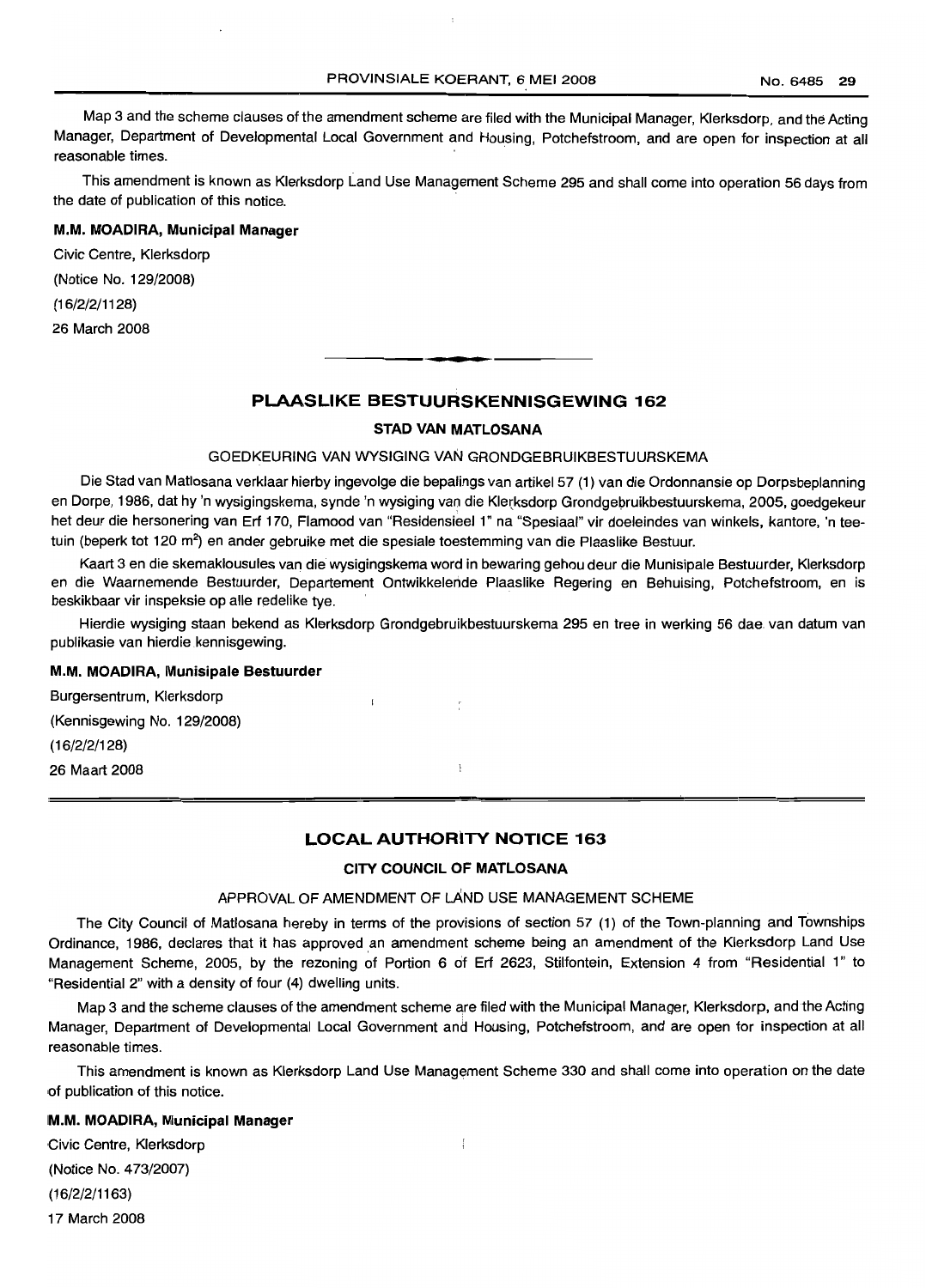Map 3 and the scheme clauses of the amendment scheme are filed with the Municipal Manager, Klerksdorp, and the Acting Manager, Department of Developmental Local Government and Housing, Potchefstroom, and are open for inspection at all reasonable times.

This amendment is known as Klerksdorp Land Use Management Scheme 295 and shall come into operation 56 days from the date of publication of this notice.

**M.M. MOADIRA, Municipal Manager**

Civic Centre, Klerksdorp

(Notice No. 129/2008)

(16/2/2/1128)

26 March 2008

---

## PLAASLIKE BESTUURSKENNISGEWING 162

### STAD VAN MATLOSANA

GOEDKEURING VAN WYSIGING VAN GRONDGEBRUIKBESTUURSKEMA

Die Stad van Matlosana verklaar hierby ingevolge die bepalings van artikel 57 (1) van die Ordonnansie op Dorpsbeplanning en Dorpe, 1986, dat hy 'n wysigingskema, synde 'n wysiging van die Klerksdorp Grondgebruikbestuurskema, 2005, goedgekeur het deur die hersonering van Erf 170, Flamood van "Residensieel 1" na "Spesiaal" vir doeleindes van winkels, kantore, 'n teetuin (beperk tot 120 m²) en ander gebruike met die spesiale toestemming van die Plaaslike Bestuur.

Kaart 3 en die skemaklousules van die wysigingskema word in bewaring gehou deur die Munisipale Bestuurder, Klerksdorp en die Waarnemende Bestuurder, Departement Ontwikkelende Plaaslike Regering en Behuising, Potchefstroom, en is beskikbaar vir inspeksie op alle redelike tye.

Hierdie wysiging staan bekend as Klerksdorp Grondgebruikbestuurskema 295 en tree in werking 56 dae van datum van publikasie van hierdie kennisgewing.

**M.M. MOADIRA, Munisipale Bestuurder**

Burgersentrum, Klerksdorp

(Kennisgewing No. 129/2008)

(16/2/2/128)

26 Maart 2008

---

## LOCAL AUTHORITY NOTICE 163

### CITY COUNCIL OF MATLOSANA

APPROVAL OF AMENDMENT OF LAND USE MANAGEMENT SCHEME

The City Council of Matlosana hereby in terms of the provisions of section 57 (1) of the Town-planning and Townships Ordinance, 1986, declares that it has approved an amendment scheme being an amendment of the Klerksdorp Land Use Management Scheme, 2005, by the rezoning of Portion 6 of Erf 2623, Stilfontein, Extension 4 from "Residential 1" to "Residential 2" with a density of four (4) dwelling units.

Map 3 and the scheme clauses of the amendment scheme are filed with the Municipal Manager, Klerksdorp, and the Acting Manager, Department of Developmental Local Government and Housing, Potchefstroom, and are open for inspection at all reasonable times.

This amendment is known as Klerksdorp Land Use Management Scheme 330 and shall come into operation on the date of publication of this notice.

**M.M. MOADIRA, Municipal Manager**

Civic Centre, Klerksdorp

(Notice No. 473/2007)

(16/2/2/1163)

17 March 2008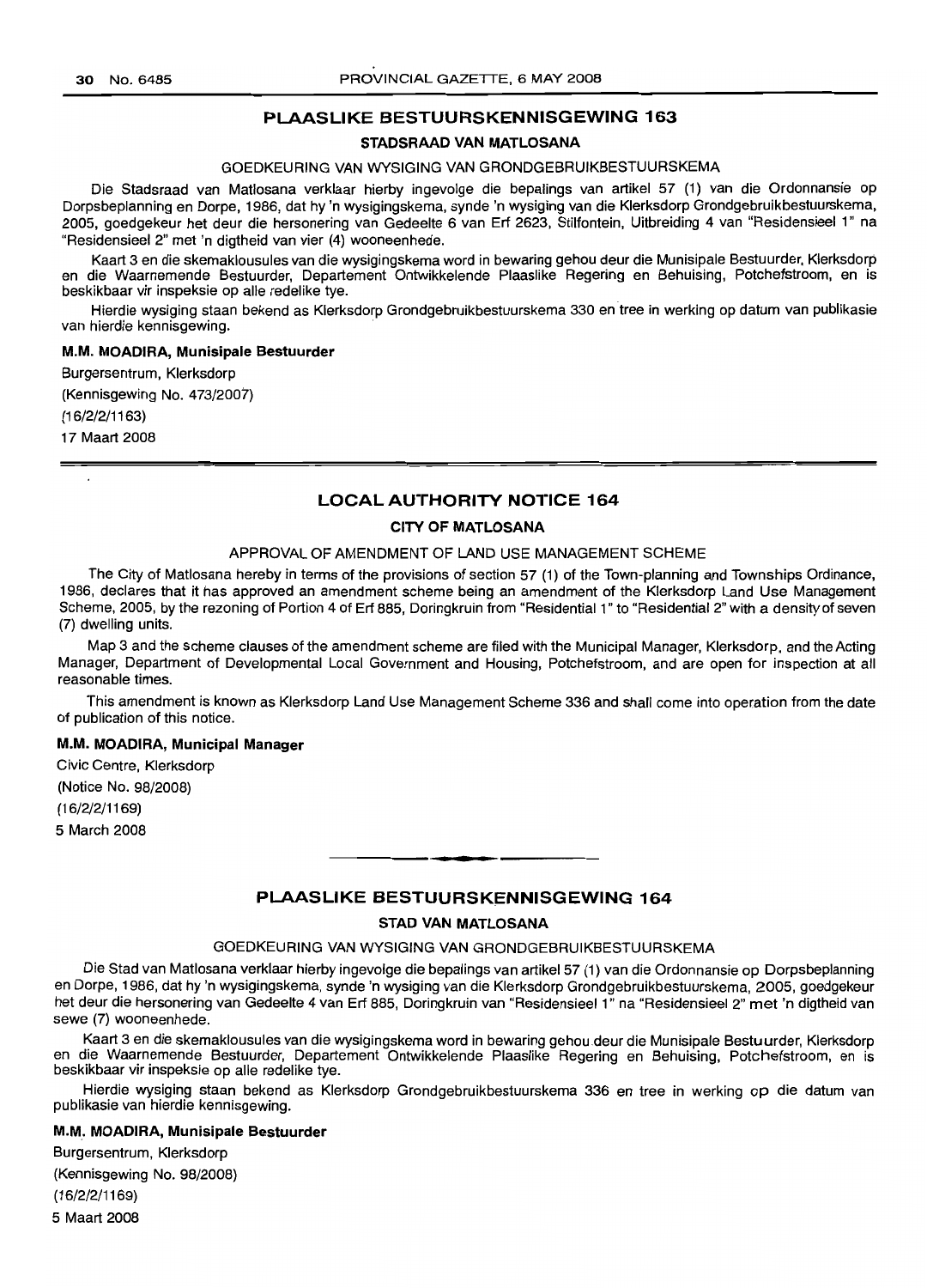## PLAASLIKE BESTUURSKENNISGEWING 163

### STADSRAAD VAN MATLOSANA

GOEDKEURING VAN WYSIGING VAN GRONDGEBRUIKBESTUURSKEMA

Die Stadsraad van Matlosana verklaar hierby ingevolge die bepalings van artikel 57 (1) van die Ordonnansie op Dorpsbeplanning en Dorpe, 1986, dat hy 'n wysigingskema, synde 'n wysiging van die Klerksdorp Grondgebruikbestuurskema, 2005, goedgekeur het deur die hersonering van Gedeelte 6 van Erf 2623, Stilfontein, Uitbreiding 4 van "Residensieel 1" na "Residensieel 2" met 'n digtheid van vier (4) wooneenhede.

Kaart 3 en die skemaklousules van die wysigingskema word in bewaring gehou deur die Munisipale Bestuurder, Klerksdorp en die Waarnemende Bestuurder, Departement Ontwikkelende Plaaslike Regering en Behuising, Potchefstroom, en is beskikbaar vir inspeksie op alle redelike tye.

Hierdie wysiging staan bekend as Klerksdorp Grondgebruikbestuurskema 330 en tree in werking op datum van publikasie van hierdie kennisgewing.

**M.M. MOADIRA, Munisipale Bestuurder**

Burgersentrum, Klerksdorp
(Kennisgewing No. 473/2007)
(16/2/2/1163)
17 Maart 2008

## LOCAL AUTHORITY NOTICE 164

### CITY OF MATLOSANA

APPROVAL OF AMENDMENT OF LAND USE MANAGEMENT SCHEME

The City of Matlosana hereby in terms of the provisions of section 57 (1) of the Town-planning and Townships Ordinance, 1986, declares that it has approved an amendment scheme being an amendment of the Klerksdorp Land Use Management Scheme, 2005, by the rezoning of Portion 4 of Erf 885, Doringkruin from "Residential 1" to "Residential 2" with a density of seven (7) dwelling units.

Map 3 and the scheme clauses of the amendment scheme are filed with the Municipal Manager, Klerksdorp, and the Acting Manager, Department of Developmental Local Government and Housing, Potchefstroom, and are open for inspection at all reasonable times.

This amendment is known as Klerksdorp Land Use Management Scheme 336 and shall come into operation from the date of publication of this notice.

**M.M. MOADIRA, Municipal Manager**

Civic Centre, Klerksdorp
(Notice No. 98/2008)
(16/2/2/1169)
5 March 2008

## PLAASLIKE BESTUURSKENNISGEWING 164

### STAD VAN MATLOSANA

GOEDKEURING VAN WYSIGING VAN GRONDGEBRUIKBESTUURSKEMA

Die Stad van Matlosana verklaar hierby ingevolge die bepalings van artikel 57 (1) van die Ordonnansie op Dorpsbeplanning en Dorpe, 1986, dat hy 'n wysigingskema, synde 'n wysiging van die Klerksdorp Grondgebruikbestuurskema, 2005, goedgekeur het deur die hersonering van Gedeelte 4 van Erf 885, Doringkruin van "Residensieel 1" na "Residensieel 2" met 'n digtheid van sewe (7) wooneenhede.

Kaart 3 en die skemaklousules van die wysigingskema word in bewaring gehou deur die Munisipale Bestuurder, Klerksdorp en die Waarnemende Bestuurder, Departement Ontwikkelende Plaaslike Regering en Behuising, Potchefstroom, en is beskikbaar vir inspeksie op alle redelike tye.

Hierdie wysiging staan bekend as Klerksdorp Grondgebruikbestuurskema 336 en tree in werking op die datum van publikasie van hierdie kennisgewing.

**M.M. MOADIRA, Munisipale Bestuurder**

Burgersentrum, Klerksdorp
(Kennisgewing No. 98/2008)
(16/2/2/1169)
5 Maart 2008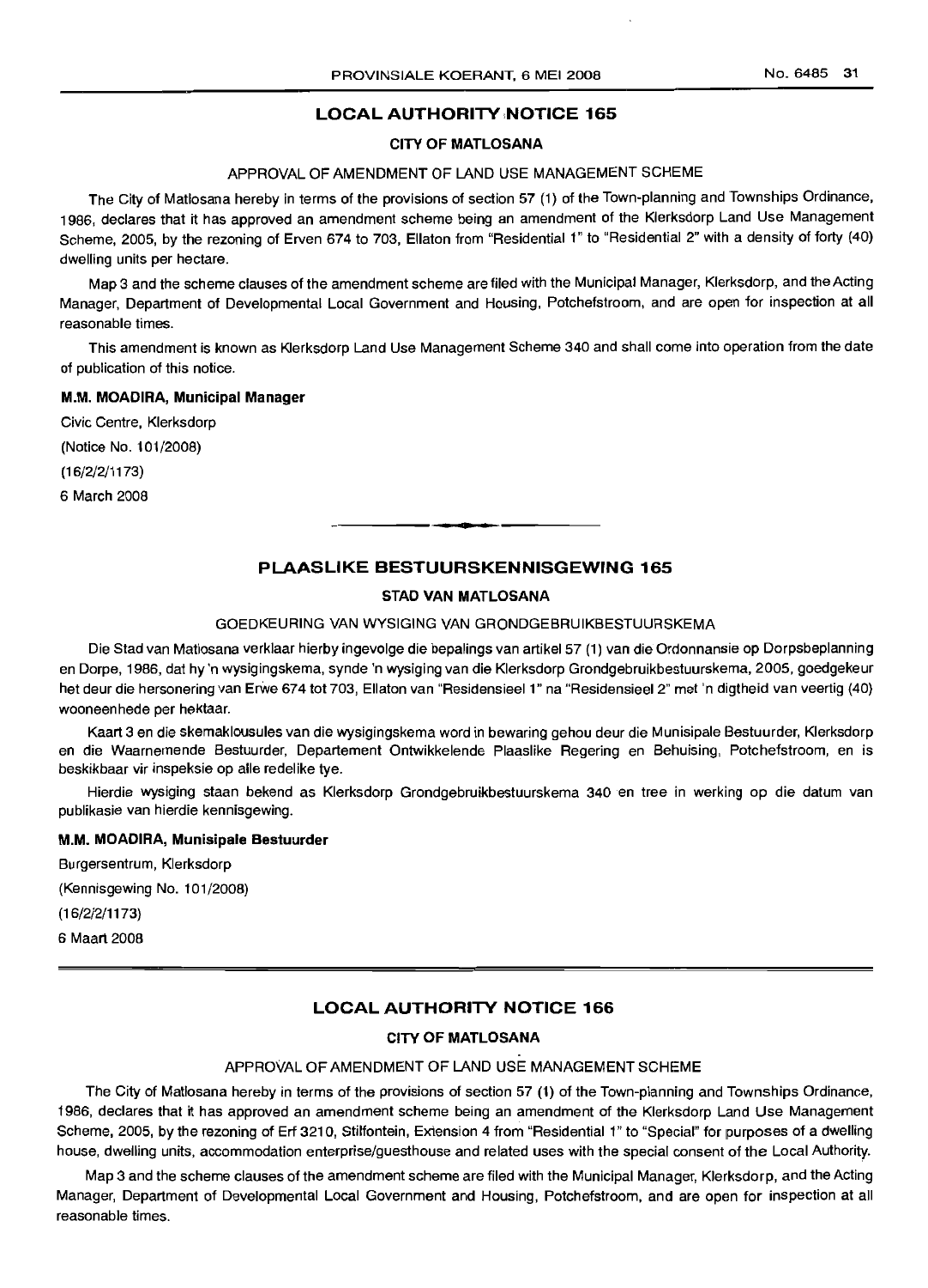## LOCAL AUTHORITY NOTICE 165

### CITY OF MATLOSANA

APPROVAL OF AMENDMENT OF LAND USE MANAGEMENT SCHEME

The City of Matlosana hereby in terms of the provisions of section 57 (1) of the Town-planning and Townships Ordinance, 1986, declares that it has approved an amendment scheme being an amendment of the Klerksdorp Land Use Management Scheme, 2005, by the rezoning of Erven 674 to 703, Ellaton from "Residential 1" to "Residential 2" with a density of forty (40) dwelling units per hectare.

Map 3 and the scheme clauses of the amendment scheme are filed with the Municipal Manager, Klerksdorp, and the Acting Manager, Department of Developmental Local Government and Housing, Potchefstroom, and are open for inspection at all reasonable times.

This amendment is known as Klerksdorp Land Use Management Scheme 340 and shall come into operation from the date of publication of this notice.

**M.M. MOADIRA, Municipal Manager**

Civic Centre, Klerksdorp

(Notice No. 101/2008)

(16/2/2/1173)

6 March 2008

---

## PLAASLIKE BESTUURSKENNISGEWING 165

### STAD VAN MATLOSANA

GOEDKEURING VAN WYSIGING VAN GRONDGEBRUIKBESTUURSKEMA

Die Stad van Matlosana verklaar hierby ingevolge die bepalings van artikel 57 (1) van die Ordonnansie op Dorpsbeplanning en Dorpe, 1986, dat hy 'n wysigingskema, synde 'n wysiging van die Klerksdorp Grondgebruikbestuurskema, 2005, goedgekeur het deur die hersonering van Erwe 674 tot 703, Ellaton van "Residensieel 1" na "Residensieel 2" met 'n digtheid van veertig (40) wooneenhede per hektaar.

Kaart 3 en die skemaklousules van die wysigingskema word in bewaring gehou deur die Munisipale Bestuurder, Klerksdorp en die Waarnemende Bestuurder, Departement Ontwikkelende Plaaslike Regering en Behuising, Potchefstroom, en is beskikbaar vir inspeksie op alle redelike tye.

Hierdie wysiging staan bekend as Klerksdorp Grondgebruikbestuurskema 340 en tree in werking op die datum van publikasie van hierdie kennisgewing.

**M.M. MOADIRA, Munisipale Bestuurder**

Burgersentrum, Klerksdorp

(Kennisgewing No. 101/2008)

(16/2/2/1173)

6 Maart 2008

---

## LOCAL AUTHORITY NOTICE 166

### CITY OF MATLOSANA

APPROVAL OF AMENDMENT OF LAND USE MANAGEMENT SCHEME

The City of Matlosana hereby in terms of the provisions of section 57 (1) of the Town-planning and Townships Ordinance, 1986, declares that it has approved an amendment scheme being an amendment of the Klerksdorp Land Use Management Scheme, 2005, by the rezoning of Erf 3210, Stilfontein, Extension 4 from "Residential 1" to "Special" for purposes of a dwelling house, dwelling units, accommodation enterprise/guesthouse and related uses with the special consent of the Local Authority.

Map 3 and the scheme clauses of the amendment scheme are filed with the Municipal Manager, Klerksdorp, and the Acting Manager, Department of Developmental Local Government and Housing, Potchefstroom, and are open for inspection at all reasonable times.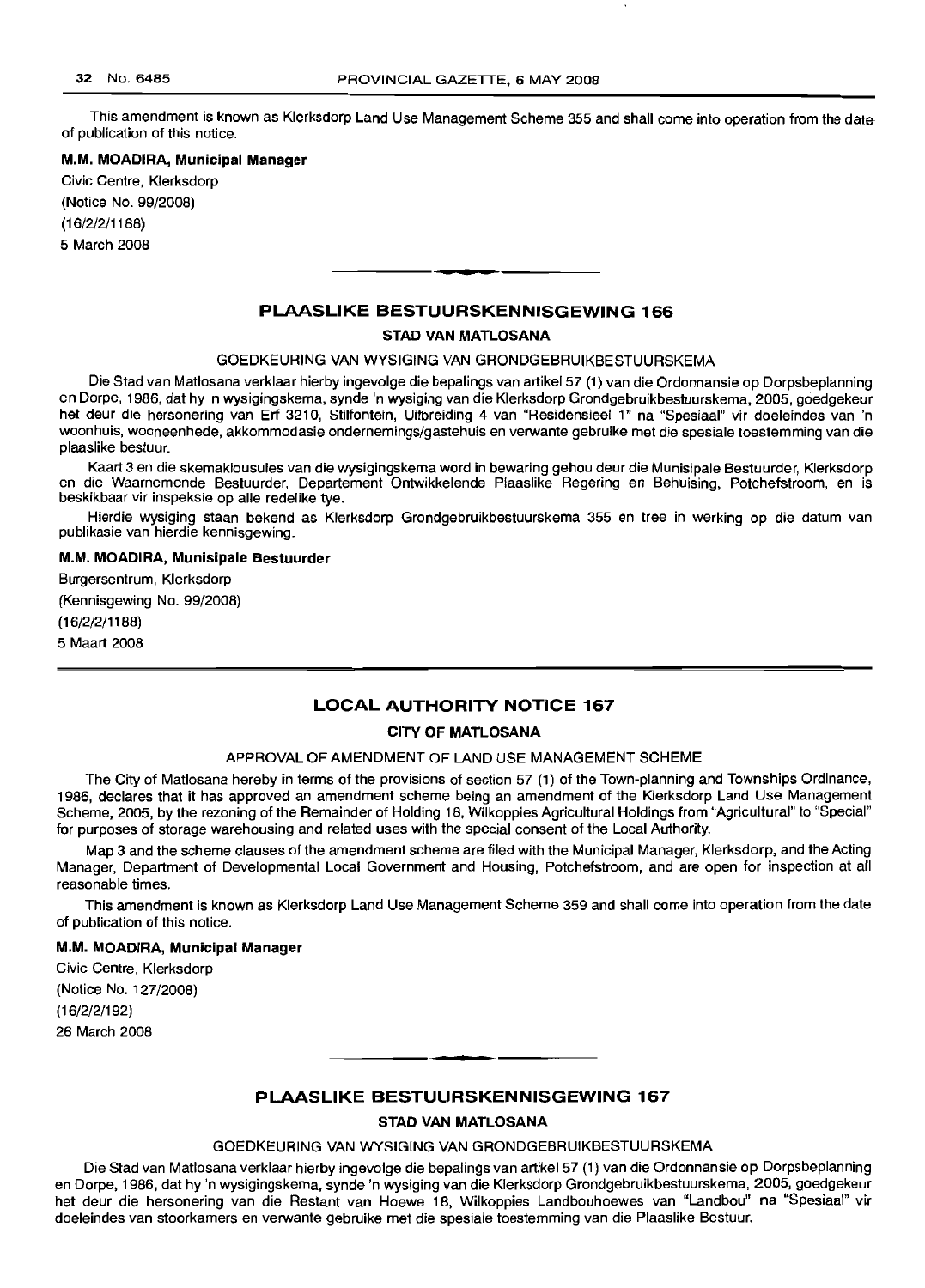This amendment is known as Klerksdorp Land Use Management Scheme 355 and shall come into operation from the date of publication of this notice.

**M.M. MOADIRA, Municipal Manager**

Civic Centre, Klerksdorp
(Notice No. 99/2008)
(16/2/2/1188)
5 March 2008

## PLAASLIKE BESTUURSKENNISGEWING 166

### STAD VAN MATLOSANA

GOEDKEURING VAN WYSIGING VAN GRONDGEBRUIKBESTUURSKEMA

Die Stad van Matlosana verklaar hierby ingevolge die bepalings van artikel 57 (1) van die Ordonnansie op Dorpsbeplanning en Dorpe, 1986, dat hy 'n wysigingskema, synde 'n wysiging van die Klerksdorp Grondgebruikbestuurskema, 2005, goedgekeur het deur die hersonering van Erf 3210, Stilfontein, Uitbreiding 4 van "Residensieel 1" na "Spesiaal" vir doeleindes van 'n woonhuis, wooneenhede, akkommodasie ondernemings/gastehuis en verwante gebruike met die spesiale toestemming van die plaaslike bestuur.

Kaart 3 en die skemaklousules van die wysigingskema word in bewaring gehou deur die Munisipale Bestuurder, Klerksdorp en die Waarnemende Bestuurder, Departement Ontwikkelende Plaaslike Regering en Behuising, Potchefstroom, en is beskikbaar vir inspeksie op alle redelike tye.

Hierdie wysiging staan bekend as Klerksdorp Grondgebruikbestuurskema 355 en tree in werking op die datum van publikasie van hierdie kennisgewing.

**M.M. MOADIRA, Munisipale Bestuurder**

Burgersentrum, Klerksdorp
(Kennisgewing No. 99/2008)
(16/2/2/1188)
5 Maart 2008

## LOCAL AUTHORITY NOTICE 167

### CITY OF MATLOSANA

APPROVAL OF AMENDMENT OF LAND USE MANAGEMENT SCHEME

The City of Matlosana hereby in terms of the provisions of section 57 (1) of the Town-planning and Townships Ordinance, 1986, declares that it has approved an amendment scheme being an amendment of the Klerksdorp Land Use Management Scheme, 2005, by the rezoning of the Remainder of Holding 18, Wilkoppies Agricultural Holdings from "Agricultural" to "Special" for purposes of storage warehousing and related uses with the special consent of the Local Authority.

Map 3 and the scheme clauses of the amendment scheme are filed with the Municipal Manager, Klerksdorp, and the Acting Manager, Department of Developmental Local Government and Housing, Potchefstroom, and are open for inspection at all reasonable times.

This amendment is known as Klerksdorp Land Use Management Scheme 359 and shall come into operation from the date of publication of this notice.

**M.M. MOADIRA, Municipal Manager**

Civic Centre, Klerksdorp
(Notice No. 127/2008)
(16/2/2/192)
26 March 2008

## PLAASLIKE BESTUURSKENNISGEWING 167

### STAD VAN MATLOSANA

GOEDKEURING VAN WYSIGING VAN GRONDGEBRUIKBESTUURSKEMA

Die Stad van Matlosana verklaar hierby ingevolge die bepalings van artikel 57 (1) van die Ordonnansie op Dorpsbeplanning en Dorpe, 1986, dat hy 'n wysigingskema, synde 'n wysiging van die Klerksdorp Grondgebruikbestuurskema, 2005, goedgekeur het deur die hersonering van die Restant van Hoewe 18, Wilkoppies Landbouhoewes van "Landbou" na "Spesiaal" vir doeleindes van stoorkamers en verwante gebruike met die spesiale toestemming van die Plaaslike Bestuur.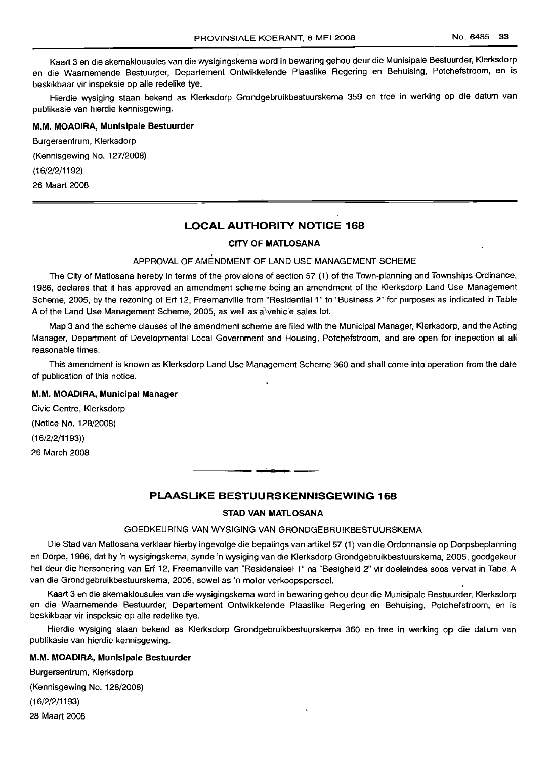Kaart 3 en die skemaklousules van die wysigingskema word in bewaring gehou deur die Munisipale Bestuurder, Klerksdorp en die Waarnemende Bestuurder, Departement Ontwikkelende Plaaslike Regering en Behuising, Potchefstroom, en is beskikbaar vir inspeksie op alle redelike tye.

Hierdie wysiging staan bekend as Klerksdorp Grondgebruikbestuurskema 359 en tree in werking op die datum van publikasie van hierdie kennisgewing.

**M.M. MOADIRA, Munisipale Bestuurder**

Burgersentrum, Klerksdorp

(Kennisgewing No. 127/2008)

(16/2/2/1192)

26 Maart 2008

## LOCAL AUTHORITY NOTICE 168

### CITY OF MATLOSANA

APPROVAL OF AMENDMENT OF LAND USE MANAGEMENT SCHEME

The City of Matlosana hereby in terms of the provisions of section 57 (1) of the Town-planning and Townships Ordinance, 1986, declares that it has approved an amendment scheme being an amendment of the Klerksdorp Land Use Management Scheme, 2005, by the rezoning of Erf 12, Freemanville from "Residential 1" to "Business 2" for purposes as indicated in Table A of the Land Use Management Scheme, 2005, as well as a vehicle sales lot.

Map 3 and the scheme clauses of the amendment scheme are filed with the Municipal Manager, Klerksdorp, and the Acting Manager, Department of Developmental Local Government and Housing, Potchefstroom, and are open for inspection at all reasonable times.

This amendment is known as Klerksdorp Land Use Management Scheme 360 and shall come into operation from the date of publication of this notice.

**M.M. MOADIRA, Municipal Manager**

Civic Centre, Klerksdorp

(Notice No. 128/2008)

(16/2/2/1193))

26 March 2008

## PLAASLIKE BESTUURSKENNISGEWING 168

### STAD VAN MATLOSANA

GOEDKEURING VAN WYSIGING VAN GRONDGEBRUIKBESTUURSKEMA

Die Stad van Matlosana verklaar hierby ingevolge die bepalings van artikel 57 (1) van die Ordonnansie op Dorpsbeplanning en Dorpe, 1986, dat hy 'n wysigingskema, synde 'n wysiging van die Klerksdorp Grondgebruikbestuurskema, 2005, goedgekeur het deur die hersonering van Erf 12, Freemanville van "Residensieel 1" na "Besigheid 2" vir doeleindes soos vervat in Tabel A van die Grondgebruikbestuurskema, 2005, sowel as 'n motor verkoopsperseel.

Kaart 3 en die skemaklousules van die wysigingskema word in bewaring gehou deur die Munisipale Bestuurder, Klerksdorp en die Waarnemende Bestuurder, Departement Ontwikkelende Plaaslike Regering en Behuising, Potchefstroom, en is beskikbaar vir inspeksie op alle redelike tye.

Hierdie wysiging staan bekend as Klerksdorp Grondgebruikbestuurskema 360 en tree in werking op die datum van publikasie van hierdie kennisgewing.

**M.M. MOADIRA, Munisipale Bestuurder**

Burgersentrum, Klerksdorp

(Kennisgewing No. 128/2008)

(16/2/2/1193)

28 Maart 2008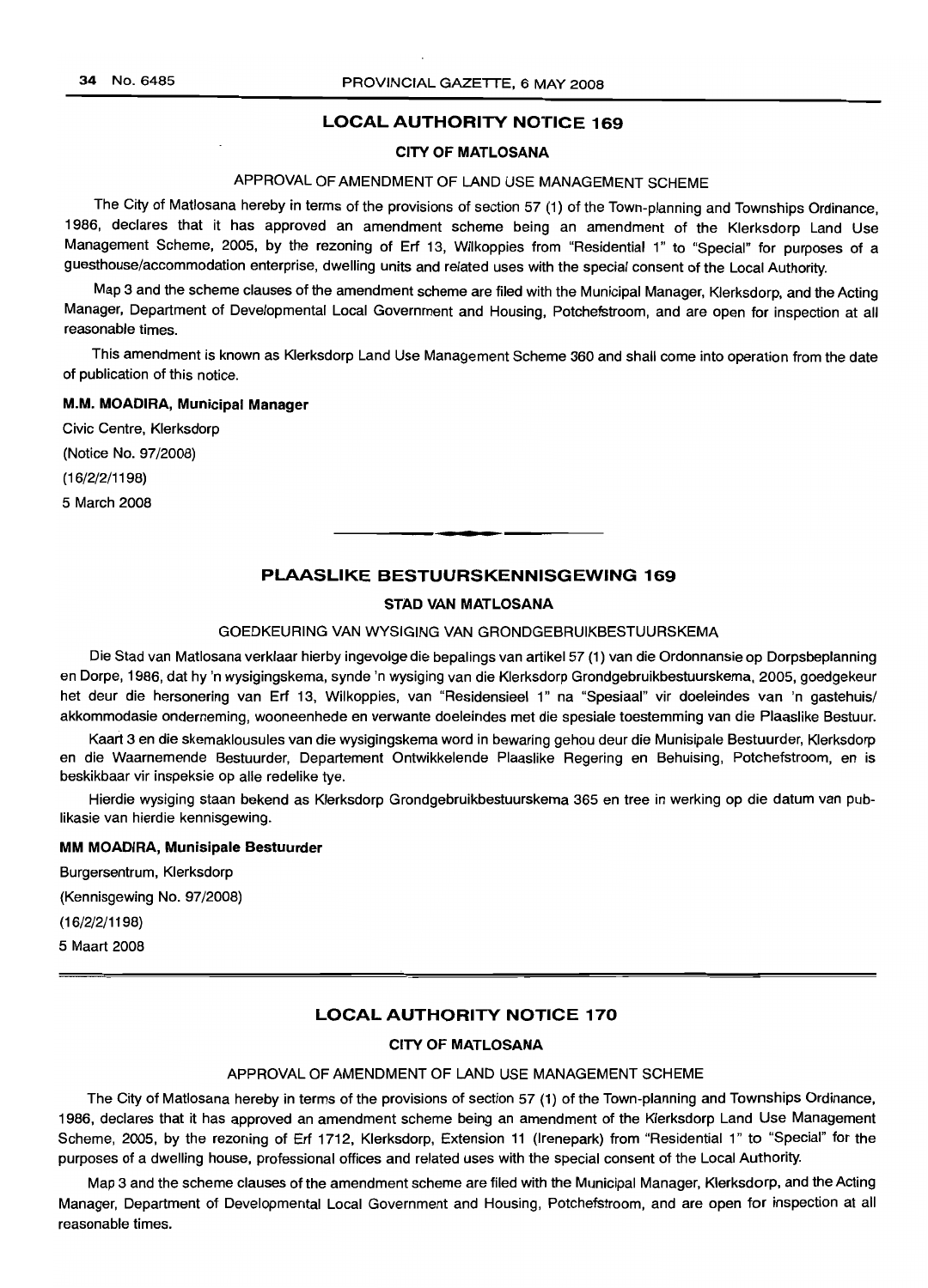## LOCAL AUTHORITY NOTICE 169

### CITY OF MATLOSANA

APPROVAL OF AMENDMENT OF LAND USE MANAGEMENT SCHEME

The City of Matlosana hereby in terms of the provisions of section 57 (1) of the Town-planning and Townships Ordinance, 1986, declares that it has approved an amendment scheme being an amendment of the Klerksdorp Land Use Management Scheme, 2005, by the rezoning of Erf 13, Wilkoppies from "Residential 1" to "Special" for purposes of a guesthouse/accommodation enterprise, dwelling units and related uses with the special consent of the Local Authority.

Map 3 and the scheme clauses of the amendment scheme are filed with the Municipal Manager, Klerksdorp, and the Acting Manager, Department of Developmental Local Government and Housing, Potchefstroom, and are open for inspection at all reasonable times.

This amendment is known as Klerksdorp Land Use Management Scheme 360 and shall come into operation from the date of publication of this notice.

**M.M. MOADIRA, Municipal Manager**

Civic Centre, Klerksdorp

(Notice No. 97/2008)

(16/2/2/1198)

5 March 2008

---

## PLAASLIKE BESTUURSKENNISGEWING 169

### STAD VAN MATLOSANA

GOEDKEURING VAN WYSIGING VAN GRONDGEBRUIKBESTUURSKEMA

Die Stad van Matlosana verklaar hierby ingevolge die bepalings van artikel 57 (1) van die Ordonnansie op Dorpsbeplanning en Dorpe, 1986, dat hy 'n wysigingskema, synde 'n wysiging van die Klerksdorp Grondgebruikbestuurskema, 2005, goedgekeur het deur die hersonering van Erf 13, Wilkoppies, van "Residensieel 1" na "Spesiaal" vir doeleindes van 'n gastehuis/akkommodasie onderneming, wooneenhede en verwante doeleindes met die spesiale toestemming van die Plaaslike Bestuur.

Kaart 3 en die skemaklousules van die wysigingskema word in bewaring gehou deur die Munisipale Bestuurder, Klerksdorp en die Waarnemende Bestuurder, Departement Ontwikkelende Plaaslike Regering en Behuising, Potchefstroom, en is beskikbaar vir inspeksie op alle redelike tye.

Hierdie wysiging staan bekend as Klerksdorp Grondgebruikbestuurskema 365 en tree in werking op die datum van publikasie van hierdie kennisgewing.

**MM MOADIRA, Munisipale Bestuurder**

Burgersentrum, Klerksdorp

(Kennisgewing No. 97/2008)

(16/2/2/1198)

5 Maart 2008

---

## LOCAL AUTHORITY NOTICE 170

### CITY OF MATLOSANA

APPROVAL OF AMENDMENT OF LAND USE MANAGEMENT SCHEME

The City of Matlosana hereby in terms of the provisions of section 57 (1) of the Town-planning and Townships Ordinance, 1986, declares that it has approved an amendment scheme being an amendment of the Klerksdorp Land Use Management Scheme, 2005, by the rezoning of Erf 1712, Klerksdorp, Extension 11 (Irenepark) from "Residential 1" to "Special" for the purposes of a dwelling house, professional offices and related uses with the special consent of the Local Authority.

Map 3 and the scheme clauses of the amendment scheme are filed with the Municipal Manager, Klerksdorp, and the Acting Manager, Department of Developmental Local Government and Housing, Potchefstroom, and are open for inspection at all reasonable times.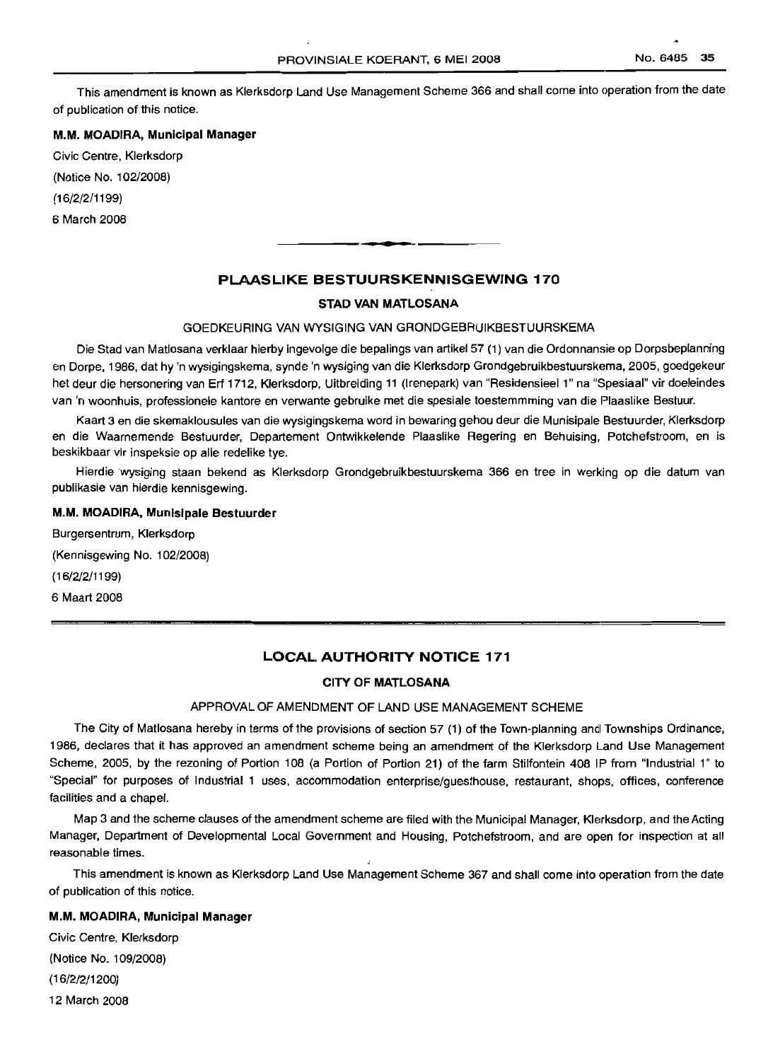This amendment is known as Klerksdorp Land Use Management Scheme 366 and shall come into operation from the date of publication of this notice.

**M.M. MOADIRA, Municipal Manager**

Civic Centre, Klerksdorp

(Notice No. 102/2008)

(16/2/2/1199)

6 March 2008

## PLAASLIKE BESTUURSKENNISGEWING 170

### STAD VAN MATLOSANA

GOEDKEURING VAN WYSIGING VAN GRONDGEBRUIKBESTUURSKEMA

Die Stad van Matlosana verklaar hierby ingevolge die bepalings van artikel 57 (1) van die Ordonnansie op Dorpsbeplanning en Dorpe, 1986, dat hy 'n wysigingskema, synde 'n wysiging van die Klerksdorp Grondgebruikbestuurskema, 2005, goedgekeur het deur die hersonering van Erf 1712, Klerksdorp, Uitbreiding 11 (Irenepark) van "Residensieel 1" na "Spesiaal" vir doeleindes van 'n woonhuis, professionele kantore en verwante gebruike met die spesiale toestemmming van die Plaaslike Bestuur.

Kaart 3 en die skemaklousules van die wysigingskema word in bewaring gehou deur die Munisipale Bestuurder, Klerksdorp en die Waarnemende Bestuurder, Departement Ontwikkelende Plaaslike Regering en Behuising, Potchefstroom, en is beskikbaar vir inspeksie op alle redelike tye.

Hierdie wysiging staan bekend as Klerksdorp Grondgebruikbestuurskema 366 en tree in werking op die datum van publikasie van hierdie kennisgewing.

**M.M. MOADIRA, Munisipale Bestuurder**

Burgersentrum, Klerksdorp

(Kennisgewing No. 102/2008)

(16/2/2/1199)

6 Maart 2008

## LOCAL AUTHORITY NOTICE 171

### CITY OF MATLOSANA

APPROVAL OF AMENDMENT OF LAND USE MANAGEMENT SCHEME

The City of Matlosana hereby in terms of the provisions of section 57 (1) of the Town-planning and Townships Ordinance, 1986, declares that it has approved an amendment scheme being an amendment of the Klerksdorp Land Use Management Scheme, 2005, by the rezoning of Portion 108 (a Portion of Portion 21) of the farm Stilfontein 408 IP from "Industrial 1" to "Special" for purposes of Industrial 1 uses, accommodation enterprise/guesthouse, restaurant, shops, offices, conference facilities and a chapel.

Map 3 and the scheme clauses of the amendment scheme are filed with the Municipal Manager, Klerksdorp, and the Acting Manager, Department of Developmental Local Government and Housing, Potchefstroom, and are open for inspection at all reasonable times.

This amendment is known as Klerksdorp Land Use Management Scheme 367 and shall come into operation from the date of publication of this notice.

**M.M. MOADIRA, Municipal Manager**

Civic Centre, Klerksdorp

(Notice No. 109/2008)

(16/2/2/1200)

12 March 2008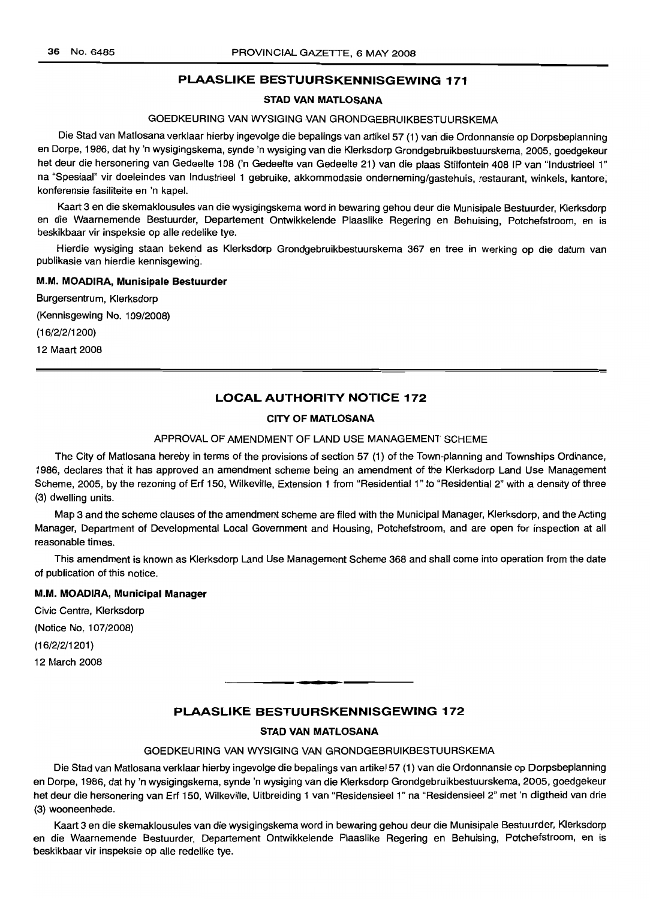## PLAASLIKE BESTUURSKENNISGEWING 171

### STAD VAN MATLOSANA

GOEDKEURING VAN WYSIGING VAN GRONDGEBRUIKBESTUURSKEMA

Die Stad van Matlosana verklaar hierby ingevolge die bepalings van artikel 57 (1) van die Ordonnansie op Dorpsbeplanning en Dorpe, 1986, dat hy 'n wysigingskema, synde 'n wysiging van die Klerksdorp Grondgebruikbestuurskema, 2005, goedgekeur het deur die hersonering van Gedeelte 108 ('n Gedeelte van Gedeelte 21) van die plaas Stilfontein 408 IP van "Industrieel 1" na "Spesiaal" vir doeleindes van Industrieel 1 gebruike, akkommodasie onderneming/gastehuis, restaurant, winkels, kantore, konferensie fasiliteite en 'n kapel.

Kaart 3 en die skemaklousules van die wysigingskema word in bewaring gehou deur die Munisipale Bestuurder, Klerksdorp en die Waarnemende Bestuurder, Departement Ontwikkelende Plaaslike Regering en Behuising, Potchefstroom, en is beskikbaar vir inspeksie op alle redelike tye.

Hierdie wysiging staan bekend as Klerksdorp Grondgebruikbestuurskema 367 en tree in werking op die datum van publikasie van hierdie kennisgewing.

**M.M. MOADIRA, Munisipale Bestuurder**

Burgersentrum, Klerksdorp

(Kennisgewing No. 109/2008)

(16/2/2/1200)

12 Maart 2008

## LOCAL AUTHORITY NOTICE 172

### CITY OF MATLOSANA

APPROVAL OF AMENDMENT OF LAND USE MANAGEMENT SCHEME

The City of Matlosana hereby in terms of the provisions of section 57 (1) of the Town-planning and Townships Ordinance, 1986, declares that it has approved an amendment scheme being an amendment of the Klerksdorp Land Use Management Scheme, 2005, by the rezoning of Erf 150, Wilkeville, Extension 1 from "Residential 1" to "Residential 2" with a density of three (3) dwelling units.

Map 3 and the scheme clauses of the amendment scheme are filed with the Municipal Manager, Klerksdorp, and the Acting Manager, Department of Developmental Local Government and Housing, Potchefstroom, and are open for inspection at all reasonable times.

This amendment is known as Klerksdorp Land Use Management Scheme 368 and shall come into operation from the date of publication of this notice.

**M.M. MOADIRA, Municipal Manager**

Civic Centre, Klerksdorp

(Notice No. 107/2008)

(16/2/2/1201)

12 March 2008

## PLAASLIKE BESTUURSKENNISGEWING 172

### STAD VAN MATLOSANA

GOEDKEURING VAN WYSIGING VAN GRONDGEBRUIKBESTUURSKEMA

Die Stad van Matlosana verklaar hierby ingevolge die bepalings van artikel 57 (1) van die Ordonnansie op Dorpsbeplanning en Dorpe, 1986, dat hy 'n wysigingskema, synde 'n wysiging van die Klerksdorp Grondgebruikbestuurskema, 2005, goedgekeur het deur die hersonering van Erf 150, Wilkeville, Uitbreiding 1 van "Residensieel 1" na "Residensieel 2" met 'n digtheid van drie (3) wooneenhede.

Kaart 3 en die skemaklousules van die wysigingskema word in bewaring gehou deur die Munisipale Bestuurder, Klerksdorp en die Waarnemende Bestuurder, Departement Ontwikkelende Plaaslike Regering en Behuising, Potchefstroom, en is beskikbaar vir inspeksie op alle redelike tye.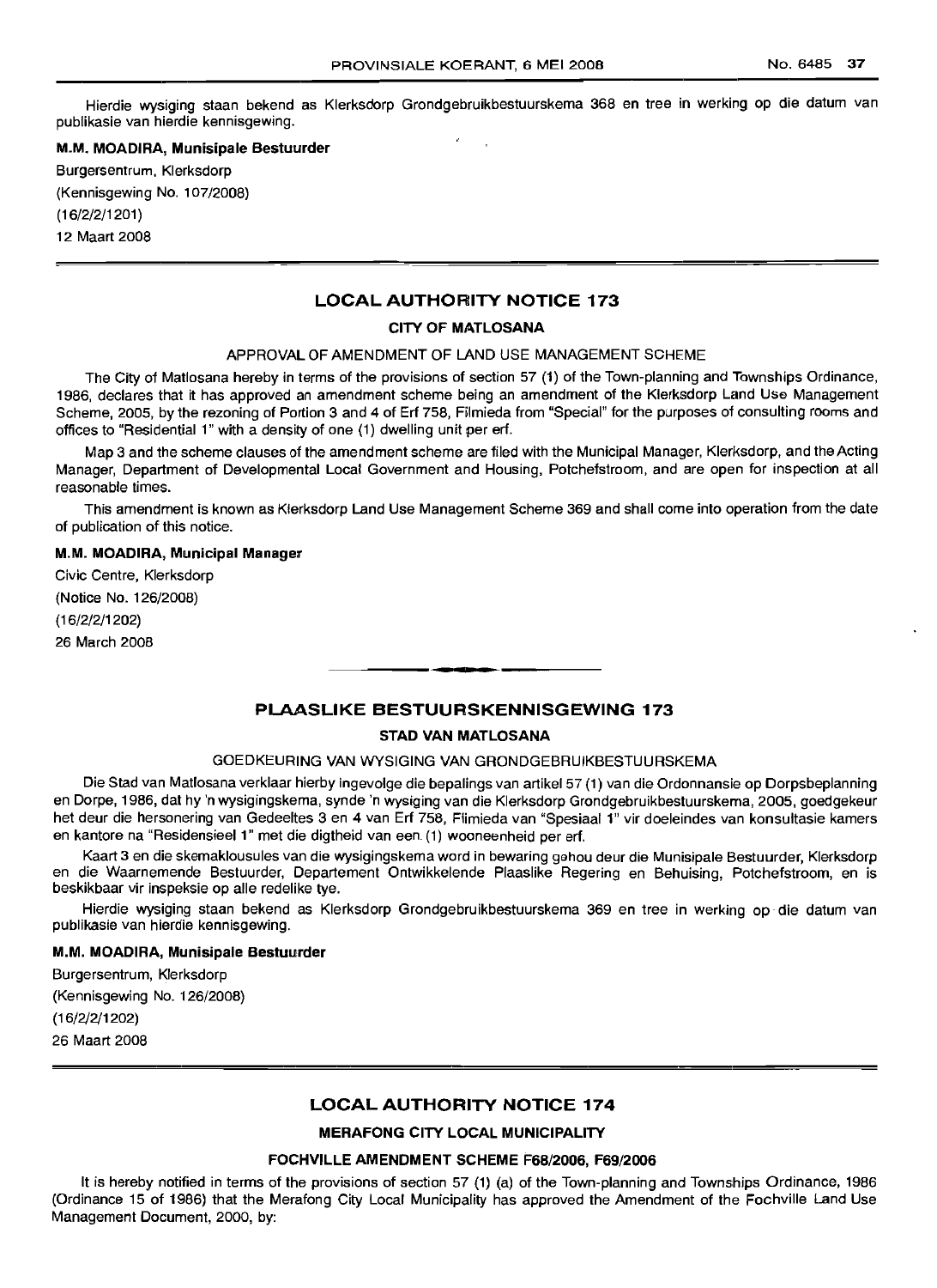Hierdie wysiging staan bekend as Klerksdorp Grondgebruikbestuurskema 368 en tree in werking op die datum van publikasie van hierdie kennisgewing.

**M.M. MOADIRA, Munisipale Bestuurder**

Burgersentrum, Klerksdorp
(Kennisgewing No. 107/2008)
(16/2/2/1201)
12 Maart 2008

## LOCAL AUTHORITY NOTICE 173

### CITY OF MATLOSANA

APPROVAL OF AMENDMENT OF LAND USE MANAGEMENT SCHEME

The City of Matlosana hereby in terms of the provisions of section 57 (1) of the Town-planning and Townships Ordinance, 1986, declares that it has approved an amendment scheme being an amendment of the Klerksdorp Land Use Management Scheme, 2005, by the rezoning of Portion 3 and 4 of Erf 758, Flimieda from "Special" for the purposes of consulting rooms and offices to "Residential 1" with a density of one (1) dwelling unit per erf.

Map 3 and the scheme clauses of the amendment scheme are filed with the Municipal Manager, Klerksdorp, and the Acting Manager, Department of Developmental Local Government and Housing, Potchefstroom, and are open for inspection at all reasonable times.

This amendment is known as Klerksdorp Land Use Management Scheme 369 and shall come into operation from the date of publication of this notice.

**M.M. MOADIRA, Municipal Manager**

Civic Centre, Klerksdorp
(Notice No. 126/2008)
(16/2/2/1202)
26 March 2008

## PLAASLIKE BESTUURSKENNISGEWING 173

### STAD VAN MATLOSANA

GOEDKEURING VAN WYSIGING VAN GRONDGEBRUIKBESTUURSKEMA

Die Stad van Matlosana verklaar hierby ingevolge die bepalings van artikel 57 (1) van die Ordonnansie op Dorpsbeplanning en Dorpe, 1986, dat hy 'n wysigingskema, synde 'n wysiging van die Klerksdorp Grondgebruikbestuurskema, 2005, goedgekeur het deur die hersonering van Gedeeltes 3 en 4 van Erf 758, Flimieda van "Spesiaal 1" vir doeleindes van konsultasie kamers en kantore na "Residensieel 1" met die digtheid van een (1) wooneenheid per erf.

Kaart 3 en die skemaklousules van die wysigingskema word in bewaring gehou deur die Munisipale Bestuurder, Klerksdorp en die Waarnemende Bestuurder, Departement Ontwikkelende Plaaslike Regering en Behuising, Potchefstroom, en is beskikbaar vir inspeksie op alle redelike tye.

Hierdie wysiging staan bekend as Klerksdorp Grondgebruikbestuurskema 369 en tree in werking op die datum van publikasie van hierdie kennisgewing.

**M.M. MOADIRA, Munisipale Bestuurder**

Burgersentrum, Klerksdorp
(Kennisgewing No. 126/2008)
(16/2/2/1202)
26 Maart 2008

## LOCAL AUTHORITY NOTICE 174

### MERAFONG CITY LOCAL MUNICIPALITY

### FOCHVILLE AMENDMENT SCHEME F68/2006, F69/2006

It is hereby notified in terms of the provisions of section 57 (1) (a) of the Town-planning and Townships Ordinance, 1986 (Ordinance 15 of 1986) that the Merafong City Local Municipality has approved the Amendment of the Fochville Land Use Management Document, 2000, by: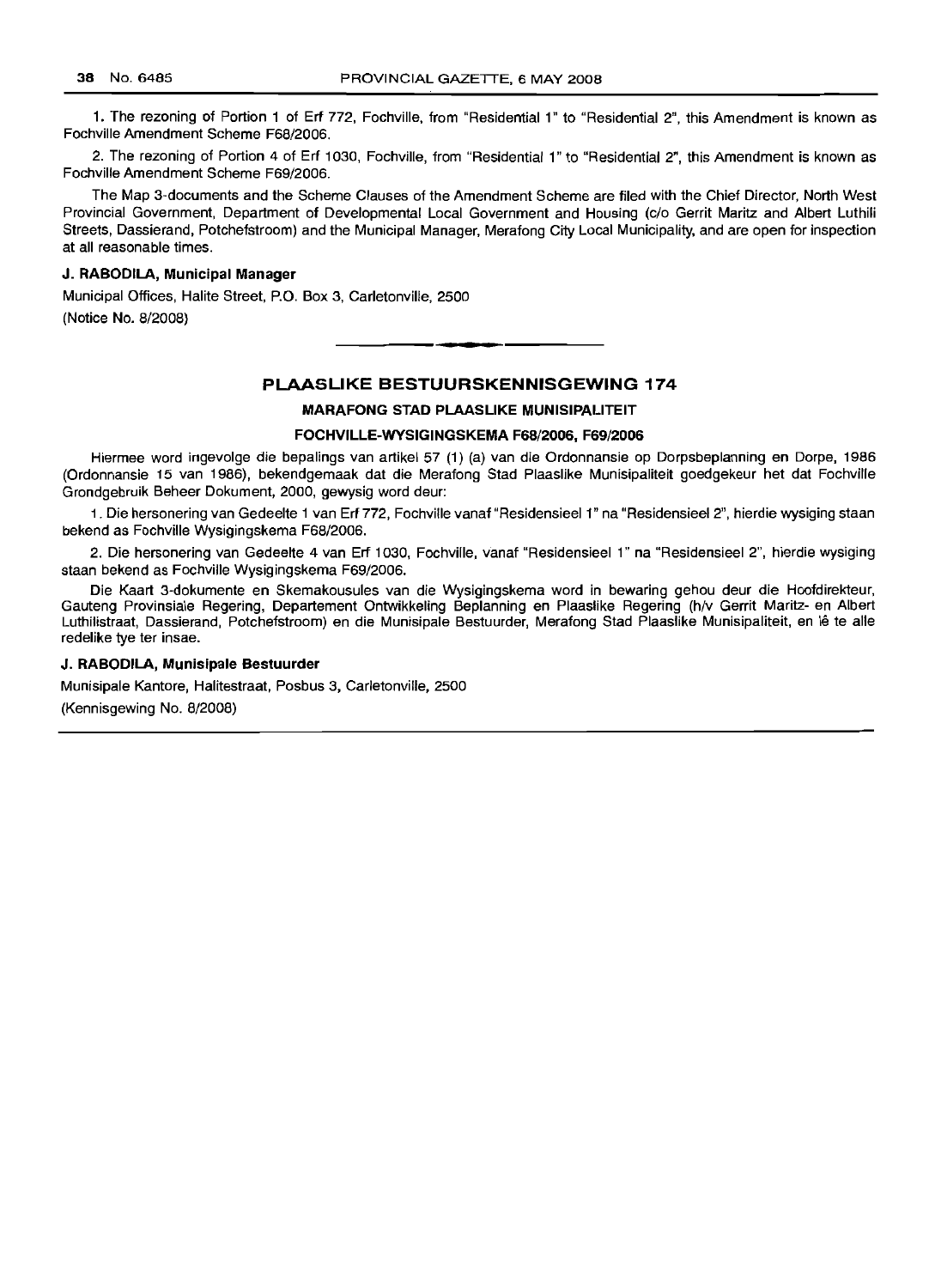1. The rezoning of Portion 1 of Erf 772, Fochville, from "Residential 1" to "Residential 2", this Amendment is known as Fochville Amendment Scheme F68/2006.

2. The rezoning of Portion 4 of Erf 1030, Fochville, from "Residential 1" to "Residential 2", this Amendment is known as Fochville Amendment Scheme F69/2006.

The Map 3-documents and the Scheme Clauses of the Amendment Scheme are filed with the Chief Director, North West Provincial Government, Department of Developmental Local Government and Housing (c/o Gerrit Maritz and Albert Luthili Streets, Dassierand, Potchefstroom) and the Municipal Manager, Merafong City Local Municipality, and are open for inspection at all reasonable times.

**J. RABODILA, Municipal Manager**

Municipal Offices, Halite Street, P.O. Box 3, Carletonville, 2500

(Notice No. 8/2008)

## PLAASLIKE BESTUURSKENNISGEWING 174

### MARAFONG STAD PLAASLIKE MUNISIPALITEIT

### FOCHVILLE-WYSIGINGSKEMA F68/2006, F69/2006

Hiermee word ingevolge die bepalings van artikel 57 (1) (a) van die Ordonnansie op Dorpsbeplanning en Dorpe, 1986 (Ordonnansie 15 van 1986), bekendgemaak dat die Merafong Stad Plaaslike Munisipaliteit goedgekeur het dat Fochville Grondgebruik Beheer Dokument, 2000, gewysig word deur:

1. Die hersonering van Gedeelte 1 van Erf 772, Fochville vanaf "Residensieel 1" na "Residensieel 2", hierdie wysiging staan bekend as Fochville Wysigingskema F68/2006.

2. Die hersonering van Gedeelte 4 van Erf 1030, Fochville, vanaf "Residensieel 1" na "Residensieel 2", hierdie wysiging staan bekend as Fochville Wysigingskema F69/2006.

Die Kaart 3-dokumente en Skemakousules van die Wysigingskema word in bewaring gehou deur die Hoofdirekteur, Gauteng Provinsiale Regering, Departement Ontwikkeling Beplanning en Plaaslike Regering (h/v Gerrit Maritz- en Albert Luthilistraat, Dassierand, Potchefstroom) en die Munisipale Bestuurder, Merafong Stad Plaaslike Munisipaliteit, en lê te alle redelike tye ter insae.

**J. RABODILA, Munisipale Bestuurder**

Munisipale Kantore, Halitestraat, Posbus 3, Carletonville, 2500

(Kennisgewing No. 8/2008)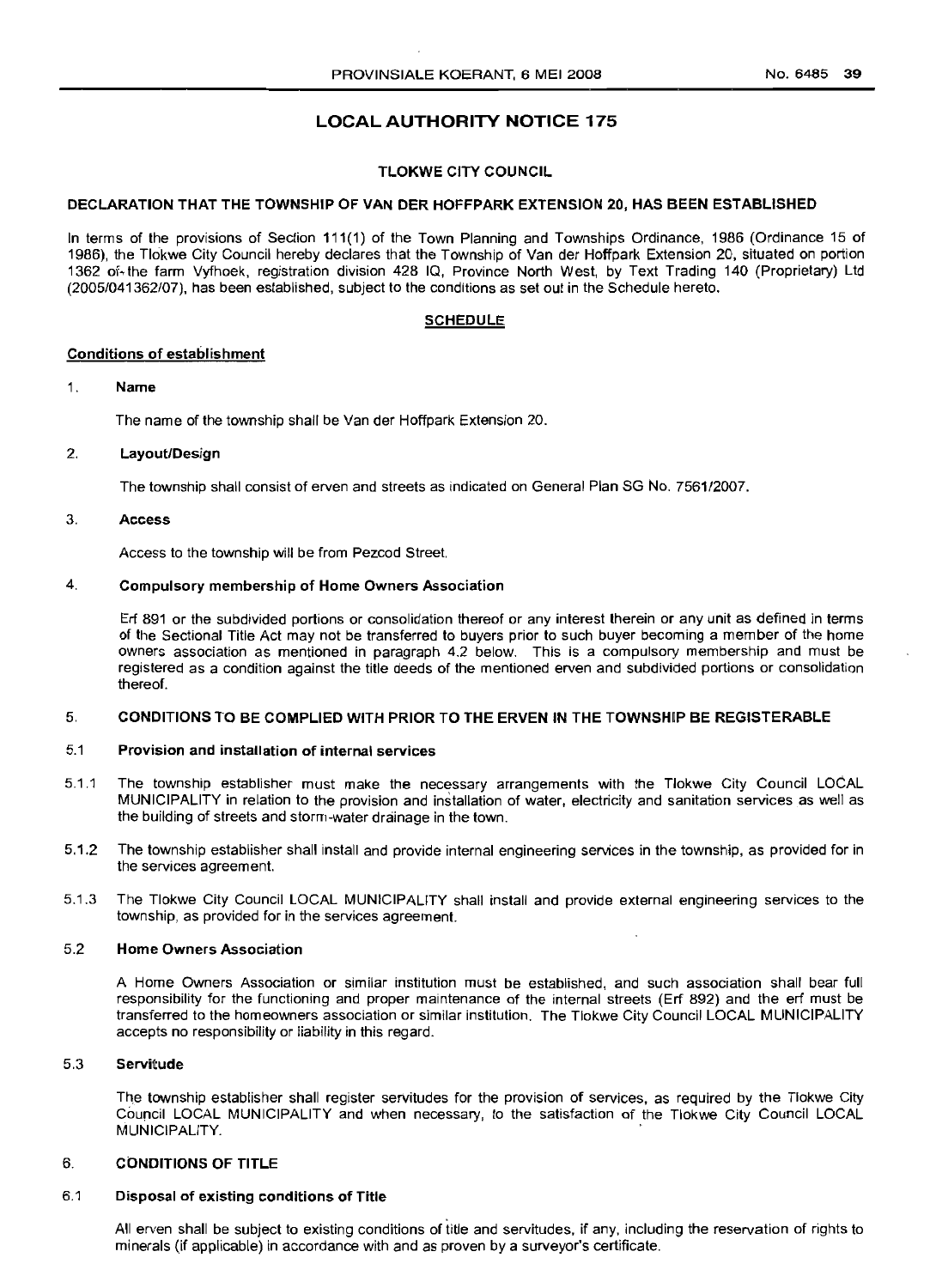# LOCAL AUTHORITY NOTICE 175

## TLOKWE CITY COUNCIL

### DECLARATION THAT THE TOWNSHIP OF VAN DER HOFFPARK EXTENSION 20, HAS BEEN ESTABLISHED

In terms of the provisions of Section 111(1) of the Town Planning and Townships Ordinance, 1986 (Ordinance 15 of 1986), the Tlokwe City Council hereby declares that the Township of Van der Hoffpark Extension 20, situated on portion 1362 of the farm Vyfhoek, registration division 428 IQ, Province North West, by Text Trading 140 (Proprietary) Ltd (2005/041362/07), has been established, subject to the conditions as set out in the Schedule hereto.

**SCHEDULE**

**Conditions of establishment**

1. **Name**

   The name of the township shall be Van der Hoffpark Extension 20.

2. **Layout/Design**

   The township shall consist of erven and streets as indicated on General Plan SG No. 7561/2007.

3. **Access**

   Access to the township will be from Pezcod Street.

4. **Compulsory membership of Home Owners Association**

   Erf 891 or the subdivided portions or consolidation thereof or any interest therein or any unit as defined in terms of the Sectional Title Act may not be transferred to buyers prior to such buyer becoming a member of the home owners association as mentioned in paragraph 4.2 below. This is a compulsory membership and must be registered as a condition against the title deeds of the mentioned erven and subdivided portions or consolidation thereof.

5. **CONDITIONS TO BE COMPLIED WITH PRIOR TO THE ERVEN IN THE TOWNSHIP BE REGISTERABLE**

5.1 **Provision and installation of internal services**

5.1.1 The township establisher must make the necessary arrangements with the Tlokwe City Council LOCAL MUNICIPALITY in relation to the provision and installation of water, electricity and sanitation services as well as the building of streets and storm-water drainage in the town.

5.1.2 The township establisher shall install and provide internal engineering services in the township, as provided for in the services agreement.

5.1.3 The Tlokwe City Council LOCAL MUNICIPALITY shall install and provide external engineering services to the township, as provided for in the services agreement.

5.2 **Home Owners Association**

A Home Owners Association or similar institution must be established, and such association shall bear full responsibility for the functioning and proper maintenance of the internal streets (Erf 892) and the erf must be transferred to the homeowners association or similar institution. The Tlokwe City Council LOCAL MUNICIPALITY accepts no responsibility or liability in this regard.

5.3 **Servitude**

The township establisher shall register servitudes for the provision of services, as required by the Tlokwe City Council LOCAL MUNICIPALITY and when necessary, to the satisfaction of the Tlokwe City Council LOCAL MUNICIPALITY.

6. **CONDITIONS OF TITLE**

6.1 **Disposal of existing conditions of Title**

All erven shall be subject to existing conditions of title and servitudes, if any, including the reservation of rights to minerals (if applicable) in accordance with and as proven by a surveyor's certificate.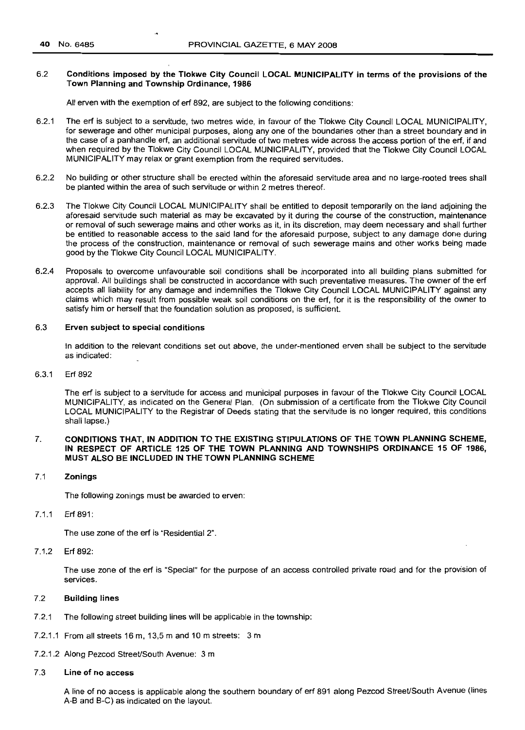### 6.2 Conditions imposed by the Tlokwe City Council LOCAL MUNICIPALITY in terms of the provisions of the Town Planning and Township Ordinance, 1986

All erven with the exemption of erf 892, are subject to the following conditions:

6.2.1 The erf is subject to a servitude, two metres wide, in favour of the Tlokwe City Council LOCAL MUNICIPALITY, for sewerage and other municipal purposes, along any one of the boundaries other than a street boundary and in the case of a panhandle erf, an additional servitude of two metres wide across the access portion of the erf, if and when required by the Tlokwe City Council LOCAL MUNICIPALITY, provided that the Tlokwe City Council LOCAL MUNICIPALITY may relax or grant exemption from the required servitudes.

6.2.2 No building or other structure shall be erected within the aforesaid servitude area and no large-rooted trees shall be planted within the area of such servitude or within 2 metres thereof.

6.2.3 The Tlokwe City Council LOCAL MUNICIPALITY shall be entitled to deposit temporarily on the land adjoining the aforesaid servitude such material as may be excavated by it during the course of the construction, maintenance or removal of such sewerage mains and other works as it, in its discretion, may deem necessary and shall further be entitled to reasonable access to the said land for the aforesaid purpose, subject to any damage done during the process of the construction, maintenance or removal of such sewerage mains and other works being made good by the Tlokwe City Council LOCAL MUNICIPALITY.

6.2.4 Proposals to overcome unfavourable soil conditions shall be incorporated into all building plans submitted for approval. All buildings shall be constructed in accordance with such preventative measures. The owner of the erf accepts all liability for any damage and indemnifies the Tlokwe City Council LOCAL MUNICIPALITY against any claims which may result from possible weak soil conditions on the erf, for it is the responsibility of the owner to satisfy him or herself that the foundation solution as proposed, is sufficient.

### 6.3 Erven subject to special conditions

In addition to the relevant conditions set out above, the under-mentioned erven shall be subject to the servitude as indicated:

6.3.1 Erf 892

The erf is subject to a servitude for access and municipal purposes in favour of the Tlokwe City Council LOCAL MUNICIPALITY, as indicated on the General Plan. (On submission of a certificate from the Tlokwe City Council LOCAL MUNICIPALITY to the Registrar of Deeds stating that the servitude is no longer required, this conditions shall lapse.)

## 7. CONDITIONS THAT, IN ADDITION TO THE EXISTING STIPULATIONS OF THE TOWN PLANNING SCHEME, IN RESPECT OF ARTICLE 125 OF THE TOWN PLANNING AND TOWNSHIPS ORDINANCE 15 OF 1986, MUST ALSO BE INCLUDED IN THE TOWN PLANNING SCHEME

### 7.1 Zonings

The following zonings must be awarded to erven:

7.1.1 Erf 891:

The use zone of the erf is "Residential 2".

7.1.2 Erf 892:

The use zone of the erf is "Special" for the purpose of an access controlled private road and for the provision of services.

### 7.2 Building lines

7.2.1 The following street building lines will be applicable in the township:

7.2.1.1 From all streets 16 m, 13,5 m and 10 m streets: 3 m

7.2.1.2 Along Pezcod Street/South Avenue: 3 m

### 7.3 Line of no access

A line of no access is applicable along the southern boundary of erf 891 along Pezcod Street/South Avenue (lines A-B and B-C) as indicated on the layout.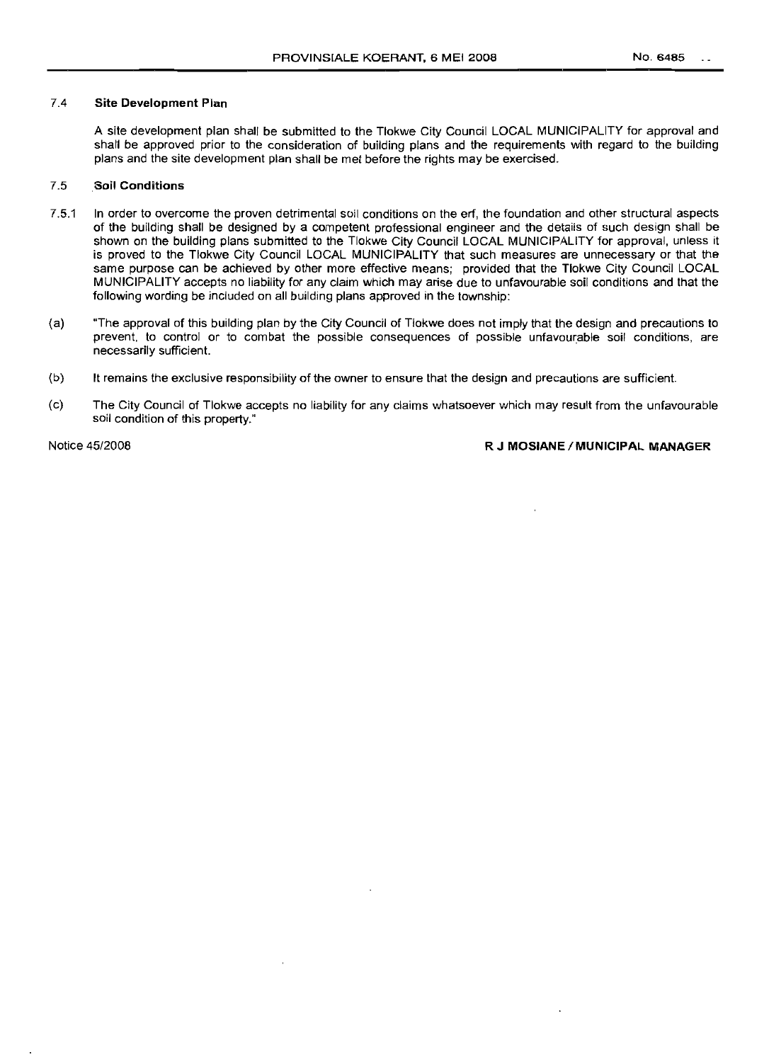### 7.4 Site Development Plan

A site development plan shall be submitted to the Tlokwe City Council LOCAL MUNICIPALITY for approval and shall be approved prior to the consideration of building plans and the requirements with regard to the building plans and the site development plan shall be met before the rights may be exercised.

### 7.5 Soil Conditions

7.5.1 In order to overcome the proven detrimental soil conditions on the erf, the foundation and other structural aspects of the building shall be designed by a competent professional engineer and the details of such design shall be shown on the building plans submitted to the Tlokwe City Council LOCAL MUNICIPALITY for approval, unless it is proved to the Tlokwe City Council LOCAL MUNICIPALITY that such measures are unnecessary or that the same purpose can be achieved by other more effective means; provided that the Tlokwe City Council LOCAL MUNICIPALITY accepts no liability for any claim which may arise due to unfavourable soil conditions and that the following wording be included on all building plans approved in the township:

(a) "The approval of this building plan by the City Council of Tlokwe does not imply that the design and precautions to prevent, to control or to combat the possible consequences of possible unfavourable soil conditions, are necessarily sufficient.

(b) It remains the exclusive responsibility of the owner to ensure that the design and precautions are sufficient.

(c) The City Council of Tlokwe accepts no liability for any claims whatsoever which may result from the unfavourable soil condition of this property."

Notice 45/2008

**R J MOSIANE / MUNICIPAL MANAGER**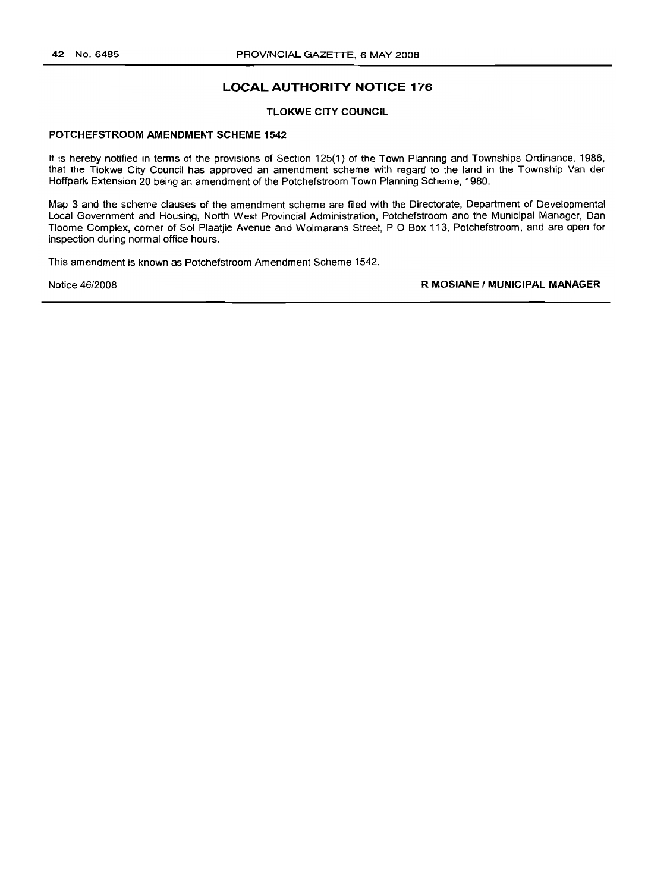## LOCAL AUTHORITY NOTICE 176

### TLOKWE CITY COUNCIL

**POTCHEFSTROOM AMENDMENT SCHEME 1542**

It is hereby notified in terms of the provisions of Section 125(1) of the Town Planning and Townships Ordinance, 1986, that the Tlokwe City Council has approved an amendment scheme with regard to the land in the Township Van der Hoffpark Extension 20 being an amendment of the Potchefstroom Town Planning Scheme, 1980.

Map 3 and the scheme clauses of the amendment scheme are filed with the Directorate, Department of Developmental Local Government and Housing, North West Provincial Administration, Potchefstroom and the Municipal Manager, Dan Tloome Complex, corner of Sol Plaatjie Avenue and Wolmarans Street, P O Box 113, Potchefstroom, and are open for inspection during normal office hours.

This amendment is known as Potchefstroom Amendment Scheme 1542.

Notice 46/2008

**R MOSIANE / MUNICIPAL MANAGER**